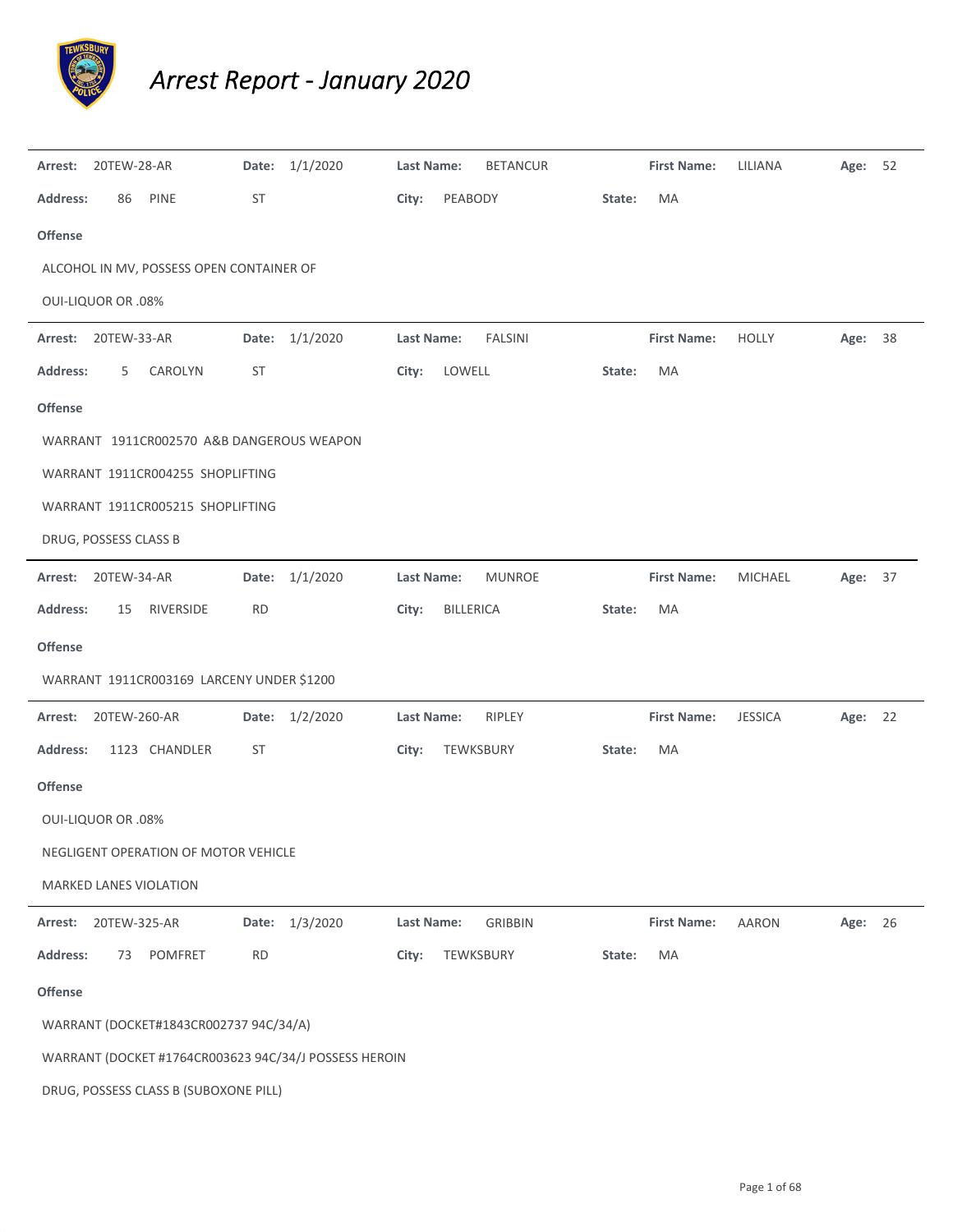# *Arrest Report - January 2020*

---

**Arrest:** 20TEW-28-AR **Date:** 1/1/2020 **Last Name:** BETANCUR **First Name:** LILIANA **Age:** 52

**Address:** 86 PINE ST **City:** PEABODY **State:** MA

**Offense**

ALCOHOL IN MV, POSSESS OPEN CONTAINER OF

OUI-LIQUOR OR .08%

---

**Arrest:** 20TEW-33-AR **Date:** 1/1/2020 **Last Name:** FALSINI **First Name:** HOLLY **Age:** 38

**Address:** 5 CAROLYN ST **City:** LOWELL **State:** MA

**Offense**

WARRANT 1911CR002570 A&B DANGEROUS WEAPON

WARRANT 1911CR004255 SHOPLIFTING

WARRANT 1911CR005215 SHOPLIFTING

DRUG, POSSESS CLASS B

---

**Arrest:** 20TEW-34-AR **Date:** 1/1/2020 **Last Name:** MUNROE **First Name:** MICHAEL **Age:** 37

**Address:** 15 RIVERSIDE RD **City:** BILLERICA **State:** MA

**Offense**

WARRANT 1911CR003169 LARCENY UNDER $1200

---

**Arrest:** 20TEW-260-AR **Date:** 1/2/2020 **Last Name:** RIPLEY **First Name:** JESSICA **Age:** 22

**Address:** 1123 CHANDLER ST **City:** TEWKSBURY **State:** MA

**Offense**

OUI-LIQUOR OR .08%

NEGLIGENT OPERATION OF MOTOR VEHICLE

MARKED LANES VIOLATION

---

**Arrest:** 20TEW-325-AR **Date:** 1/3/2020 **Last Name:** GRIBBIN **First Name:** AARON **Age:** 26

**Address:** 73 POMFRET RD **City:** TEWKSBURY **State:** MA

**Offense**

WARRANT (DOCKET#1843CR002737 94C/34/A)

WARRANT (DOCKET #1764CR003623 94C/34/J POSSESS HEROIN

DRUG, POSSESS CLASS B (SUBOXONE PILL)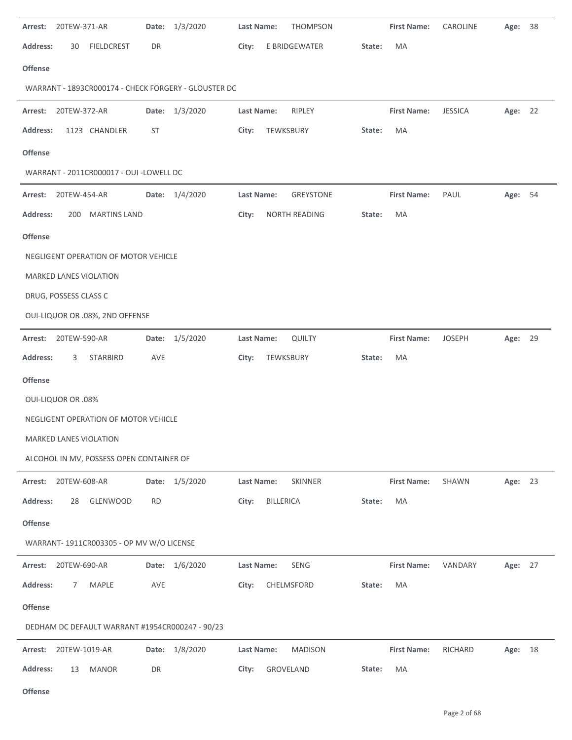**Arrest:** 20TEW-371-AR **Date:** 1/3/2020 **Last Name:** THOMPSON **First Name:** CAROLINE **Age:** 38

**Address:** 30 FIELDCREST DR **City:** E BRIDGEWATER **State:** MA

**Offense**

WARRANT - 1893CR000174 - CHECK FORGERY - GLOUSTER DC

---

**Arrest:** 20TEW-372-AR **Date:** 1/3/2020 **Last Name:** RIPLEY **First Name:** JESSICA **Age:** 22

**Address:** 1123 CHANDLER ST **City:** TEWKSBURY **State:** MA

**Offense**

WARRANT - 2011CR000017 - OUI -LOWELL DC

---

**Arrest:** 20TEW-454-AR **Date:** 1/4/2020 **Last Name:** GREYSTONE **First Name:** PAUL **Age:** 54

**Address:** 200 MARTINS LAND **City:** NORTH READING **State:** MA

**Offense**

NEGLIGENT OPERATION OF MOTOR VEHICLE

MARKED LANES VIOLATION

DRUG, POSSESS CLASS C

OUI-LIQUOR OR .08%, 2ND OFFENSE

---

**Arrest:** 20TEW-590-AR **Date:** 1/5/2020 **Last Name:** QUILTY **First Name:** JOSEPH **Age:** 29

**Address:** 3 STARBIRD AVE **City:** TEWKSBURY **State:** MA

**Offense**

OUI-LIQUOR OR .08%

NEGLIGENT OPERATION OF MOTOR VEHICLE

MARKED LANES VIOLATION

ALCOHOL IN MV, POSSESS OPEN CONTAINER OF

---

**Arrest:** 20TEW-608-AR **Date:** 1/5/2020 **Last Name:** SKINNER **First Name:** SHAWN **Age:** 23

**Address:** 28 GLENWOOD RD **City:** BILLERICA **State:** MA

**Offense**

WARRANT- 1911CR003305 - OP MV W/O LICENSE

---

**Arrest:** 20TEW-690-AR **Date:** 1/6/2020 **Last Name:** SENG **First Name:** VANDARY **Age:** 27

**Address:** 7 MAPLE AVE **City:** CHELMSFORD **State:** MA

**Offense**

DEDHAM DC DEFAULT WARRANT #1954CR000247 - 90/23

---

**Arrest:** 20TEW-1019-AR **Date:** 1/8/2020 **Last Name:** MADISON **First Name:** RICHARD **Age:** 18

**Address:** 13 MANOR DR **City:** GROVELAND **State:** MA

**Offense**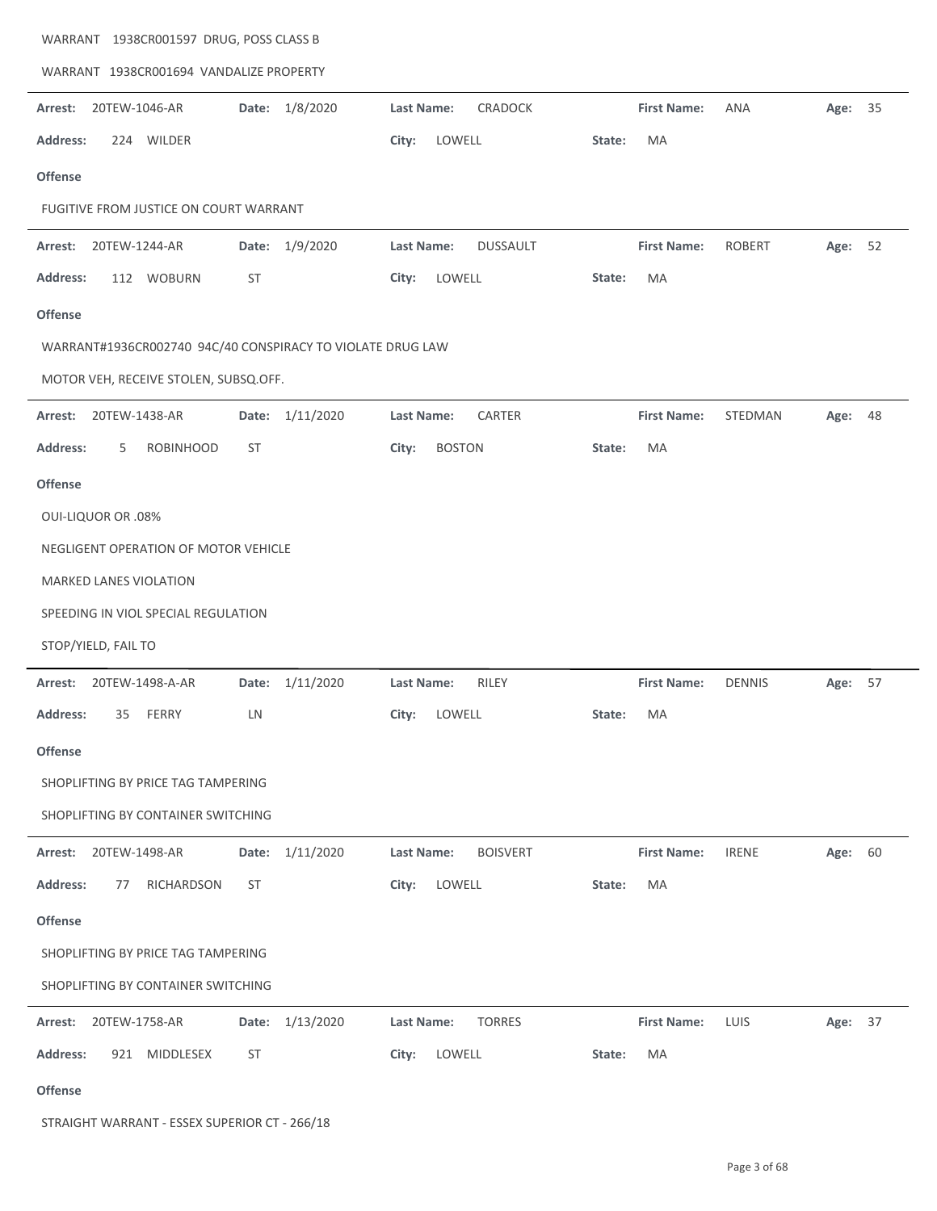WARRANT 1938CR001597 DRUG, POSS CLASS B

WARRANT 1938CR001694 VANDALIZE PROPERTY

---

**Arrest:** 20TEW-1046-AR **Date:** 1/8/2020 **Last Name:** CRADOCK **First Name:** ANA **Age:** 35

**Address:** 224 WILDER **City:** LOWELL **State:** MA

**Offense**

FUGITIVE FROM JUSTICE ON COURT WARRANT

---

**Arrest:** 20TEW-1244-AR **Date:** 1/9/2020 **Last Name:** DUSSAULT **First Name:** ROBERT **Age:** 52

**Address:** 112 WOBURN ST **City:** LOWELL **State:** MA

**Offense**

WARRANT#1936CR002740 94C/40 CONSPIRACY TO VIOLATE DRUG LAW

MOTOR VEH, RECEIVE STOLEN, SUBSQ.OFF.

---

**Arrest:** 20TEW-1438-AR **Date:** 1/11/2020 **Last Name:** CARTER **First Name:** STEDMAN **Age:** 48

**Address:** 5 ROBINHOOD ST **City:** BOSTON **State:** MA

**Offense**

OUI-LIQUOR OR .08%

NEGLIGENT OPERATION OF MOTOR VEHICLE

MARKED LANES VIOLATION

SPEEDING IN VIOL SPECIAL REGULATION

STOP/YIELD, FAIL TO

---

**Arrest:** 20TEW-1498-A-AR **Date:** 1/11/2020 **Last Name:** RILEY **First Name:** DENNIS **Age:** 57

**Address:** 35 FERRY LN **City:** LOWELL **State:** MA

**Offense**

SHOPLIFTING BY PRICE TAG TAMPERING

SHOPLIFTING BY CONTAINER SWITCHING

---

**Arrest:** 20TEW-1498-AR **Date:** 1/11/2020 **Last Name:** BOISVERT **First Name:** IRENE **Age:** 60

**Address:** 77 RICHARDSON ST **City:** LOWELL **State:** MA

**Offense**

SHOPLIFTING BY PRICE TAG TAMPERING

SHOPLIFTING BY CONTAINER SWITCHING

---

**Arrest:** 20TEW-1758-AR **Date:** 1/13/2020 **Last Name:** TORRES **First Name:** LUIS **Age:** 37

**Address:** 921 MIDDLESEX ST **City:** LOWELL **State:** MA

**Offense**

STRAIGHT WARRANT - ESSEX SUPERIOR CT - 266/18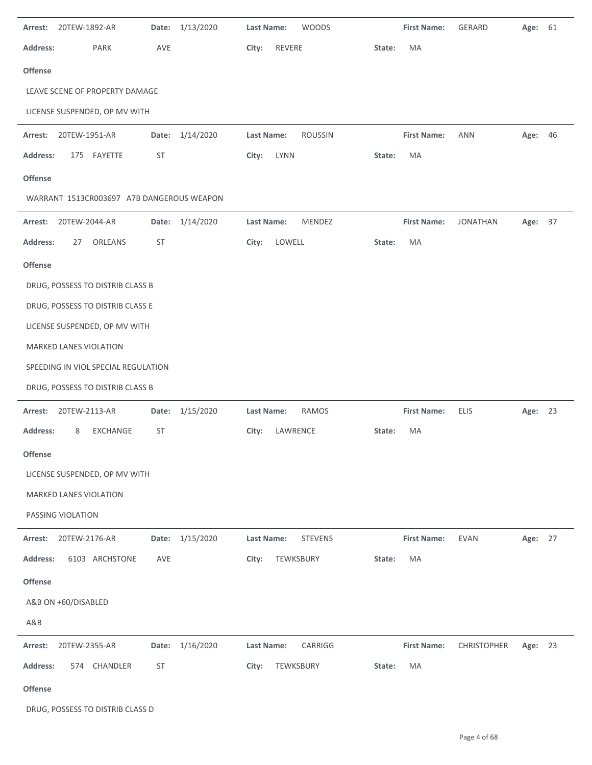**Arrest:** 20TEW-1892-AR **Date:** 1/13/2020 **Last Name:** WOODS **First Name:** GERARD **Age:** 61

**Address:** PARK AVE **City:** REVERE **State:** MA

**Offense**

LEAVE SCENE OF PROPERTY DAMAGE

LICENSE SUSPENDED, OP MV WITH

---

**Arrest:** 20TEW-1951-AR **Date:** 1/14/2020 **Last Name:** ROUSSIN **First Name:** ANN **Age:** 46

**Address:** 175 FAYETTE ST **City:** LYNN **State:** MA

**Offense**

WARRANT 1513CR003697 A7B DANGEROUS WEAPON

---

**Arrest:** 20TEW-2044-AR **Date:** 1/14/2020 **Last Name:** MENDEZ **First Name:** JONATHAN **Age:** 37

**Address:** 27 ORLEANS ST **City:** LOWELL **State:** MA

**Offense**

DRUG, POSSESS TO DISTRIB CLASS B

DRUG, POSSESS TO DISTRIB CLASS E

LICENSE SUSPENDED, OP MV WITH

MARKED LANES VIOLATION

SPEEDING IN VIOL SPECIAL REGULATION

DRUG, POSSESS TO DISTRIB CLASS B

---

**Arrest:** 20TEW-2113-AR **Date:** 1/15/2020 **Last Name:** RAMOS **First Name:** ELIS **Age:** 23

**Address:** 8 EXCHANGE ST **City:** LAWRENCE **State:** MA

**Offense**

LICENSE SUSPENDED, OP MV WITH

MARKED LANES VIOLATION

PASSING VIOLATION

---

**Arrest:** 20TEW-2176-AR **Date:** 1/15/2020 **Last Name:** STEVENS **First Name:** EVAN **Age:** 27

**Address:** 6103 ARCHSTONE AVE **City:** TEWKSBURY **State:** MA

**Offense**

A&B ON +60/DISABLED

A&B

---

**Arrest:** 20TEW-2355-AR **Date:** 1/16/2020 **Last Name:** CARRIGG **First Name:** CHRISTOPHER **Age:** 23

**Address:** 574 CHANDLER ST **City:** TEWKSBURY **State:** MA

**Offense**

DRUG, POSSESS TO DISTRIB CLASS D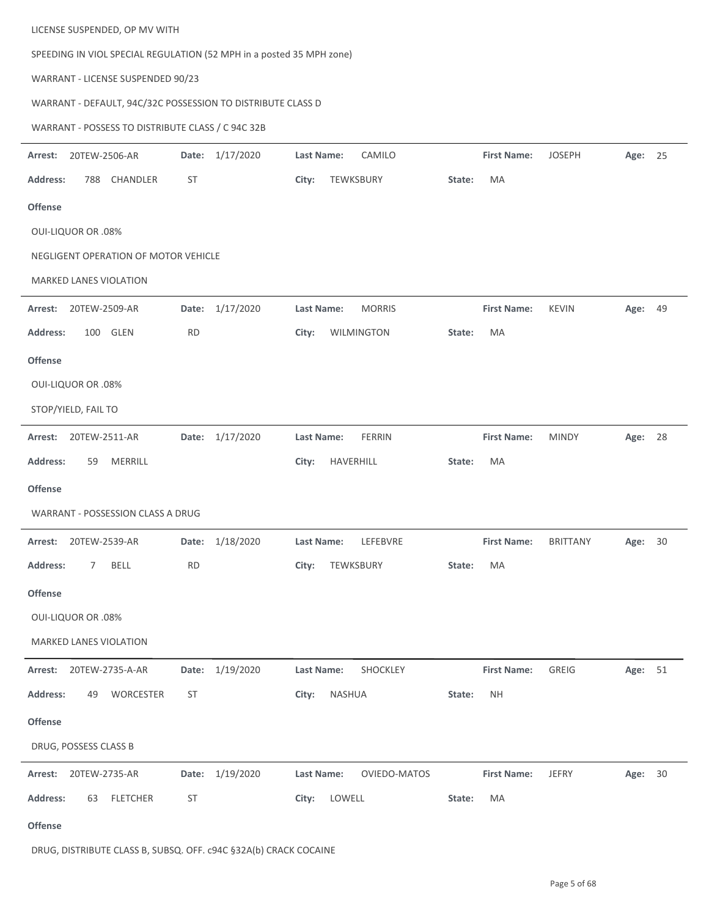LICENSE SUSPENDED, OP MV WITH

SPEEDING IN VIOL SPECIAL REGULATION (52 MPH in a posted 35 MPH zone)

WARRANT - LICENSE SUSPENDED 90/23

WARRANT - DEFAULT, 94C/32C POSSESSION TO DISTRIBUTE CLASS D

WARRANT - POSSESS TO DISTRIBUTE CLASS / C 94C 32B

---

**Arrest:** 20TEW-2506-AR **Date:** 1/17/2020 **Last Name:** CAMILO **First Name:** JOSEPH **Age:** 25

**Address:** 788 CHANDLER ST **City:** TEWKSBURY **State:** MA

**Offense**

OUI-LIQUOR OR .08%

NEGLIGENT OPERATION OF MOTOR VEHICLE

MARKED LANES VIOLATION

---

**Arrest:** 20TEW-2509-AR **Date:** 1/17/2020 **Last Name:** MORRIS **First Name:** KEVIN **Age:** 49

**Address:** 100 GLEN RD **City:** WILMINGTON **State:** MA

**Offense**

OUI-LIQUOR OR .08%

STOP/YIELD, FAIL TO

---

**Arrest:** 20TEW-2511-AR **Date:** 1/17/2020 **Last Name:** FERRIN **First Name:** MINDY **Age:** 28

**Address:** 59 MERRILL **City:** HAVERHILL **State:** MA

**Offense**

WARRANT - POSSESSION CLASS A DRUG

---

**Arrest:** 20TEW-2539-AR **Date:** 1/18/2020 **Last Name:** LEFEBVRE **First Name:** BRITTANY **Age:** 30

**Address:** 7 BELL RD **City:** TEWKSBURY **State:** MA

**Offense**

OUI-LIQUOR OR .08%

MARKED LANES VIOLATION

---

**Arrest:** 20TEW-2735-A-AR **Date:** 1/19/2020 **Last Name:** SHOCKLEY **First Name:** GREIG **Age:** 51

**Address:** 49 WORCESTER ST **City:** NASHUA **State:** NH

**Offense**

DRUG, POSSESS CLASS B

---

**Arrest:** 20TEW-2735-AR **Date:** 1/19/2020 **Last Name:** OVIEDO-MATOS **First Name:** JEFRY **Age:** 30

**Address:** 63 FLETCHER ST **City:** LOWELL **State:** MA

**Offense**

DRUG, DISTRIBUTE CLASS B, SUBSQ. OFF. c94C §32A(b) CRACK COCAINE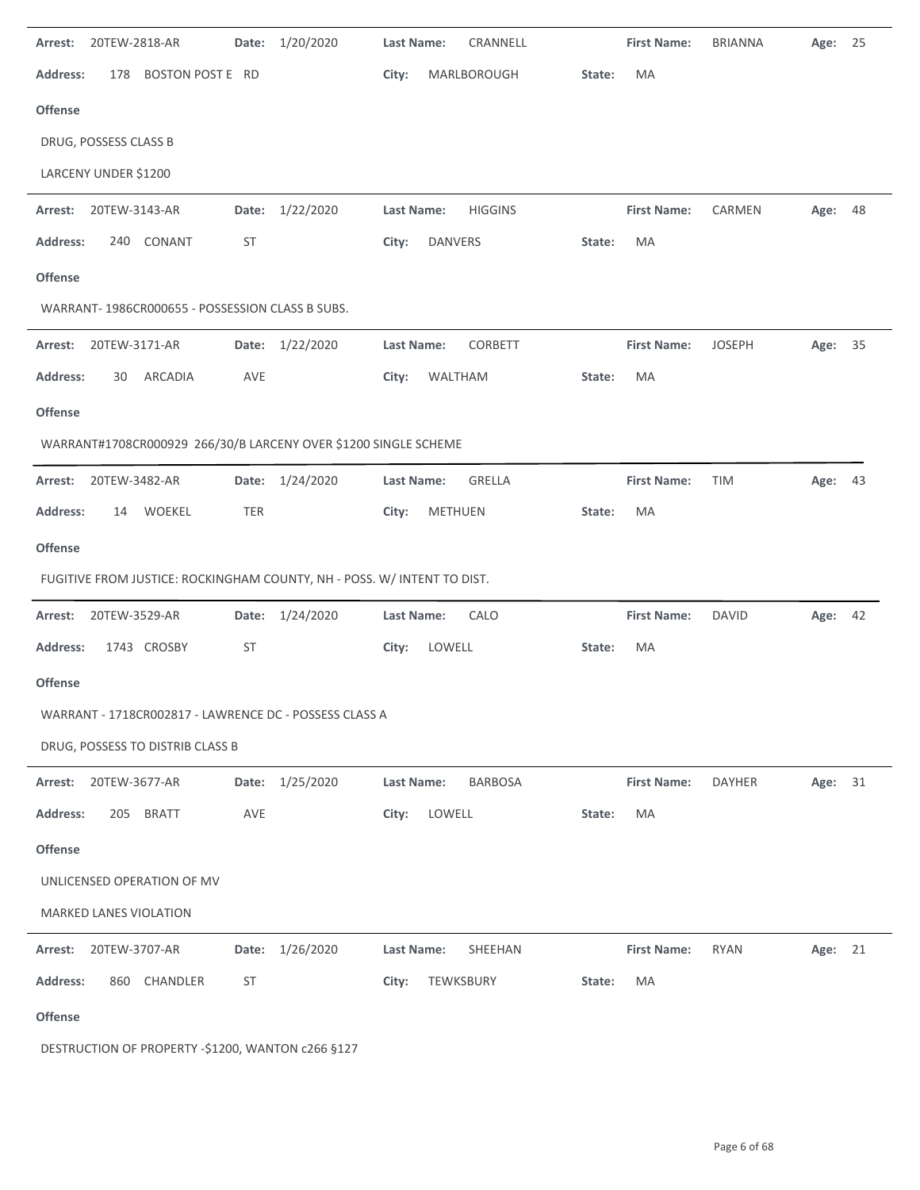**Arrest:** 20TEW-2818-AR **Date:** 1/20/2020 **Last Name:** CRANNELL **First Name:** BRIANNA **Age:** 25

**Address:** 178 BOSTON POST E RD **City:** MARLBOROUGH **State:** MA

**Offense**

DRUG, POSSESS CLASS B

LARCENY UNDER $1200

---

**Arrest:** 20TEW-3143-AR **Date:** 1/22/2020 **Last Name:** HIGGINS **First Name:** CARMEN **Age:** 48

**Address:** 240 CONANT ST **City:** DANVERS **State:** MA

**Offense**

WARRANT- 1986CR000655 - POSSESSION CLASS B SUBS.

---

**Arrest:** 20TEW-3171-AR **Date:** 1/22/2020 **Last Name:** CORBETT **First Name:** JOSEPH **Age:** 35

**Address:** 30 ARCADIA AVE **City:** WALTHAM **State:** MA

**Offense**

WARRANT#1708CR000929 266/30/B LARCENY OVER $1200 SINGLE SCHEME

---

**Arrest:** 20TEW-3482-AR **Date:** 1/24/2020 **Last Name:** GRELLA **First Name:** TIM **Age:** 43

**Address:** 14 WOEKEL TER **City:** METHUEN **State:** MA

**Offense**

FUGITIVE FROM JUSTICE: ROCKINGHAM COUNTY, NH - POSS. W/ INTENT TO DIST.

---

**Arrest:** 20TEW-3529-AR **Date:** 1/24/2020 **Last Name:** CALO **First Name:** DAVID **Age:** 42

**Address:** 1743 CROSBY ST **City:** LOWELL **State:** MA

**Offense**

WARRANT - 1718CR002817 - LAWRENCE DC - POSSESS CLASS A

DRUG, POSSESS TO DISTRIB CLASS B

---

**Arrest:** 20TEW-3677-AR **Date:** 1/25/2020 **Last Name:** BARBOSA **First Name:** DAYHER **Age:** 31

**Address:** 205 BRATT AVE **City:** LOWELL **State:** MA

**Offense**

UNLICENSED OPERATION OF MV

MARKED LANES VIOLATION

---

**Arrest:** 20TEW-3707-AR **Date:** 1/26/2020 **Last Name:** SHEEHAN **First Name:** RYAN **Age:** 21

**Address:** 860 CHANDLER ST **City:** TEWKSBURY **State:** MA

**Offense**

DESTRUCTION OF PROPERTY -$1200, WANTON c266 §127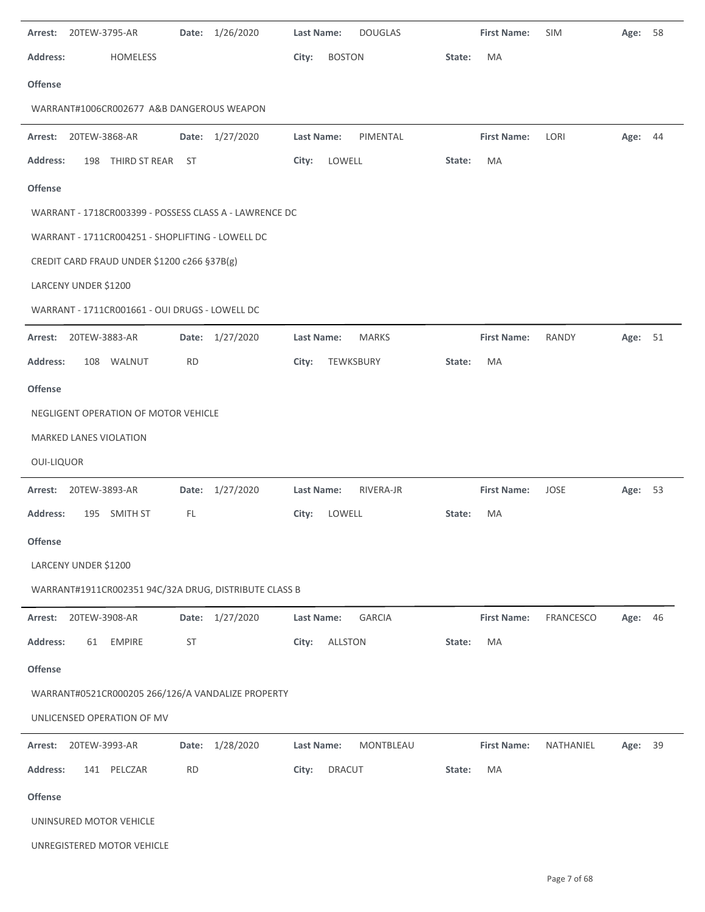**Arrest:** 20TEW-3795-AR **Date:** 1/26/2020 **Last Name:** DOUGLAS **First Name:** SIM **Age:** 58

**Address:** HOMELESS **City:** BOSTON **State:** MA

**Offense**

WARRANT#1006CR002677 A&B DANGEROUS WEAPON

---

**Arrest:** 20TEW-3868-AR **Date:** 1/27/2020 **Last Name:** PIMENTAL **First Name:** LORI **Age:** 44

**Address:** 198 THIRD ST REAR ST **City:** LOWELL **State:** MA

**Offense**

WARRANT - 1718CR003399 - POSSESS CLASS A - LAWRENCE DC

WARRANT - 1711CR004251 - SHOPLIFTING - LOWELL DC

CREDIT CARD FRAUD UNDER $1200 c266 §37B(g)

LARCENY UNDER $1200

WARRANT - 1711CR001661 - OUI DRUGS - LOWELL DC

---

**Arrest:** 20TEW-3883-AR **Date:** 1/27/2020 **Last Name:** MARKS **First Name:** RANDY **Age:** 51

**Address:** 108 WALNUT RD **City:** TEWKSBURY **State:** MA

**Offense**

NEGLIGENT OPERATION OF MOTOR VEHICLE

MARKED LANES VIOLATION

OUI-LIQUOR

---

**Arrest:** 20TEW-3893-AR **Date:** 1/27/2020 **Last Name:** RIVERA-JR **First Name:** JOSE **Age:** 53

**Address:** 195 SMITH ST FL **City:** LOWELL **State:** MA

**Offense**

LARCENY UNDER $1200

WARRANT#1911CR002351 94C/32A DRUG, DISTRIBUTE CLASS B

---

**Arrest:** 20TEW-3908-AR **Date:** 1/27/2020 **Last Name:** GARCIA **First Name:** FRANCESCO **Age:** 46

**Address:** 61 EMPIRE ST **City:** ALLSTON **State:** MA

**Offense**

WARRANT#0521CR000205 266/126/A VANDALIZE PROPERTY

UNLICENSED OPERATION OF MV

---

**Arrest:** 20TEW-3993-AR **Date:** 1/28/2020 **Last Name:** MONTBLEAU **First Name:** NATHANIEL **Age:** 39

**Address:** 141 PELCZAR RD **City:** DRACUT **State:** MA

**Offense**

UNINSURED MOTOR VEHICLE

UNREGISTERED MOTOR VEHICLE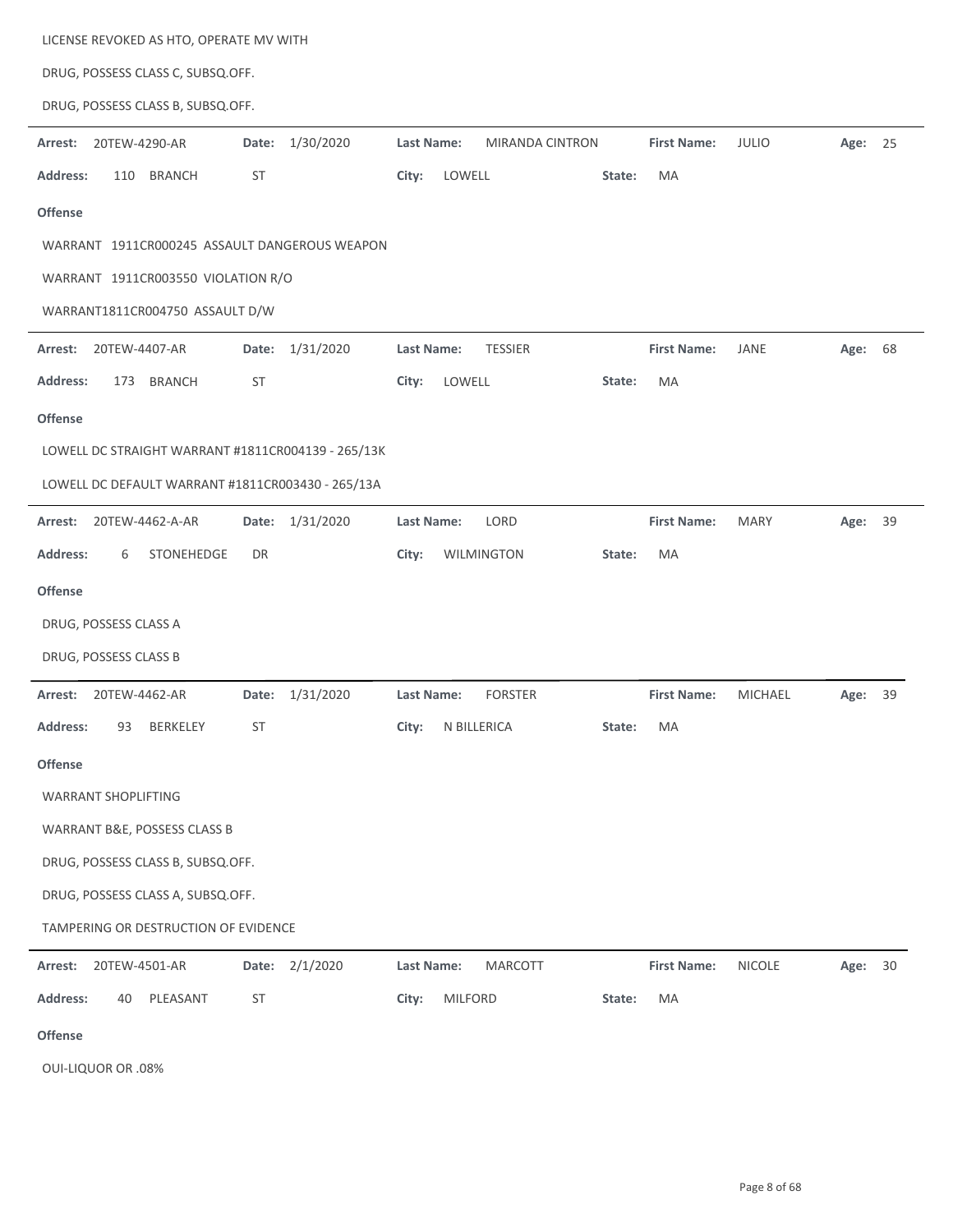LICENSE REVOKED AS HTO, OPERATE MV WITH

DRUG, POSSESS CLASS C, SUBSQ.OFF.

DRUG, POSSESS CLASS B, SUBSQ.OFF.

---

**Arrest:** 20TEW-4290-AR **Date:** 1/30/2020 **Last Name:** MIRANDA CINTRON **First Name:** JULIO **Age:** 25

**Address:** 110 BRANCH ST **City:** LOWELL **State:** MA

**Offense**

WARRANT 1911CR000245 ASSAULT DANGEROUS WEAPON

WARRANT 1911CR003550 VIOLATION R/O

WARRANT1811CR004750 ASSAULT D/W

---

**Arrest:** 20TEW-4407-AR **Date:** 1/31/2020 **Last Name:** TESSIER **First Name:** JANE **Age:** 68

**Address:** 173 BRANCH ST **City:** LOWELL **State:** MA

**Offense**

LOWELL DC STRAIGHT WARRANT #1811CR004139 - 265/13K

LOWELL DC DEFAULT WARRANT #1811CR003430 - 265/13A

---

**Arrest:** 20TEW-4462-A-AR **Date:** 1/31/2020 **Last Name:** LORD **First Name:** MARY **Age:** 39

**Address:** 6 STONEHEDGE DR **City:** WILMINGTON **State:** MA

**Offense**

DRUG, POSSESS CLASS A

DRUG, POSSESS CLASS B

---

**Arrest:** 20TEW-4462-AR **Date:** 1/31/2020 **Last Name:** FORSTER **First Name:** MICHAEL **Age:** 39

**Address:** 93 BERKELEY ST **City:** N BILLERICA **State:** MA

**Offense**

WARRANT SHOPLIFTING

WARRANT B&E, POSSESS CLASS B

DRUG, POSSESS CLASS B, SUBSQ.OFF.

DRUG, POSSESS CLASS A, SUBSQ.OFF.

TAMPERING OR DESTRUCTION OF EVIDENCE

---

**Arrest:** 20TEW-4501-AR **Date:** 2/1/2020 **Last Name:** MARCOTT **First Name:** NICOLE **Age:** 30

**Address:** 40 PLEASANT ST **City:** MILFORD **State:** MA

**Offense**

OUI-LIQUOR OR .08%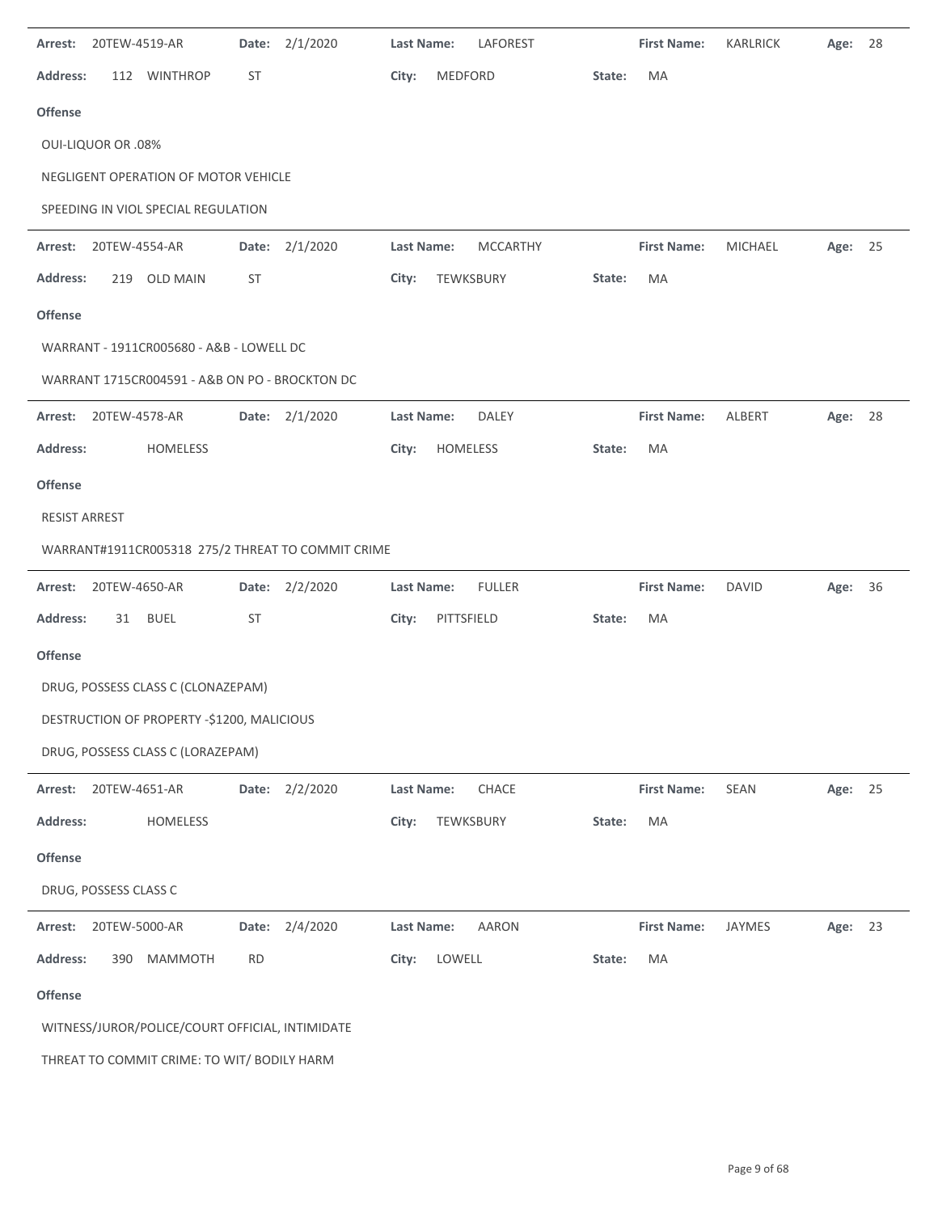**Arrest:** 20TEW-4519-AR **Date:** 2/1/2020 **Last Name:** LAFOREST **First Name:** KARLRICK **Age:** 28

**Address:** 112 WINTHROP ST **City:** MEDFORD **State:** MA

**Offense**

OUI-LIQUOR OR .08%

NEGLIGENT OPERATION OF MOTOR VEHICLE

SPEEDING IN VIOL SPECIAL REGULATION

---

**Arrest:** 20TEW-4554-AR **Date:** 2/1/2020 **Last Name:** MCCARTHY **First Name:** MICHAEL **Age:** 25

**Address:** 219 OLD MAIN ST **City:** TEWKSBURY **State:** MA

**Offense**

WARRANT - 1911CR005680 - A&B - LOWELL DC

WARRANT 1715CR004591 - A&B ON PO - BROCKTON DC

---

**Arrest:** 20TEW-4578-AR **Date:** 2/1/2020 **Last Name:** DALEY **First Name:** ALBERT **Age:** 28

**Address:** HOMELESS **City:** HOMELESS **State:** MA

**Offense**

RESIST ARREST

WARRANT#1911CR005318 275/2 THREAT TO COMMIT CRIME

---

**Arrest:** 20TEW-4650-AR **Date:** 2/2/2020 **Last Name:** FULLER **First Name:** DAVID **Age:** 36

**Address:** 31 BUEL ST **City:** PITTSFIELD **State:** MA

**Offense**

DRUG, POSSESS CLASS C (CLONAZEPAM)

DESTRUCTION OF PROPERTY -$1200, MALICIOUS

DRUG, POSSESS CLASS C (LORAZEPAM)

---

**Arrest:** 20TEW-4651-AR **Date:** 2/2/2020 **Last Name:** CHACE **First Name:** SEAN **Age:** 25

**Address:** HOMELESS **City:** TEWKSBURY **State:** MA

**Offense**

DRUG, POSSESS CLASS C

---

**Arrest:** 20TEW-5000-AR **Date:** 2/4/2020 **Last Name:** AARON **First Name:** JAYMES **Age:** 23

**Address:** 390 MAMMOTH RD **City:** LOWELL **State:** MA

**Offense**

WITNESS/JUROR/POLICE/COURT OFFICIAL, INTIMIDATE

THREAT TO COMMIT CRIME: TO WIT/ BODILY HARM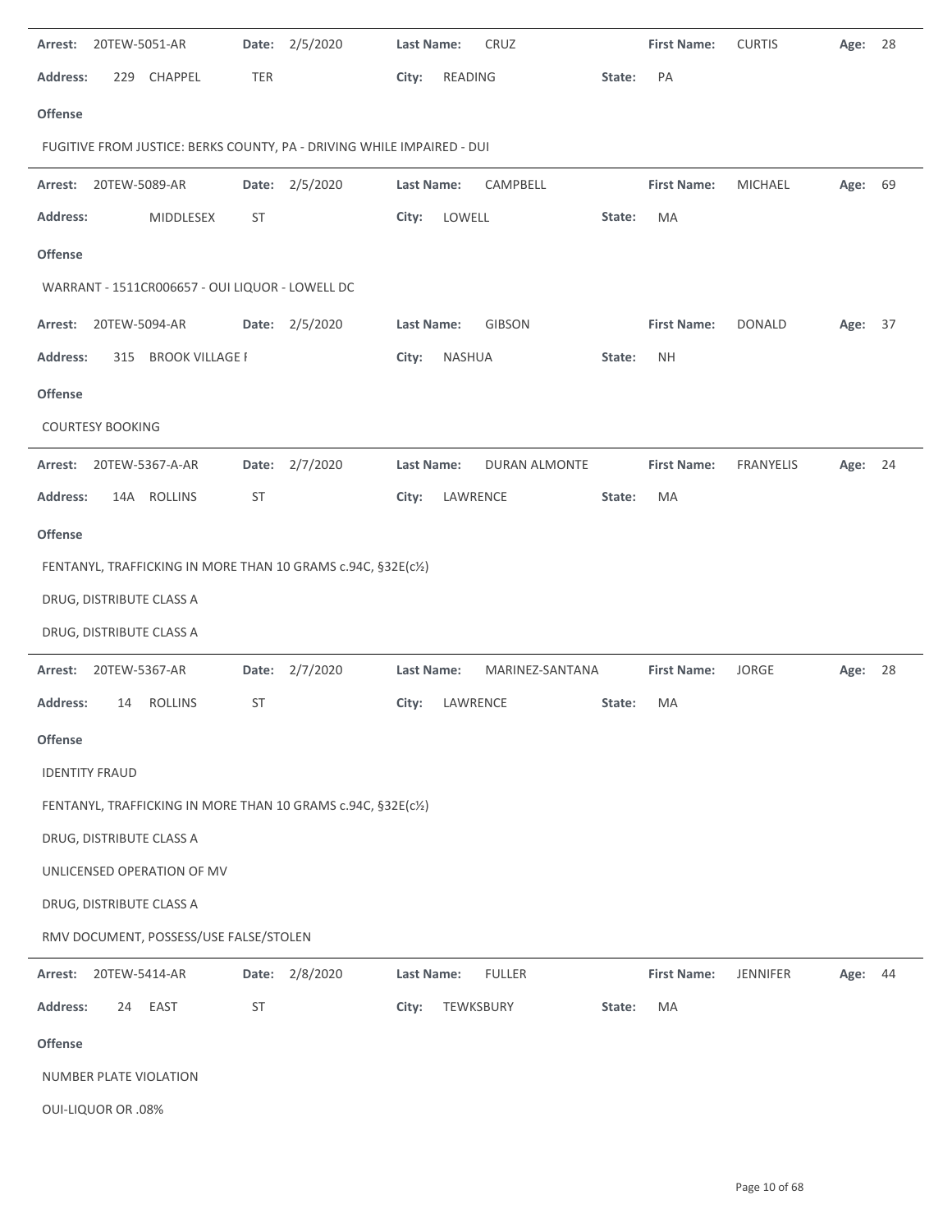**Arrest:** 20TEW-5051-AR **Date:** 2/5/2020 **Last Name:** CRUZ **First Name:** CURTIS **Age:** 28

**Address:** 229 CHAPPEL TER **City:** READING **State:** PA

**Offense**

FUGITIVE FROM JUSTICE: BERKS COUNTY, PA - DRIVING WHILE IMPAIRED - DUI

---

**Arrest:** 20TEW-5089-AR **Date:** 2/5/2020 **Last Name:** CAMPBELL **First Name:** MICHAEL **Age:** 69

**Address:** MIDDLESEX ST **City:** LOWELL **State:** MA

**Offense**

WARRANT - 1511CR006657 - OUI LIQUOR - LOWELL DC

**Arrest:** 20TEW-5094-AR **Date:** 2/5/2020 **Last Name:** GIBSON **First Name:** DONALD **Age:** 37

**Address:** 315 BROOK VILLAGE I **City:** NASHUA **State:** NH

**Offense**

COURTESY BOOKING

---

**Arrest:** 20TEW-5367-A-AR **Date:** 2/7/2020 **Last Name:** DURAN ALMONTE **First Name:** FRANYELIS **Age:** 24

**Address:** 14A ROLLINS ST **City:** LAWRENCE **State:** MA

**Offense**

FENTANYL, TRAFFICKING IN MORE THAN 10 GRAMS c.94C, §32E(c½)

DRUG, DISTRIBUTE CLASS A

DRUG, DISTRIBUTE CLASS A

---

**Arrest:** 20TEW-5367-AR **Date:** 2/7/2020 **Last Name:** MARINEZ-SANTANA **First Name:** JORGE **Age:** 28

**Address:** 14 ROLLINS ST **City:** LAWRENCE **State:** MA

**Offense**

IDENTITY FRAUD

FENTANYL, TRAFFICKING IN MORE THAN 10 GRAMS c.94C, §32E(c½)

DRUG, DISTRIBUTE CLASS A

UNLICENSED OPERATION OF MV

DRUG, DISTRIBUTE CLASS A

RMV DOCUMENT, POSSESS/USE FALSE/STOLEN

---

**Arrest:** 20TEW-5414-AR **Date:** 2/8/2020 **Last Name:** FULLER **First Name:** JENNIFER **Age:** 44

**Address:** 24 EAST ST **City:** TEWKSBURY **State:** MA

**Offense**

NUMBER PLATE VIOLATION

OUI-LIQUOR OR .08%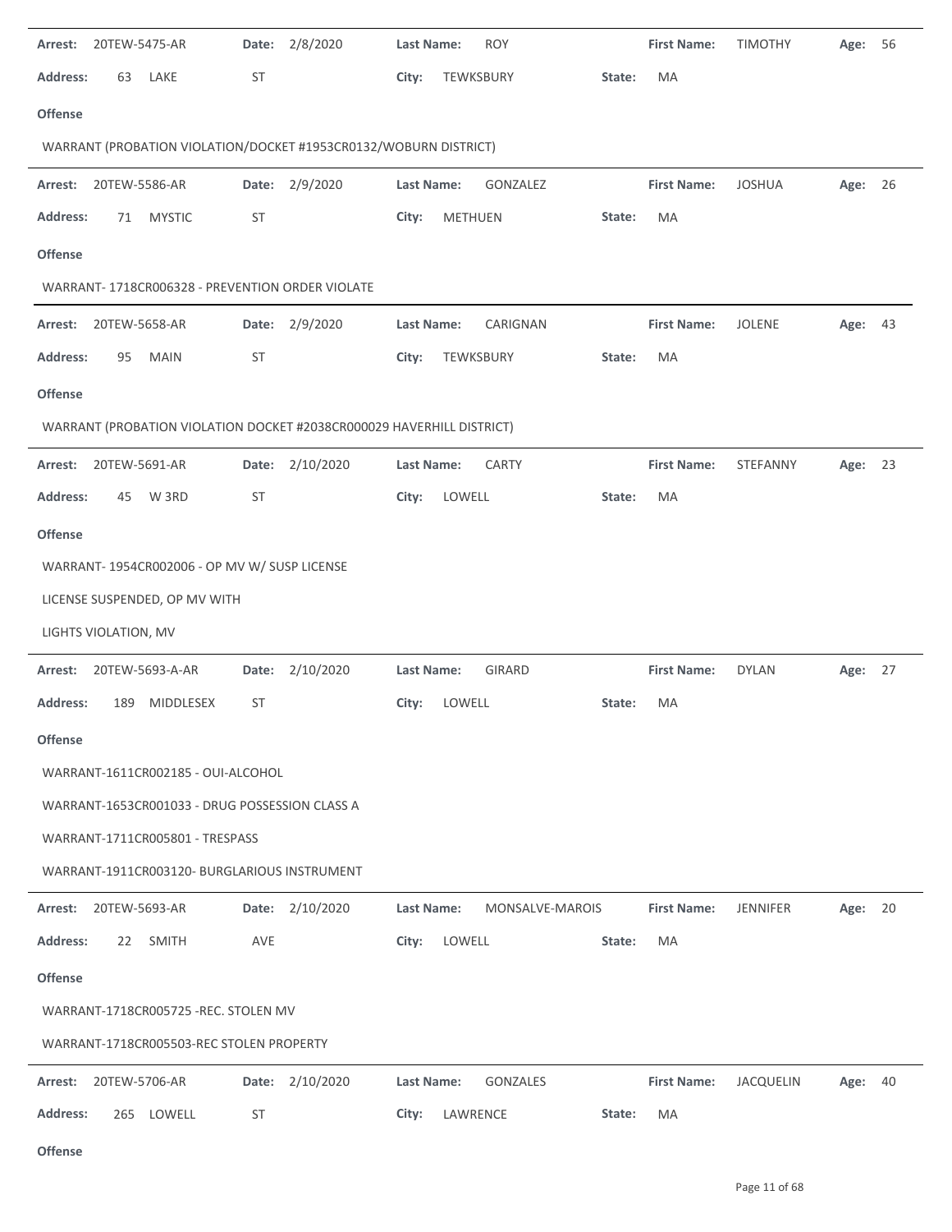**Arrest:** 20TEW-5475-AR **Date:** 2/8/2020 **Last Name:** ROY **First Name:** TIMOTHY **Age:** 56

**Address:** 63 LAKE ST **City:** TEWKSBURY **State:** MA

**Offense**

WARRANT (PROBATION VIOLATION/DOCKET #1953CR0132/WOBURN DISTRICT)

---

**Arrest:** 20TEW-5586-AR **Date:** 2/9/2020 **Last Name:** GONZALEZ **First Name:** JOSHUA **Age:** 26

**Address:** 71 MYSTIC ST **City:** METHUEN **State:** MA

**Offense**

WARRANT- 1718CR006328 - PREVENTION ORDER VIOLATE

---

**Arrest:** 20TEW-5658-AR **Date:** 2/9/2020 **Last Name:** CARIGNAN **First Name:** JOLENE **Age:** 43

**Address:** 95 MAIN ST **City:** TEWKSBURY **State:** MA

**Offense**

WARRANT (PROBATION VIOLATION DOCKET #2038CR000029 HAVERHILL DISTRICT)

---

**Arrest:** 20TEW-5691-AR **Date:** 2/10/2020 **Last Name:** CARTY **First Name:** STEFANNY **Age:** 23

**Address:** 45 W 3RD ST **City:** LOWELL **State:** MA

**Offense**

WARRANT- 1954CR002006 - OP MV W/ SUSP LICENSE

LICENSE SUSPENDED, OP MV WITH

LIGHTS VIOLATION, MV

---

**Arrest:** 20TEW-5693-A-AR **Date:** 2/10/2020 **Last Name:** GIRARD **First Name:** DYLAN **Age:** 27

**Address:** 189 MIDDLESEX ST **City:** LOWELL **State:** MA

**Offense**

WARRANT-1611CR002185 - OUI-ALCOHOL

WARRANT-1653CR001033 - DRUG POSSESSION CLASS A

WARRANT-1711CR005801 - TRESPASS

WARRANT-1911CR003120- BURGLARIOUS INSTRUMENT

---

**Arrest:** 20TEW-5693-AR **Date:** 2/10/2020 **Last Name:** MONSALVE-MAROIS **First Name:** JENNIFER **Age:** 20

**Address:** 22 SMITH AVE **City:** LOWELL **State:** MA

**Offense**

WARRANT-1718CR005725 -REC. STOLEN MV

WARRANT-1718CR005503-REC STOLEN PROPERTY

---

**Arrest:** 20TEW-5706-AR **Date:** 2/10/2020 **Last Name:** GONZALES **First Name:** JACQUELIN **Age:** 40

**Address:** 265 LOWELL ST **City:** LAWRENCE **State:** MA

**Offense**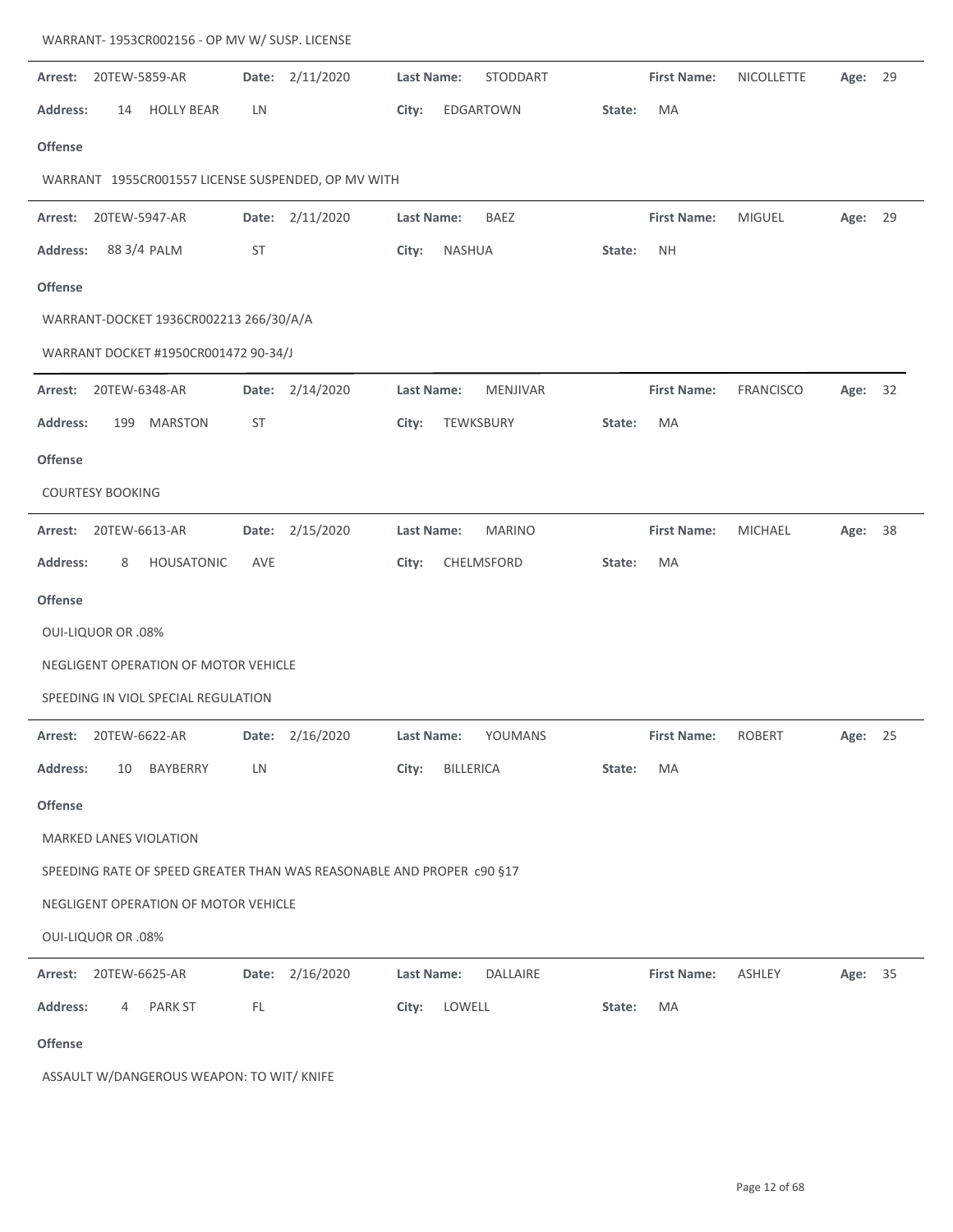WARRANT- 1953CR002156 - OP MV W/ SUSP. LICENSE

---

**Arrest:** 20TEW-5859-AR **Date:** 2/11/2020 **Last Name:** STODDART **First Name:** NICOLLETTE **Age:** 29

**Address:** 14 HOLLY BEAR LN **City:** EDGARTOWN **State:** MA

**Offense**

WARRANT 1955CR001557 LICENSE SUSPENDED, OP MV WITH

---

**Arrest:** 20TEW-5947-AR **Date:** 2/11/2020 **Last Name:** BAEZ **First Name:** MIGUEL **Age:** 29

**Address:** 88 3/4 PALM ST **City:** NASHUA **State:** NH

**Offense**

WARRANT-DOCKET 1936CR002213 266/30/A/A

WARRANT DOCKET #1950CR001472 90-34/J

---

**Arrest:** 20TEW-6348-AR **Date:** 2/14/2020 **Last Name:** MENJIVAR **First Name:** FRANCISCO **Age:** 32

**Address:** 199 MARSTON ST **City:** TEWKSBURY **State:** MA

**Offense**

COURTESY BOOKING

---

**Arrest:** 20TEW-6613-AR **Date:** 2/15/2020 **Last Name:** MARINO **First Name:** MICHAEL **Age:** 38

**Address:** 8 HOUSATONIC AVE **City:** CHELMSFORD **State:** MA

**Offense**

OUI-LIQUOR OR .08%

NEGLIGENT OPERATION OF MOTOR VEHICLE

SPEEDING IN VIOL SPECIAL REGULATION

---

**Arrest:** 20TEW-6622-AR **Date:** 2/16/2020 **Last Name:** YOUMANS **First Name:** ROBERT **Age:** 25

**Address:** 10 BAYBERRY LN **City:** BILLERICA **State:** MA

**Offense**

MARKED LANES VIOLATION

SPEEDING RATE OF SPEED GREATER THAN WAS REASONABLE AND PROPER c90 §17

NEGLIGENT OPERATION OF MOTOR VEHICLE

OUI-LIQUOR OR .08%

---

**Arrest:** 20TEW-6625-AR **Date:** 2/16/2020 **Last Name:** DALLAIRE **First Name:** ASHLEY **Age:** 35

**Address:** 4 PARK ST FL **City:** LOWELL **State:** MA

**Offense**

ASSAULT W/DANGEROUS WEAPON: TO WIT/ KNIFE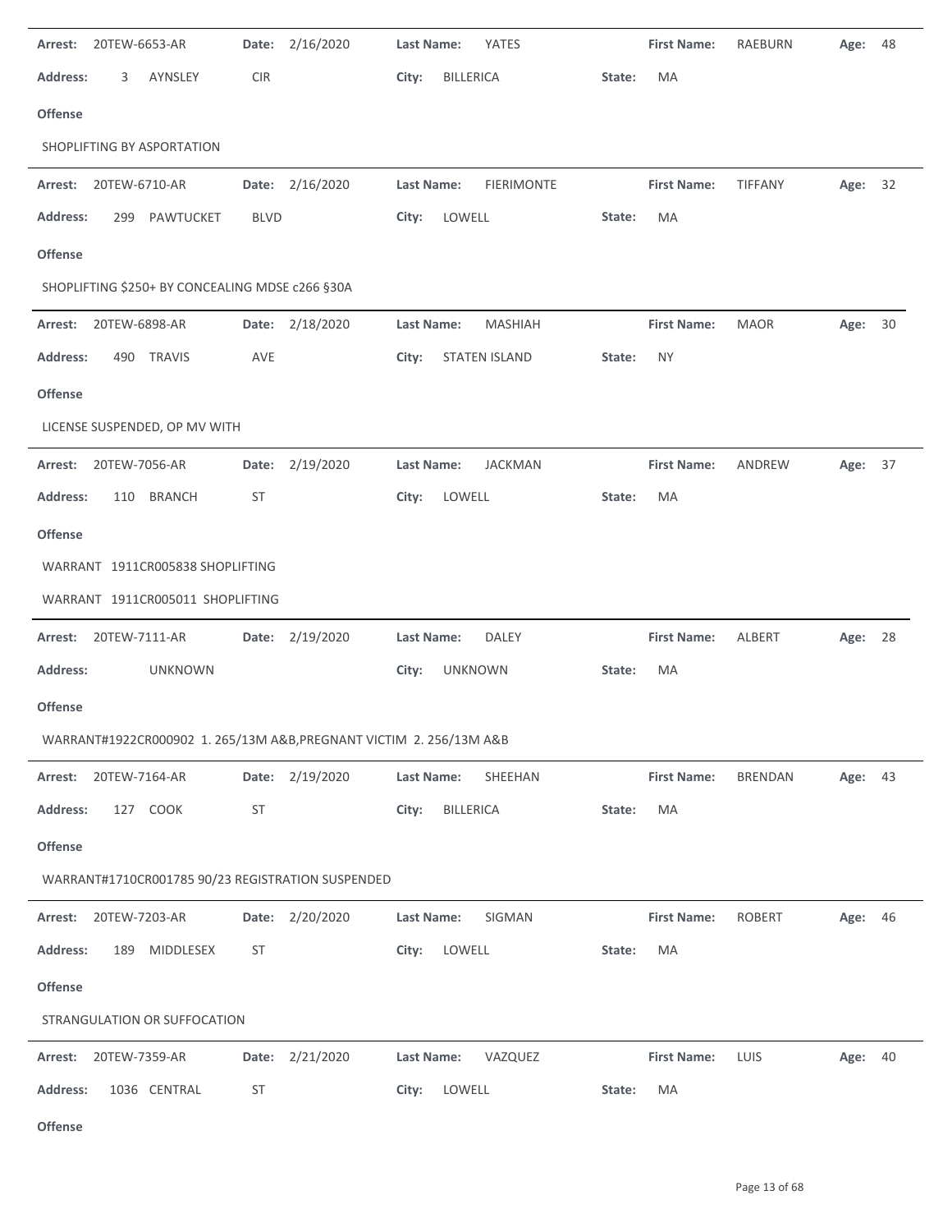**Arrest:** 20TEW-6653-AR **Date:** 2/16/2020 **Last Name:** YATES **First Name:** RAEBURN **Age:** 48

**Address:** 3 AYNSLEY CIR **City:** BILLERICA **State:** MA

**Offense**

SHOPLIFTING BY ASPORTATION

---

**Arrest:** 20TEW-6710-AR **Date:** 2/16/2020 **Last Name:** FIERIMONTE **First Name:** TIFFANY **Age:** 32

**Address:** 299 PAWTUCKET BLVD **City:** LOWELL **State:** MA

**Offense**

SHOPLIFTING $250+ BY CONCEALING MDSE c266 §30A

---

**Arrest:** 20TEW-6898-AR **Date:** 2/18/2020 **Last Name:** MASHIAH **First Name:** MAOR **Age:** 30

**Address:** 490 TRAVIS AVE **City:** STATEN ISLAND **State:** NY

**Offense**

LICENSE SUSPENDED, OP MV WITH

---

**Arrest:** 20TEW-7056-AR **Date:** 2/19/2020 **Last Name:** JACKMAN **First Name:** ANDREW **Age:** 37

**Address:** 110 BRANCH ST **City:** LOWELL **State:** MA

**Offense**

WARRANT 1911CR005838 SHOPLIFTING

WARRANT 1911CR005011 SHOPLIFTING

---

**Arrest:** 20TEW-7111-AR **Date:** 2/19/2020 **Last Name:** DALEY **First Name:** ALBERT **Age:** 28

**Address:** UNKNOWN **City:** UNKNOWN **State:** MA

**Offense**

WARRANT#1922CR000902 1. 265/13M A&B,PREGNANT VICTIM 2. 256/13M A&B

---

**Arrest:** 20TEW-7164-AR **Date:** 2/19/2020 **Last Name:** SHEEHAN **First Name:** BRENDAN **Age:** 43

**Address:** 127 COOK ST **City:** BILLERICA **State:** MA

**Offense**

WARRANT#1710CR001785 90/23 REGISTRATION SUSPENDED

---

**Arrest:** 20TEW-7203-AR **Date:** 2/20/2020 **Last Name:** SIGMAN **First Name:** ROBERT **Age:** 46

**Address:** 189 MIDDLESEX ST **City:** LOWELL **State:** MA

**Offense**

STRANGULATION OR SUFFOCATION

---

**Arrest:** 20TEW-7359-AR **Date:** 2/21/2020 **Last Name:** VAZQUEZ **First Name:** LUIS **Age:** 40

**Address:** 1036 CENTRAL ST **City:** LOWELL **State:** MA

**Offense**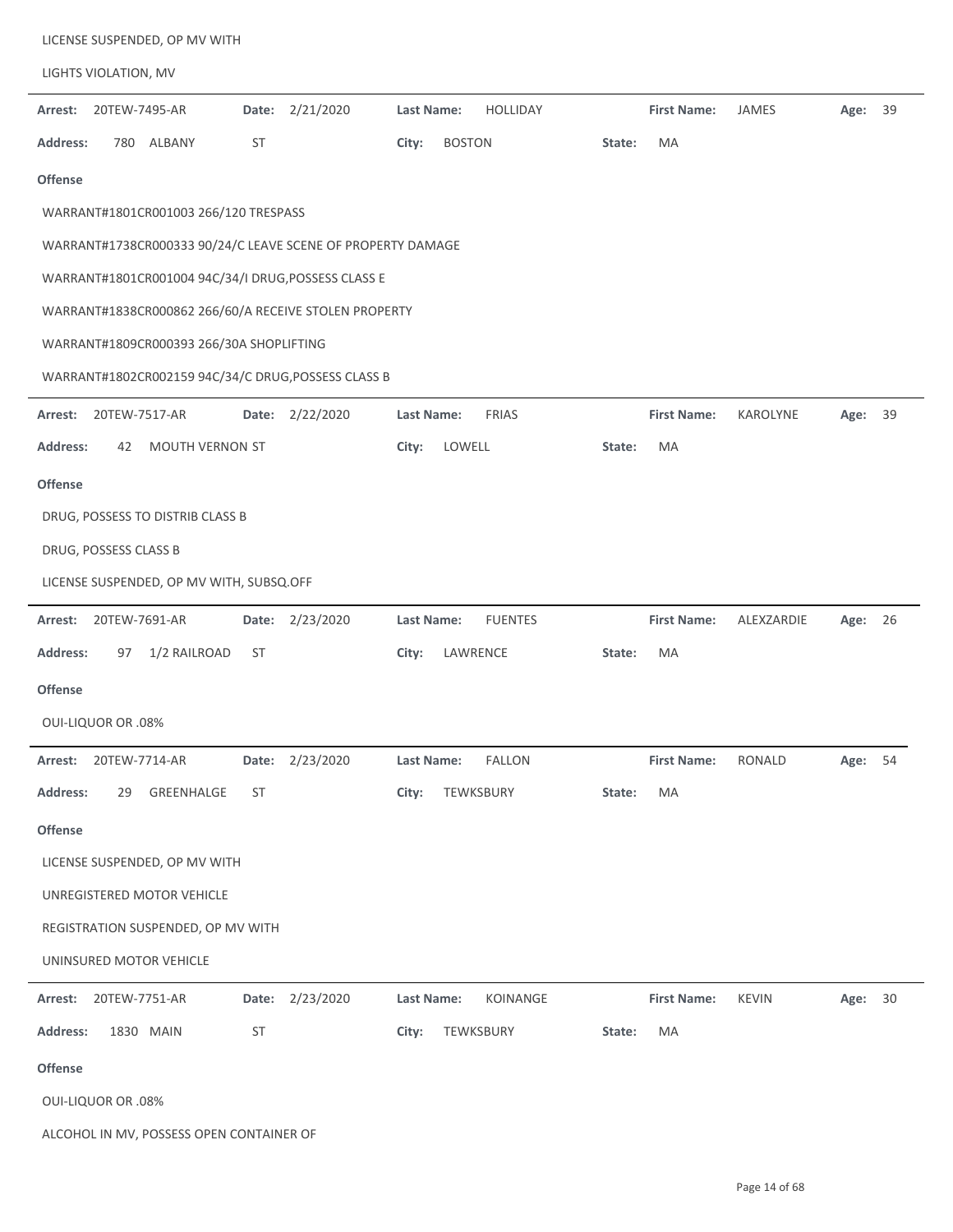LICENSE SUSPENDED, OP MV WITH

LIGHTS VIOLATION, MV

---

**Arrest:** 20TEW-7495-AR **Date:** 2/21/2020 **Last Name:** HOLLIDAY **First Name:** JAMES **Age:** 39

**Address:** 780 ALBANY ST **City:** BOSTON **State:** MA

**Offense**

WARRANT#1801CR001003 266/120 TRESPASS

WARRANT#1738CR000333 90/24/C LEAVE SCENE OF PROPERTY DAMAGE

WARRANT#1801CR001004 94C/34/I DRUG,POSSESS CLASS E

WARRANT#1838CR000862 266/60/A RECEIVE STOLEN PROPERTY

WARRANT#1809CR000393 266/30A SHOPLIFTING

WARRANT#1802CR002159 94C/34/C DRUG,POSSESS CLASS B

---

**Arrest:** 20TEW-7517-AR **Date:** 2/22/2020 **Last Name:** FRIAS **First Name:** KAROLYNE **Age:** 39

**Address:** 42 MOUTH VERNON ST **City:** LOWELL **State:** MA

**Offense**

DRUG, POSSESS TO DISTRIB CLASS B

DRUG, POSSESS CLASS B

LICENSE SUSPENDED, OP MV WITH, SUBSQ.OFF

---

**Arrest:** 20TEW-7691-AR **Date:** 2/23/2020 **Last Name:** FUENTES **First Name:** ALEXZARDIE **Age:** 26

**Address:** 97 1/2 RAILROAD ST **City:** LAWRENCE **State:** MA

**Offense**

OUI-LIQUOR OR .08%

---

**Arrest:** 20TEW-7714-AR **Date:** 2/23/2020 **Last Name:** FALLON **First Name:** RONALD **Age:** 54

**Address:** 29 GREENHALGE ST **City:** TEWKSBURY **State:** MA

**Offense**

LICENSE SUSPENDED, OP MV WITH

UNREGISTERED MOTOR VEHICLE

REGISTRATION SUSPENDED, OP MV WITH

UNINSURED MOTOR VEHICLE

---

**Arrest:** 20TEW-7751-AR **Date:** 2/23/2020 **Last Name:** KOINANGE **First Name:** KEVIN **Age:** 30

**Address:** 1830 MAIN ST **City:** TEWKSBURY **State:** MA

**Offense**

OUI-LIQUOR OR .08%

ALCOHOL IN MV, POSSESS OPEN CONTAINER OF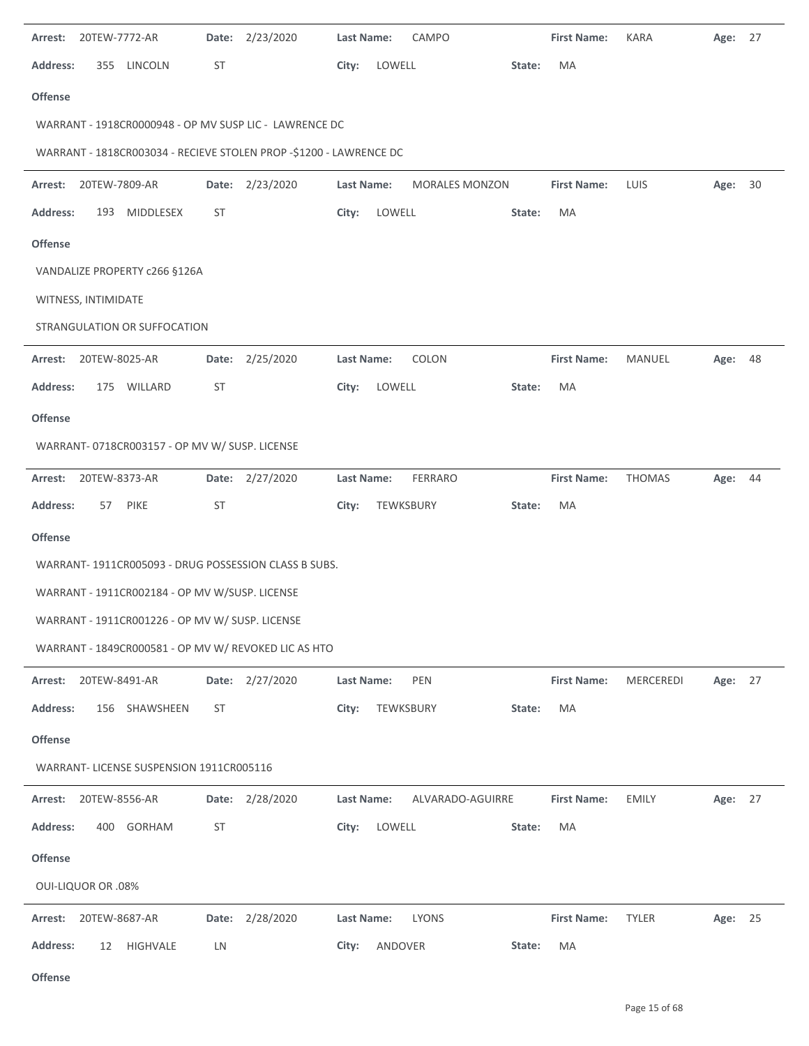**Arrest:** 20TEW-7772-AR **Date:** 2/23/2020 **Last Name:** CAMPO **First Name:** KARA **Age:** 27

**Address:** 355 LINCOLN ST **City:** LOWELL **State:** MA

**Offense**

WARRANT - 1918CR0000948 - OP MV SUSP LIC - LAWRENCE DC

WARRANT - 1818CR003034 - RECIEVE STOLEN PROP -$1200 - LAWRENCE DC

---

**Arrest:** 20TEW-7809-AR **Date:** 2/23/2020 **Last Name:** MORALES MONZON **First Name:** LUIS **Age:** 30

**Address:** 193 MIDDLESEX ST **City:** LOWELL **State:** MA

**Offense**

VANDALIZE PROPERTY c266 §126A

WITNESS, INTIMIDATE

STRANGULATION OR SUFFOCATION

---

**Arrest:** 20TEW-8025-AR **Date:** 2/25/2020 **Last Name:** COLON **First Name:** MANUEL **Age:** 48

**Address:** 175 WILLARD ST **City:** LOWELL **State:** MA

**Offense**

WARRANT- 0718CR003157 - OP MV W/ SUSP. LICENSE

---

**Arrest:** 20TEW-8373-AR **Date:** 2/27/2020 **Last Name:** FERRARO **First Name:** THOMAS **Age:** 44

**Address:** 57 PIKE ST **City:** TEWKSBURY **State:** MA

**Offense**

WARRANT- 1911CR005093 - DRUG POSSESSION CLASS B SUBS.

WARRANT - 1911CR002184 - OP MV W/SUSP. LICENSE

WARRANT - 1911CR001226 - OP MV W/ SUSP. LICENSE

WARRANT - 1849CR000581 - OP MV W/ REVOKED LIC AS HTO

---

**Arrest:** 20TEW-8491-AR **Date:** 2/27/2020 **Last Name:** PEN **First Name:** MERCEREDI **Age:** 27

**Address:** 156 SHAWSHEEN ST **City:** TEWKSBURY **State:** MA

**Offense**

WARRANT- LICENSE SUSPENSION 1911CR005116

---

**Arrest:** 20TEW-8556-AR **Date:** 2/28/2020 **Last Name:** ALVARADO-AGUIRRE **First Name:** EMILY **Age:** 27

**Address:** 400 GORHAM ST **City:** LOWELL **State:** MA

**Offense**

OUI-LIQUOR OR .08%

---

**Arrest:** 20TEW-8687-AR **Date:** 2/28/2020 **Last Name:** LYONS **First Name:** TYLER **Age:** 25

**Address:** 12 HIGHVALE LN **City:** ANDOVER **State:** MA

**Offense**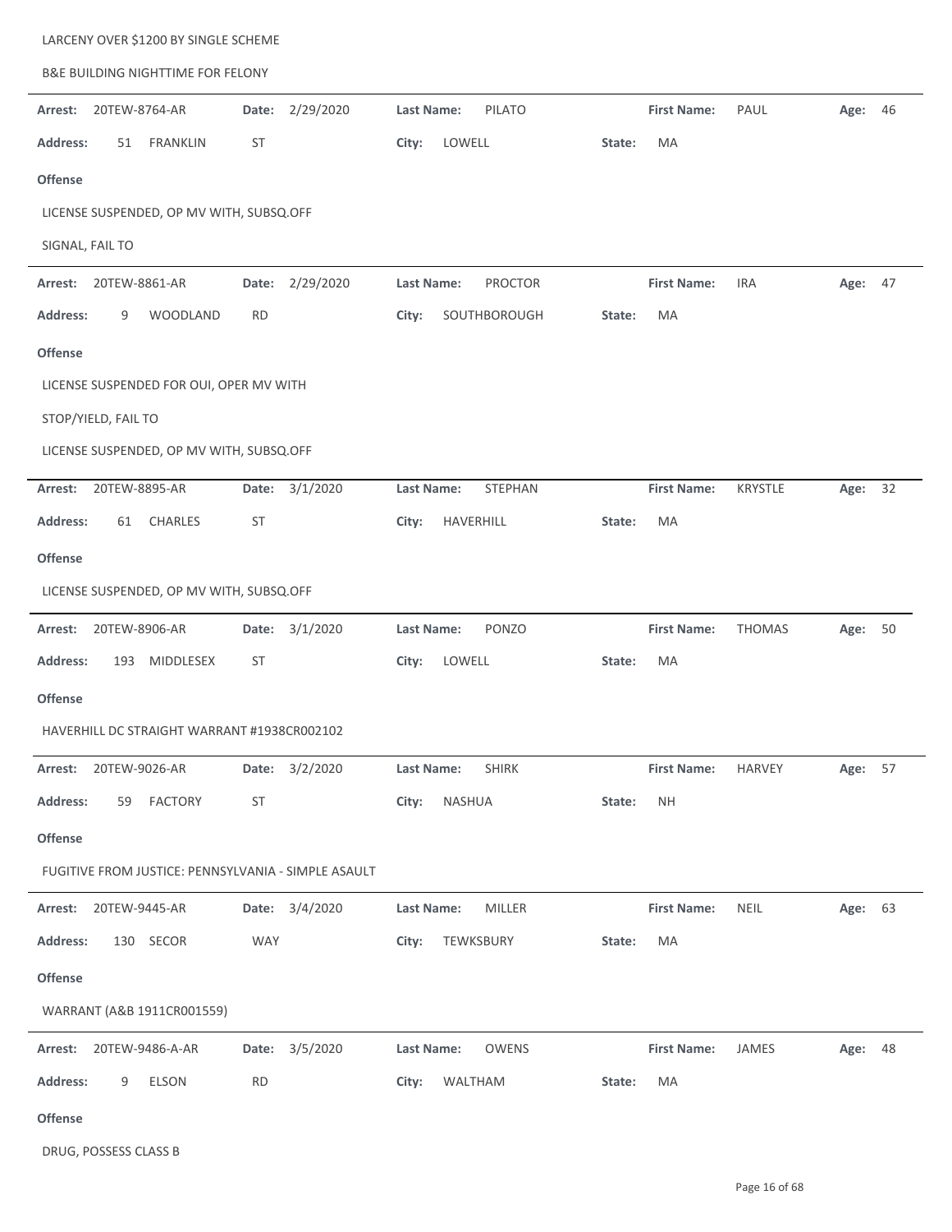LARCENY OVER $1200 BY SINGLE SCHEME

B&E BUILDING NIGHTTIME FOR FELONY

---

**Arrest:** 20TEW-8764-AR **Date:** 2/29/2020 **Last Name:** PILATO **First Name:** PAUL **Age:** 46

**Address:** 51 FRANKLIN ST **City:** LOWELL **State:** MA

**Offense**

LICENSE SUSPENDED, OP MV WITH, SUBSQ.OFF

SIGNAL, FAIL TO

---

**Arrest:** 20TEW-8861-AR **Date:** 2/29/2020 **Last Name:** PROCTOR **First Name:** IRA **Age:** 47

**Address:** 9 WOODLAND RD **City:** SOUTHBOROUGH **State:** MA

**Offense**

LICENSE SUSPENDED FOR OUI, OPER MV WITH

STOP/YIELD, FAIL TO

LICENSE SUSPENDED, OP MV WITH, SUBSQ.OFF

---

**Arrest:** 20TEW-8895-AR **Date:** 3/1/2020 **Last Name:** STEPHAN **First Name:** KRYSTLE **Age:** 32

**Address:** 61 CHARLES ST **City:** HAVERHILL **State:** MA

**Offense**

LICENSE SUSPENDED, OP MV WITH, SUBSQ.OFF

---

**Arrest:** 20TEW-8906-AR **Date:** 3/1/2020 **Last Name:** PONZO **First Name:** THOMAS **Age:** 50

**Address:** 193 MIDDLESEX ST **City:** LOWELL **State:** MA

**Offense**

HAVERHILL DC STRAIGHT WARRANT #1938CR002102

---

**Arrest:** 20TEW-9026-AR **Date:** 3/2/2020 **Last Name:** SHIRK **First Name:** HARVEY **Age:** 57

**Address:** 59 FACTORY ST **City:** NASHUA **State:** NH

**Offense**

FUGITIVE FROM JUSTICE: PENNSYLVANIA - SIMPLE ASAULT

---

**Arrest:** 20TEW-9445-AR **Date:** 3/4/2020 **Last Name:** MILLER **First Name:** NEIL **Age:** 63

**Address:** 130 SECOR WAY **City:** TEWKSBURY **State:** MA

**Offense**

WARRANT (A&B 1911CR001559)

---

**Arrest:** 20TEW-9486-A-AR **Date:** 3/5/2020 **Last Name:** OWENS **First Name:** JAMES **Age:** 48

**Address:** 9 ELSON RD **City:** WALTHAM **State:** MA

**Offense**

DRUG, POSSESS CLASS B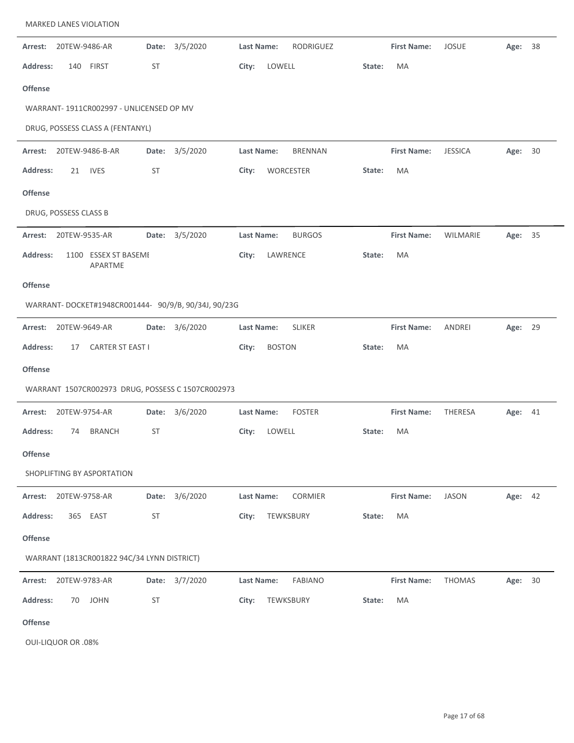MARKED LANES VIOLATION

**Arrest:** 20TEW-9486-AR **Date:** 3/5/2020 **Last Name:** RODRIGUEZ **First Name:** JOSUE **Age:** 38

**Address:** 140 FIRST ST **City:** LOWELL **State:** MA

**Offense**

WARRANT- 1911CR002997 - UNLICENSED OP MV

DRUG, POSSESS CLASS A (FENTANYL)

---

**Arrest:** 20TEW-9486-B-AR **Date:** 3/5/2020 **Last Name:** BRENNAN **First Name:** JESSICA **Age:** 30

**Address:** 21 IVES ST **City:** WORCESTER **State:** MA

**Offense**

DRUG, POSSESS CLASS B

---

**Arrest:** 20TEW-9535-AR **Date:** 3/5/2020 **Last Name:** BURGOS **First Name:** WILMARIE **Age:** 35

**Address:** 1100 ESSEX ST BASEMI APARTME **City:** LAWRENCE **State:** MA

**Offense**

WARRANT- DOCKET#1948CR001444- 90/9/B, 90/34J, 90/23G

---

**Arrest:** 20TEW-9649-AR **Date:** 3/6/2020 **Last Name:** SLIKER **First Name:** ANDREI **Age:** 29

**Address:** 17 CARTER ST EAST I **City:** BOSTON **State:** MA

**Offense**

WARRANT 1507CR002973 DRUG, POSSESS C 1507CR002973

---

**Arrest:** 20TEW-9754-AR **Date:** 3/6/2020 **Last Name:** FOSTER **First Name:** THERESA **Age:** 41

**Address:** 74 BRANCH ST **City:** LOWELL **State:** MA

**Offense**

SHOPLIFTING BY ASPORTATION

---

**Arrest:** 20TEW-9758-AR **Date:** 3/6/2020 **Last Name:** CORMIER **First Name:** JASON **Age:** 42

**Address:** 365 EAST ST **City:** TEWKSBURY **State:** MA

**Offense**

WARRANT (1813CR001822 94C/34 LYNN DISTRICT)

---

**Arrest:** 20TEW-9783-AR **Date:** 3/7/2020 **Last Name:** FABIANO **First Name:** THOMAS **Age:** 30

**Address:** 70 JOHN ST **City:** TEWKSBURY **State:** MA

**Offense**

OUI-LIQUOR OR .08%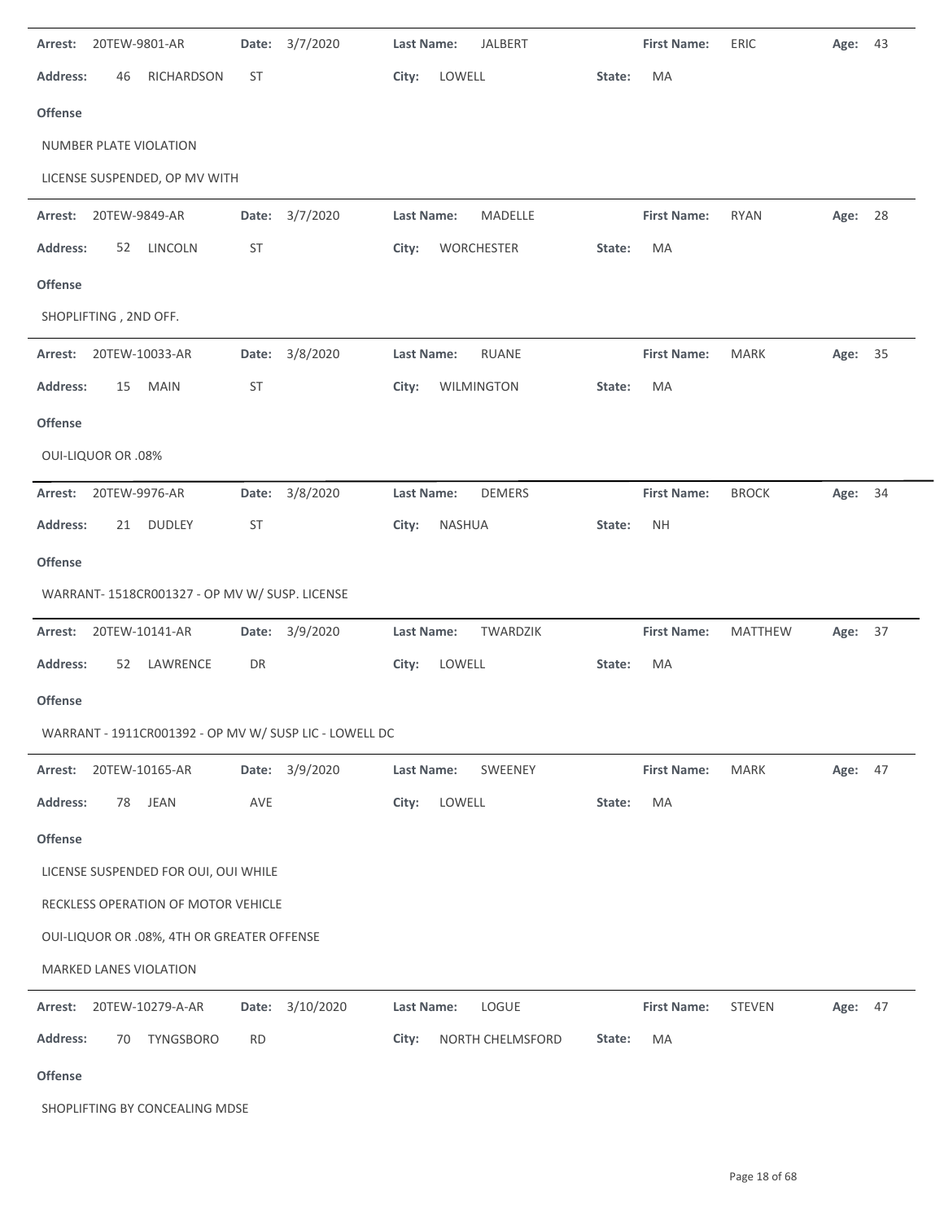**Arrest:** 20TEW-9801-AR **Date:** 3/7/2020 **Last Name:** JALBERT **First Name:** ERIC **Age:** 43

**Address:** 46 RICHARDSON ST **City:** LOWELL **State:** MA

**Offense**

NUMBER PLATE VIOLATION

LICENSE SUSPENDED, OP MV WITH

---

**Arrest:** 20TEW-9849-AR **Date:** 3/7/2020 **Last Name:** MADELLE **First Name:** RYAN **Age:** 28

**Address:** 52 LINCOLN ST **City:** WORCHESTER **State:** MA

**Offense**

SHOPLIFTING , 2ND OFF.

---

**Arrest:** 20TEW-10033-AR **Date:** 3/8/2020 **Last Name:** RUANE **First Name:** MARK **Age:** 35

**Address:** 15 MAIN ST **City:** WILMINGTON **State:** MA

**Offense**

OUI-LIQUOR OR .08%

---

**Arrest:** 20TEW-9976-AR **Date:** 3/8/2020 **Last Name:** DEMERS **First Name:** BROCK **Age:** 34

**Address:** 21 DUDLEY ST **City:** NASHUA **State:** NH

**Offense**

WARRANT- 1518CR001327 - OP MV W/ SUSP. LICENSE

---

**Arrest:** 20TEW-10141-AR **Date:** 3/9/2020 **Last Name:** TWARDZIK **First Name:** MATTHEW **Age:** 37

**Address:** 52 LAWRENCE DR **City:** LOWELL **State:** MA

**Offense**

WARRANT - 1911CR001392 - OP MV W/ SUSP LIC - LOWELL DC

---

**Arrest:** 20TEW-10165-AR **Date:** 3/9/2020 **Last Name:** SWEENEY **First Name:** MARK **Age:** 47

**Address:** 78 JEAN AVE **City:** LOWELL **State:** MA

**Offense**

LICENSE SUSPENDED FOR OUI, OUI WHILE

RECKLESS OPERATION OF MOTOR VEHICLE

OUI-LIQUOR OR .08%, 4TH OR GREATER OFFENSE

MARKED LANES VIOLATION

---

**Arrest:** 20TEW-10279-A-AR **Date:** 3/10/2020 **Last Name:** LOGUE **First Name:** STEVEN **Age:** 47

**Address:** 70 TYNGSBORO RD **City:** NORTH CHELMSFORD **State:** MA

**Offense**

SHOPLIFTING BY CONCEALING MDSE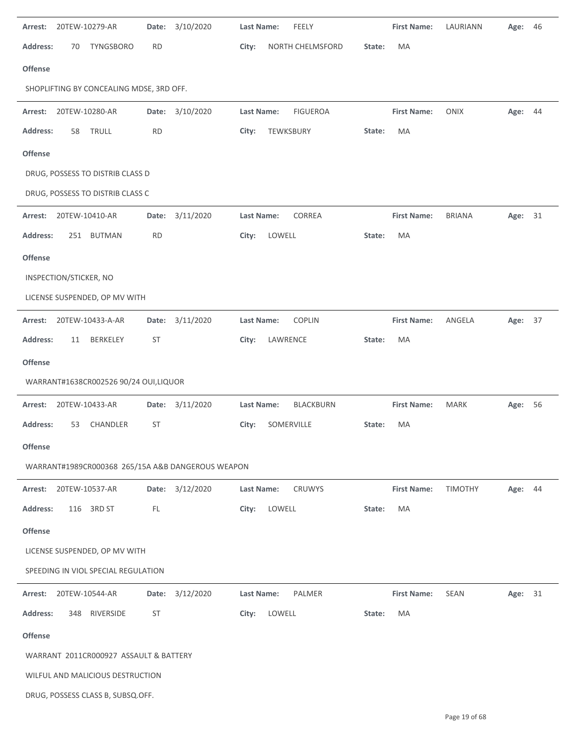**Arrest:** 20TEW-10279-AR **Date:** 3/10/2020 **Last Name:** FEELY **First Name:** LAURIANN **Age:** 46

**Address:** 70 TYNGSBORO RD **City:** NORTH CHELMSFORD **State:** MA

**Offense**

SHOPLIFTING BY CONCEALING MDSE, 3RD OFF.

---

**Arrest:** 20TEW-10280-AR **Date:** 3/10/2020 **Last Name:** FIGUEROA **First Name:** ONIX **Age:** 44

**Address:** 58 TRULL RD **City:** TEWKSBURY **State:** MA

**Offense**

DRUG, POSSESS TO DISTRIB CLASS D

DRUG, POSSESS TO DISTRIB CLASS C

---

**Arrest:** 20TEW-10410-AR **Date:** 3/11/2020 **Last Name:** CORREA **First Name:** BRIANA **Age:** 31

**Address:** 251 BUTMAN RD **City:** LOWELL **State:** MA

**Offense**

INSPECTION/STICKER, NO

LICENSE SUSPENDED, OP MV WITH

---

**Arrest:** 20TEW-10433-A-AR **Date:** 3/11/2020 **Last Name:** COPLIN **First Name:** ANGELA **Age:** 37

**Address:** 11 BERKELEY ST **City:** LAWRENCE **State:** MA

**Offense**

WARRANT#1638CR002526 90/24 OUI,LIQUOR

---

**Arrest:** 20TEW-10433-AR **Date:** 3/11/2020 **Last Name:** BLACKBURN **First Name:** MARK **Age:** 56

**Address:** 53 CHANDLER ST **City:** SOMERVILLE **State:** MA

**Offense**

WARRANT#1989CR000368 265/15A A&B DANGEROUS WEAPON

---

**Arrest:** 20TEW-10537-AR **Date:** 3/12/2020 **Last Name:** CRUWYS **First Name:** TIMOTHY **Age:** 44

**Address:** 116 3RD ST FL **City:** LOWELL **State:** MA

**Offense**

LICENSE SUSPENDED, OP MV WITH

SPEEDING IN VIOL SPECIAL REGULATION

---

**Arrest:** 20TEW-10544-AR **Date:** 3/12/2020 **Last Name:** PALMER **First Name:** SEAN **Age:** 31

**Address:** 348 RIVERSIDE ST **City:** LOWELL **State:** MA

**Offense**

WARRANT 2011CR000927 ASSAULT & BATTERY

WILFUL AND MALICIOUS DESTRUCTION

DRUG, POSSESS CLASS B, SUBSQ.OFF.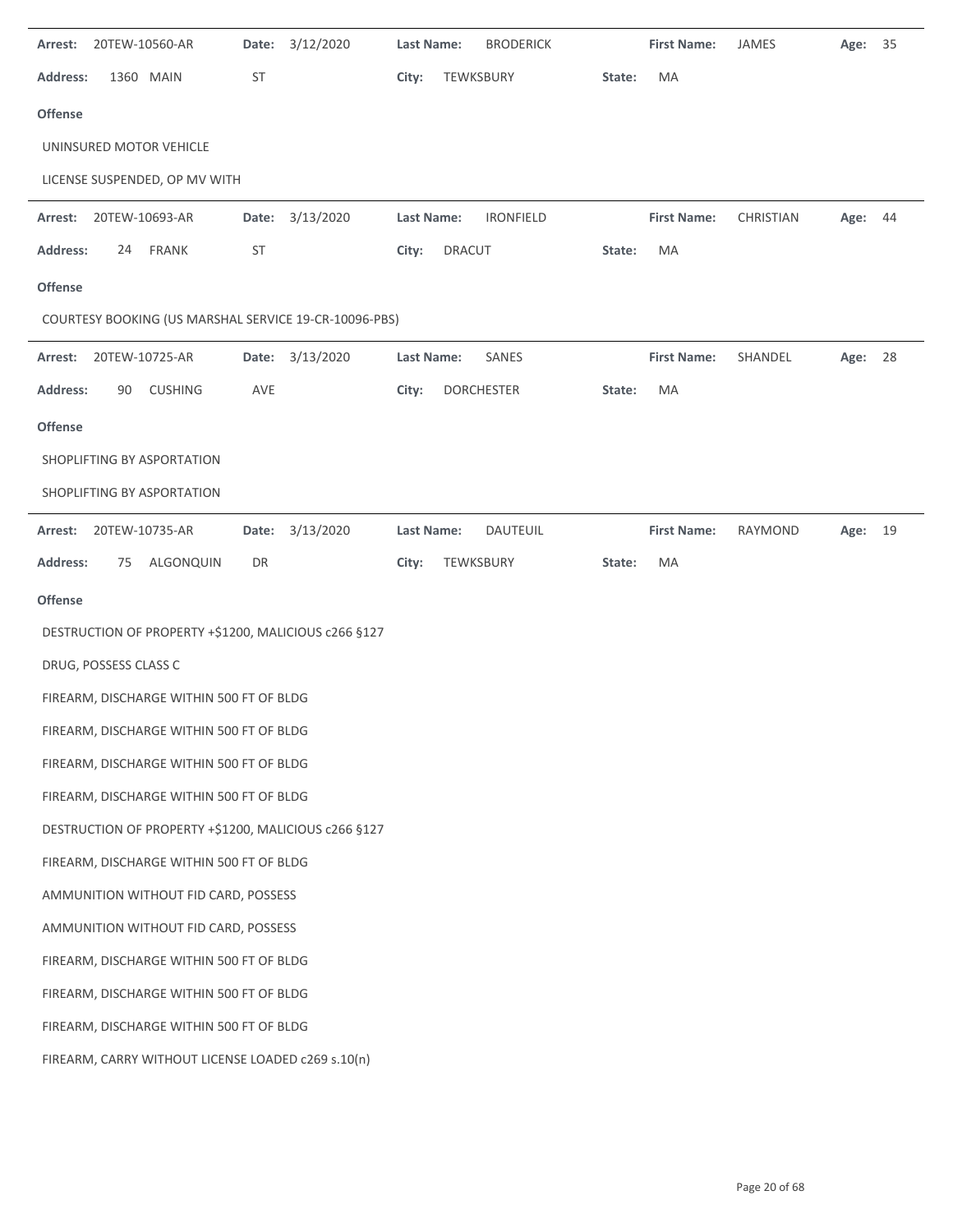**Arrest:** 20TEW-10560-AR **Date:** 3/12/2020 **Last Name:** BRODERICK **First Name:** JAMES **Age:** 35

**Address:** 1360 MAIN ST **City:** TEWKSBURY **State:** MA

**Offense**

UNINSURED MOTOR VEHICLE

LICENSE SUSPENDED, OP MV WITH

---

**Arrest:** 20TEW-10693-AR **Date:** 3/13/2020 **Last Name:** IRONFIELD **First Name:** CHRISTIAN **Age:** 44

**Address:** 24 FRANK ST **City:** DRACUT **State:** MA

**Offense**

COURTESY BOOKING (US MARSHAL SERVICE 19-CR-10096-PBS)

---

**Arrest:** 20TEW-10725-AR **Date:** 3/13/2020 **Last Name:** SANES **First Name:** SHANDEL **Age:** 28

**Address:** 90 CUSHING AVE **City:** DORCHESTER **State:** MA

**Offense**

SHOPLIFTING BY ASPORTATION

SHOPLIFTING BY ASPORTATION

---

**Arrest:** 20TEW-10735-AR **Date:** 3/13/2020 **Last Name:** DAUTEUIL **First Name:** RAYMOND **Age:** 19

**Address:** 75 ALGONQUIN DR **City:** TEWKSBURY **State:** MA

**Offense**

DESTRUCTION OF PROPERTY +$1200, MALICIOUS c266 §127

DRUG, POSSESS CLASS C

FIREARM, DISCHARGE WITHIN 500 FT OF BLDG

FIREARM, DISCHARGE WITHIN 500 FT OF BLDG

FIREARM, DISCHARGE WITHIN 500 FT OF BLDG

FIREARM, DISCHARGE WITHIN 500 FT OF BLDG

DESTRUCTION OF PROPERTY +$1200, MALICIOUS c266 §127

FIREARM, DISCHARGE WITHIN 500 FT OF BLDG

AMMUNITION WITHOUT FID CARD, POSSESS

AMMUNITION WITHOUT FID CARD, POSSESS

FIREARM, DISCHARGE WITHIN 500 FT OF BLDG

FIREARM, DISCHARGE WITHIN 500 FT OF BLDG

FIREARM, DISCHARGE WITHIN 500 FT OF BLDG

FIREARM, CARRY WITHOUT LICENSE LOADED c269 s.10(n)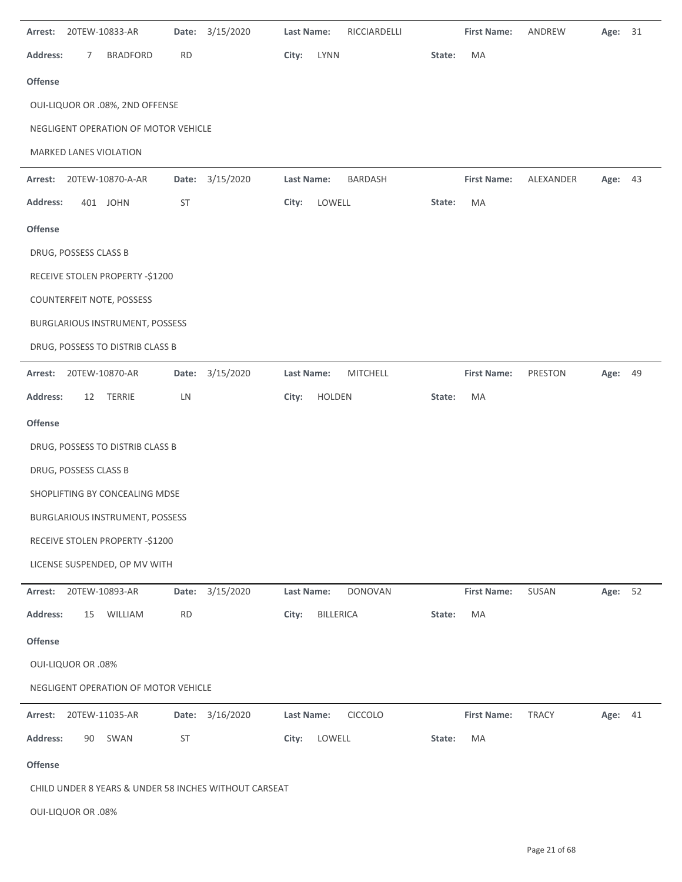**Arrest:** 20TEW-10833-AR **Date:** 3/15/2020 **Last Name:** RICCIARDELLI **First Name:** ANDREW **Age:** 31

**Address:** 7 BRADFORD RD **City:** LYNN **State:** MA

**Offense**

OUI-LIQUOR OR .08%, 2ND OFFENSE

NEGLIGENT OPERATION OF MOTOR VEHICLE

MARKED LANES VIOLATION

---

**Arrest:** 20TEW-10870-A-AR **Date:** 3/15/2020 **Last Name:** BARDASH **First Name:** ALEXANDER **Age:** 43

**Address:** 401 JOHN ST **City:** LOWELL **State:** MA

**Offense**

DRUG, POSSESS CLASS B

RECEIVE STOLEN PROPERTY -$1200

COUNTERFEIT NOTE, POSSESS

BURGLARIOUS INSTRUMENT, POSSESS

DRUG, POSSESS TO DISTRIB CLASS B

---

**Arrest:** 20TEW-10870-AR **Date:** 3/15/2020 **Last Name:** MITCHELL **First Name:** PRESTON **Age:** 49

**Address:** 12 TERRIE LN **City:** HOLDEN **State:** MA

**Offense**

DRUG, POSSESS TO DISTRIB CLASS B

DRUG, POSSESS CLASS B

SHOPLIFTING BY CONCEALING MDSE

BURGLARIOUS INSTRUMENT, POSSESS

RECEIVE STOLEN PROPERTY -$1200

LICENSE SUSPENDED, OP MV WITH

---

**Arrest:** 20TEW-10893-AR **Date:** 3/15/2020 **Last Name:** DONOVAN **First Name:** SUSAN **Age:** 52

**Address:** 15 WILLIAM RD **City:** BILLERICA **State:** MA

**Offense**

OUI-LIQUOR OR .08%

NEGLIGENT OPERATION OF MOTOR VEHICLE

---

**Arrest:** 20TEW-11035-AR **Date:** 3/16/2020 **Last Name:** CICCOLO **First Name:** TRACY **Age:** 41

**Address:** 90 SWAN ST **City:** LOWELL **State:** MA

**Offense**

CHILD UNDER 8 YEARS & UNDER 58 INCHES WITHOUT CARSEAT

OUI-LIQUOR OR .08%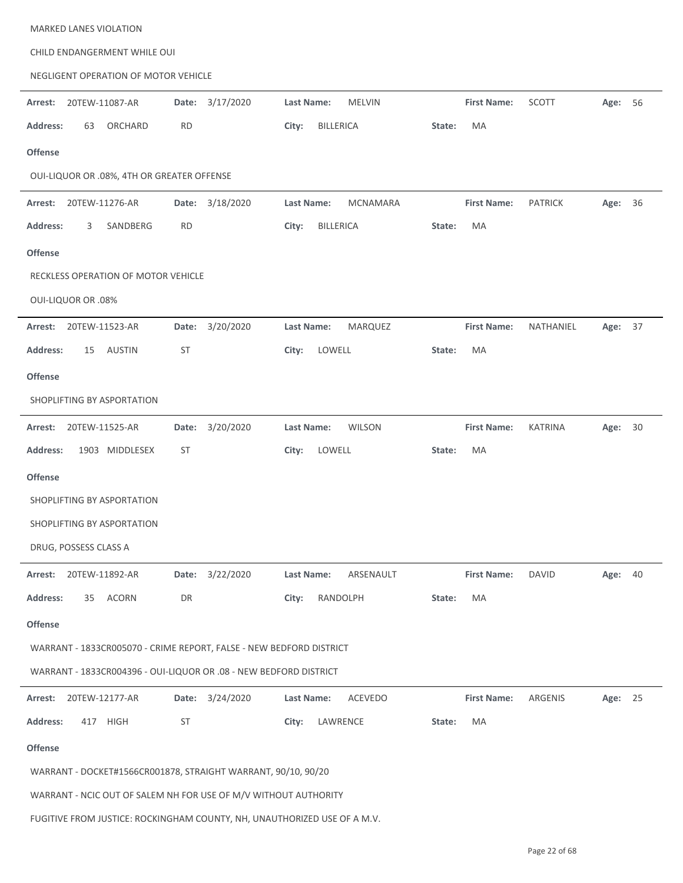MARKED LANES VIOLATION

CHILD ENDANGERMENT WHILE OUI

NEGLIGENT OPERATION OF MOTOR VEHICLE

---

**Arrest:** 20TEW-11087-AR **Date:** 3/17/2020 **Last Name:** MELVIN **First Name:** SCOTT **Age:** 56

**Address:** 63 ORCHARD RD **City:** BILLERICA **State:** MA

**Offense**

OUI-LIQUOR OR .08%, 4TH OR GREATER OFFENSE

---

**Arrest:** 20TEW-11276-AR **Date:** 3/18/2020 **Last Name:** MCNAMARA **First Name:** PATRICK **Age:** 36

**Address:** 3 SANDBERG RD **City:** BILLERICA **State:** MA

**Offense**

RECKLESS OPERATION OF MOTOR VEHICLE

OUI-LIQUOR OR .08%

---

**Arrest:** 20TEW-11523-AR **Date:** 3/20/2020 **Last Name:** MARQUEZ **First Name:** NATHANIEL **Age:** 37

**Address:** 15 AUSTIN ST **City:** LOWELL **State:** MA

**Offense**

SHOPLIFTING BY ASPORTATION

---

**Arrest:** 20TEW-11525-AR **Date:** 3/20/2020 **Last Name:** WILSON **First Name:** KATRINA **Age:** 30

**Address:** 1903 MIDDLESEX ST **City:** LOWELL **State:** MA

**Offense**

SHOPLIFTING BY ASPORTATION

SHOPLIFTING BY ASPORTATION

DRUG, POSSESS CLASS A

---

**Arrest:** 20TEW-11892-AR **Date:** 3/22/2020 **Last Name:** ARSENAULT **First Name:** DAVID **Age:** 40

**Address:** 35 ACORN DR **City:** RANDOLPH **State:** MA

**Offense**

WARRANT - 1833CR005070 - CRIME REPORT, FALSE - NEW BEDFORD DISTRICT

WARRANT - 1833CR004396 - OUI-LIQUOR OR .08 - NEW BEDFORD DISTRICT

---

**Arrest:** 20TEW-12177-AR **Date:** 3/24/2020 **Last Name:** ACEVEDO **First Name:** ARGENIS **Age:** 25

**Address:** 417 HIGH ST **City:** LAWRENCE **State:** MA

**Offense**

WARRANT - DOCKET#1566CR001878, STRAIGHT WARRANT, 90/10, 90/20

WARRANT - NCIC OUT OF SALEM NH FOR USE OF M/V WITHOUT AUTHORITY

FUGITIVE FROM JUSTICE: ROCKINGHAM COUNTY, NH, UNAUTHORIZED USE OF A M.V.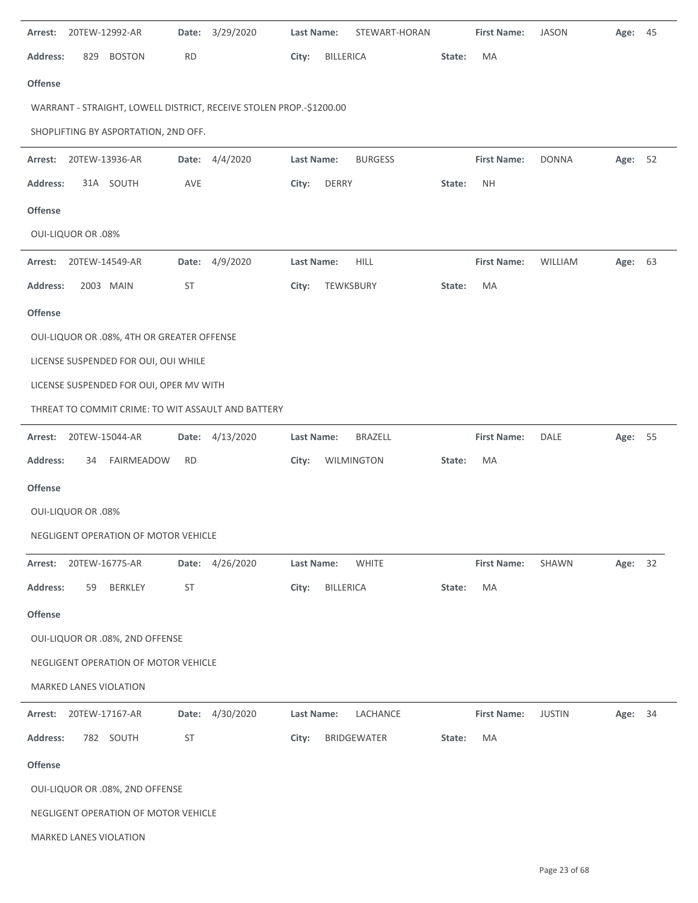**Arrest:** 20TEW-12992-AR **Date:** 3/29/2020 **Last Name:** STEWART-HORAN **First Name:** JASON **Age:** 45

**Address:** 829 BOSTON RD **City:** BILLERICA **State:** MA

**Offense**

WARRANT - STRAIGHT, LOWELL DISTRICT, RECEIVE STOLEN PROP.-$1200.00

SHOPLIFTING BY ASPORTATION, 2ND OFF.

---

**Arrest:** 20TEW-13936-AR **Date:** 4/4/2020 **Last Name:** BURGESS **First Name:** DONNA **Age:** 52

**Address:** 31A SOUTH AVE **City:** DERRY **State:** NH

**Offense**

OUI-LIQUOR OR .08%

---

**Arrest:** 20TEW-14549-AR **Date:** 4/9/2020 **Last Name:** HILL **First Name:** WILLIAM **Age:** 63

**Address:** 2003 MAIN ST **City:** TEWKSBURY **State:** MA

**Offense**

OUI-LIQUOR OR .08%, 4TH OR GREATER OFFENSE

LICENSE SUSPENDED FOR OUI, OUI WHILE

LICENSE SUSPENDED FOR OUI, OPER MV WITH

THREAT TO COMMIT CRIME: TO WIT ASSAULT AND BATTERY

---

**Arrest:** 20TEW-15044-AR **Date:** 4/13/2020 **Last Name:** BRAZELL **First Name:** DALE **Age:** 55

**Address:** 34 FAIRMEADOW RD **City:** WILMINGTON **State:** MA

**Offense**

OUI-LIQUOR OR .08%

NEGLIGENT OPERATION OF MOTOR VEHICLE

---

**Arrest:** 20TEW-16775-AR **Date:** 4/26/2020 **Last Name:** WHITE **First Name:** SHAWN **Age:** 32

**Address:** 59 BERKLEY ST **City:** BILLERICA **State:** MA

**Offense**

OUI-LIQUOR OR .08%, 2ND OFFENSE

NEGLIGENT OPERATION OF MOTOR VEHICLE

MARKED LANES VIOLATION

---

**Arrest:** 20TEW-17167-AR **Date:** 4/30/2020 **Last Name:** LACHANCE **First Name:** JUSTIN **Age:** 34

**Address:** 782 SOUTH ST **City:** BRIDGEWATER **State:** MA

**Offense**

OUI-LIQUOR OR .08%, 2ND OFFENSE

NEGLIGENT OPERATION OF MOTOR VEHICLE

MARKED LANES VIOLATION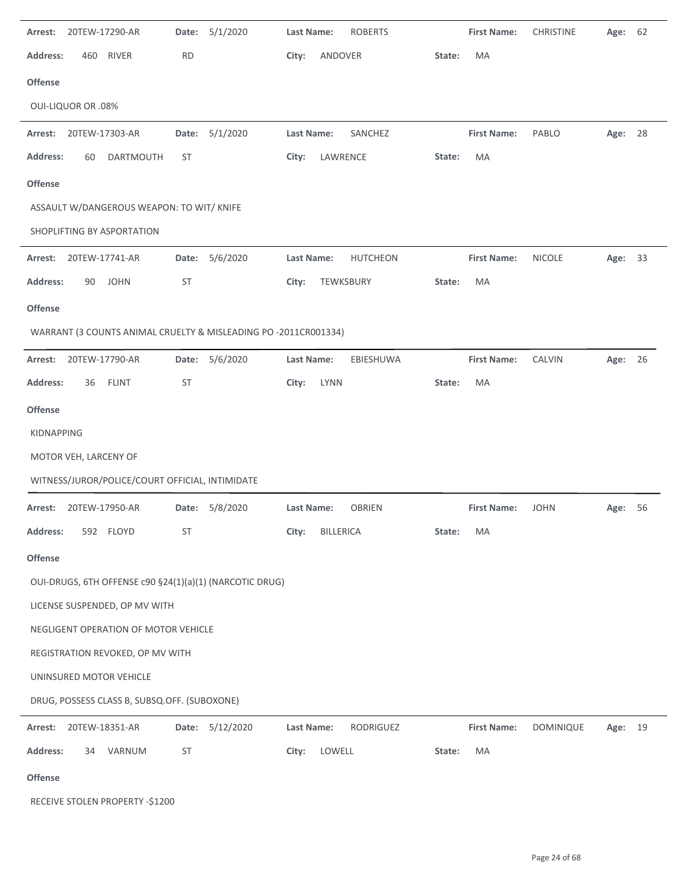**Arrest:** 20TEW-17290-AR **Date:** 5/1/2020 **Last Name:** ROBERTS **First Name:** CHRISTINE **Age:** 62

**Address:** 460 RIVER RD **City:** ANDOVER **State:** MA

**Offense**

OUI-LIQUOR OR .08%

---

**Arrest:** 20TEW-17303-AR **Date:** 5/1/2020 **Last Name:** SANCHEZ **First Name:** PABLO **Age:** 28

**Address:** 60 DARTMOUTH ST **City:** LAWRENCE **State:** MA

**Offense**

ASSAULT W/DANGEROUS WEAPON: TO WIT/ KNIFE

SHOPLIFTING BY ASPORTATION

---

**Arrest:** 20TEW-17741-AR **Date:** 5/6/2020 **Last Name:** HUTCHEON **First Name:** NICOLE **Age:** 33

**Address:** 90 JOHN ST **City:** TEWKSBURY **State:** MA

**Offense**

WARRANT (3 COUNTS ANIMAL CRUELTY & MISLEADING PO -2011CR001334)

---

**Arrest:** 20TEW-17790-AR **Date:** 5/6/2020 **Last Name:** EBIESHUWA **First Name:** CALVIN **Age:** 26

**Address:** 36 FLINT ST **City:** LYNN **State:** MA

**Offense**

KIDNAPPING

MOTOR VEH, LARCENY OF

WITNESS/JUROR/POLICE/COURT OFFICIAL, INTIMIDATE

---

**Arrest:** 20TEW-17950-AR **Date:** 5/8/2020 **Last Name:** OBRIEN **First Name:** JOHN **Age:** 56

**Address:** 592 FLOYD ST **City:** BILLERICA **State:** MA

**Offense**

OUI-DRUGS, 6TH OFFENSE c90 §24(1)(a)(1) (NARCOTIC DRUG)

LICENSE SUSPENDED, OP MV WITH

NEGLIGENT OPERATION OF MOTOR VEHICLE

REGISTRATION REVOKED, OP MV WITH

UNINSURED MOTOR VEHICLE

DRUG, POSSESS CLASS B, SUBSQ.OFF. (SUBOXONE)

---

**Arrest:** 20TEW-18351-AR **Date:** 5/12/2020 **Last Name:** RODRIGUEZ **First Name:** DOMINIQUE **Age:** 19

**Address:** 34 VARNUM ST **City:** LOWELL **State:** MA

**Offense**

RECEIVE STOLEN PROPERTY -$1200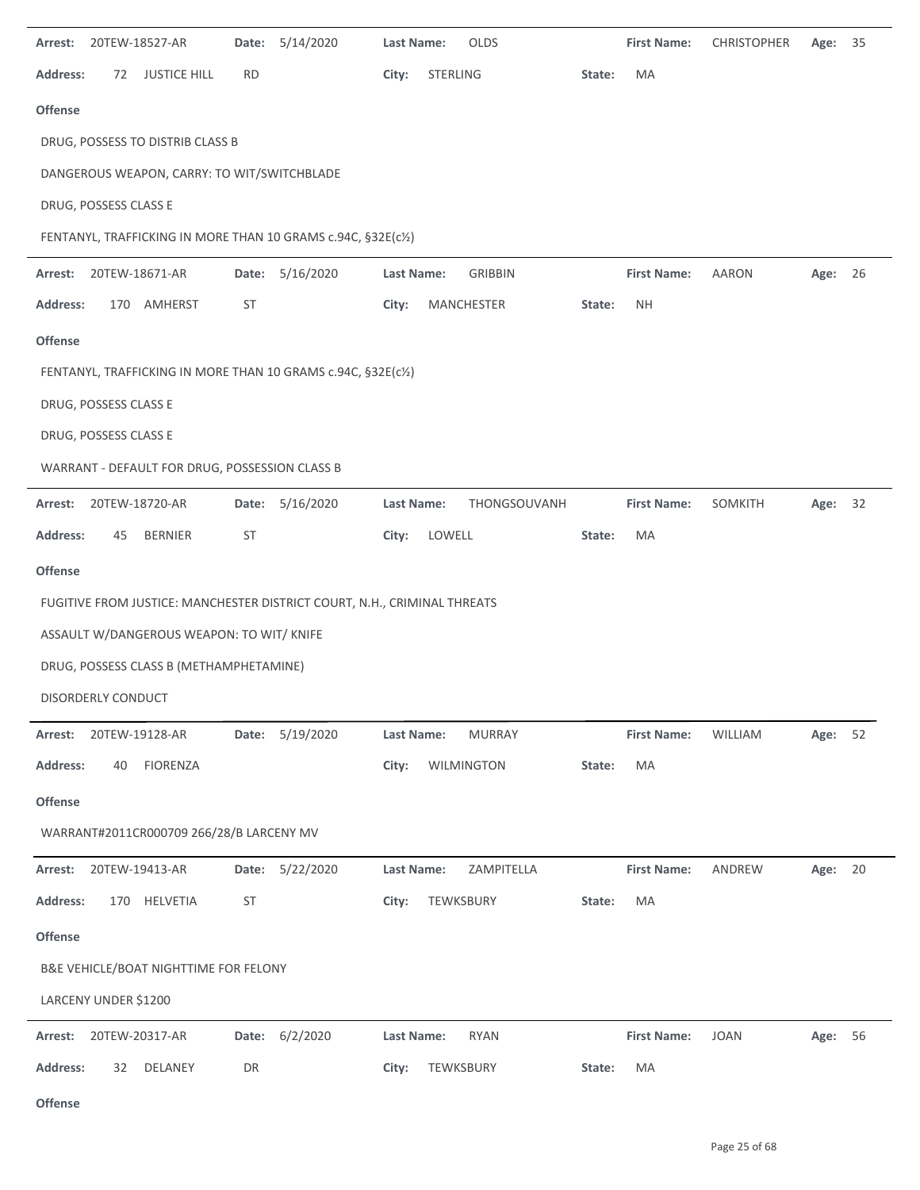**Arrest:** 20TEW-18527-AR **Date:** 5/14/2020 **Last Name:** OLDS **First Name:** CHRISTOPHER **Age:** 35

**Address:** 72 JUSTICE HILL RD **City:** STERLING **State:** MA

**Offense**

DRUG, POSSESS TO DISTRIB CLASS B

DANGEROUS WEAPON, CARRY: TO WIT/SWITCHBLADE

DRUG, POSSESS CLASS E

FENTANYL, TRAFFICKING IN MORE THAN 10 GRAMS c.94C, §32E(c½)

---

**Arrest:** 20TEW-18671-AR **Date:** 5/16/2020 **Last Name:** GRIBBIN **First Name:** AARON **Age:** 26

**Address:** 170 AMHERST ST **City:** MANCHESTER **State:** NH

**Offense**

FENTANYL, TRAFFICKING IN MORE THAN 10 GRAMS c.94C, §32E(c½)

DRUG, POSSESS CLASS E

DRUG, POSSESS CLASS E

WARRANT - DEFAULT FOR DRUG, POSSESSION CLASS B

---

**Arrest:** 20TEW-18720-AR **Date:** 5/16/2020 **Last Name:** THONGSOUVANH **First Name:** SOMKITH **Age:** 32

**Address:** 45 BERNIER ST **City:** LOWELL **State:** MA

**Offense**

FUGITIVE FROM JUSTICE: MANCHESTER DISTRICT COURT, N.H., CRIMINAL THREATS

ASSAULT W/DANGEROUS WEAPON: TO WIT/ KNIFE

DRUG, POSSESS CLASS B (METHAMPHETAMINE)

DISORDERLY CONDUCT

---

**Arrest:** 20TEW-19128-AR **Date:** 5/19/2020 **Last Name:** MURRAY **First Name:** WILLIAM **Age:** 52

**Address:** 40 FIORENZA **City:** WILMINGTON **State:** MA

**Offense**

WARRANT#2011CR000709 266/28/B LARCENY MV

---

**Arrest:** 20TEW-19413-AR **Date:** 5/22/2020 **Last Name:** ZAMPITELLA **First Name:** ANDREW **Age:** 20

**Address:** 170 HELVETIA ST **City:** TEWKSBURY **State:** MA

**Offense**

B&E VEHICLE/BOAT NIGHTTIME FOR FELONY

LARCENY UNDER $1200

---

**Arrest:** 20TEW-20317-AR **Date:** 6/2/2020 **Last Name:** RYAN **First Name:** JOAN **Age:** 56

**Address:** 32 DELANEY DR **City:** TEWKSBURY **State:** MA

**Offense**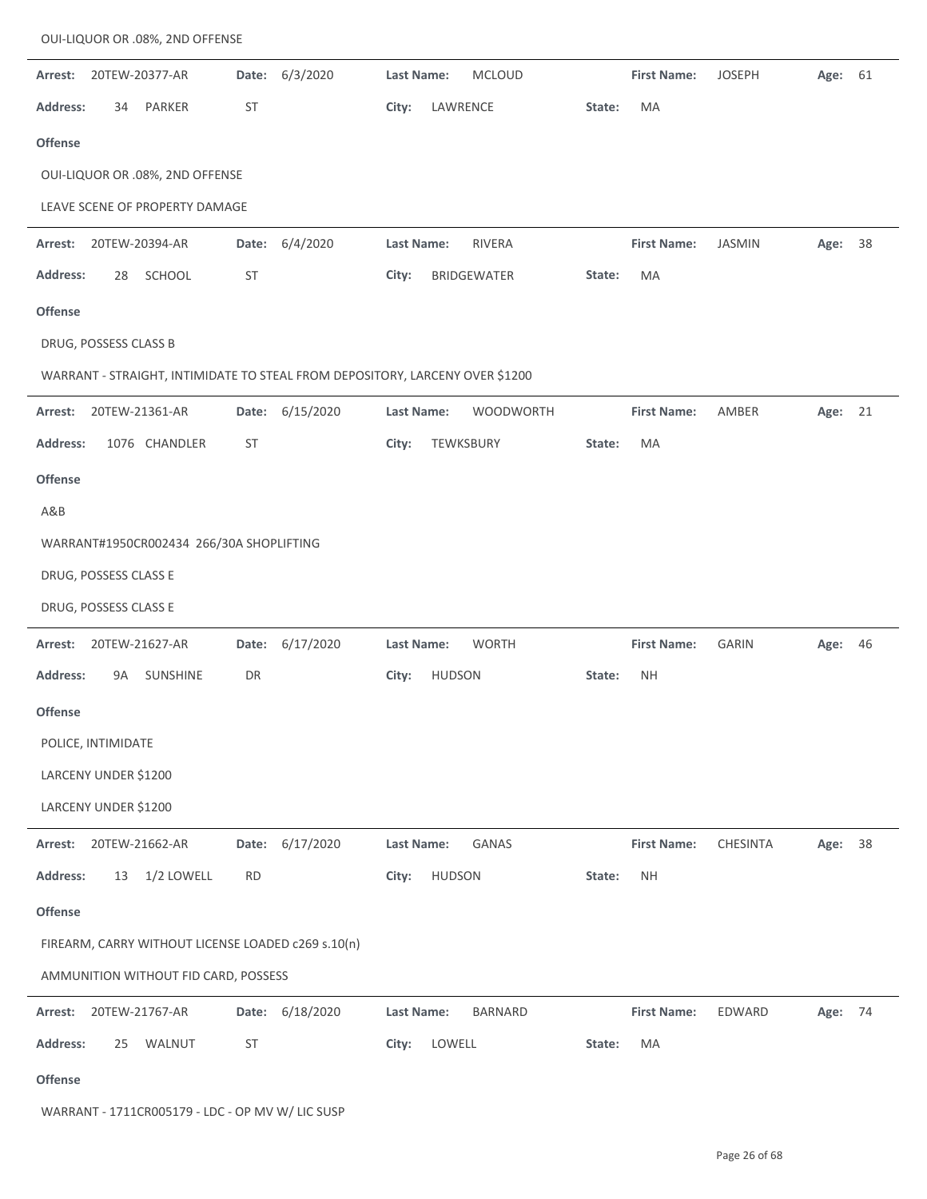OUI-LIQUOR OR .08%, 2ND OFFENSE

---

**Arrest:** 20TEW-20377-AR **Date:** 6/3/2020 **Last Name:** MCLOUD **First Name:** JOSEPH **Age:** 61

**Address:** 34 PARKER ST **City:** LAWRENCE **State:** MA

**Offense**

OUI-LIQUOR OR .08%, 2ND OFFENSE

LEAVE SCENE OF PROPERTY DAMAGE

---

**Arrest:** 20TEW-20394-AR **Date:** 6/4/2020 **Last Name:** RIVERA **First Name:** JASMIN **Age:** 38

**Address:** 28 SCHOOL ST **City:** BRIDGEWATER **State:** MA

**Offense**

DRUG, POSSESS CLASS B

WARRANT - STRAIGHT, INTIMIDATE TO STEAL FROM DEPOSITORY, LARCENY OVER $1200

---

**Arrest:** 20TEW-21361-AR **Date:** 6/15/2020 **Last Name:** WOODWORTH **First Name:** AMBER **Age:** 21

**Address:** 1076 CHANDLER ST **City:** TEWKSBURY **State:** MA

**Offense**

A&B

WARRANT#1950CR002434 266/30A SHOPLIFTING

DRUG, POSSESS CLASS E

DRUG, POSSESS CLASS E

---

**Arrest:** 20TEW-21627-AR **Date:** 6/17/2020 **Last Name:** WORTH **First Name:** GARIN **Age:** 46

**Address:** 9A SUNSHINE DR **City:** HUDSON **State:** NH

**Offense**

POLICE, INTIMIDATE

LARCENY UNDER $1200

LARCENY UNDER $1200

---

**Arrest:** 20TEW-21662-AR **Date:** 6/17/2020 **Last Name:** GANAS **First Name:** CHESINTA **Age:** 38

**Address:** 13 1/2 LOWELL RD **City:** HUDSON **State:** NH

**Offense**

FIREARM, CARRY WITHOUT LICENSE LOADED c269 s.10(n)

AMMUNITION WITHOUT FID CARD, POSSESS

---

**Arrest:** 20TEW-21767-AR **Date:** 6/18/2020 **Last Name:** BARNARD **First Name:** EDWARD **Age:** 74

**Address:** 25 WALNUT ST **City:** LOWELL **State:** MA

**Offense**

WARRANT - 1711CR005179 - LDC - OP MV W/ LIC SUSP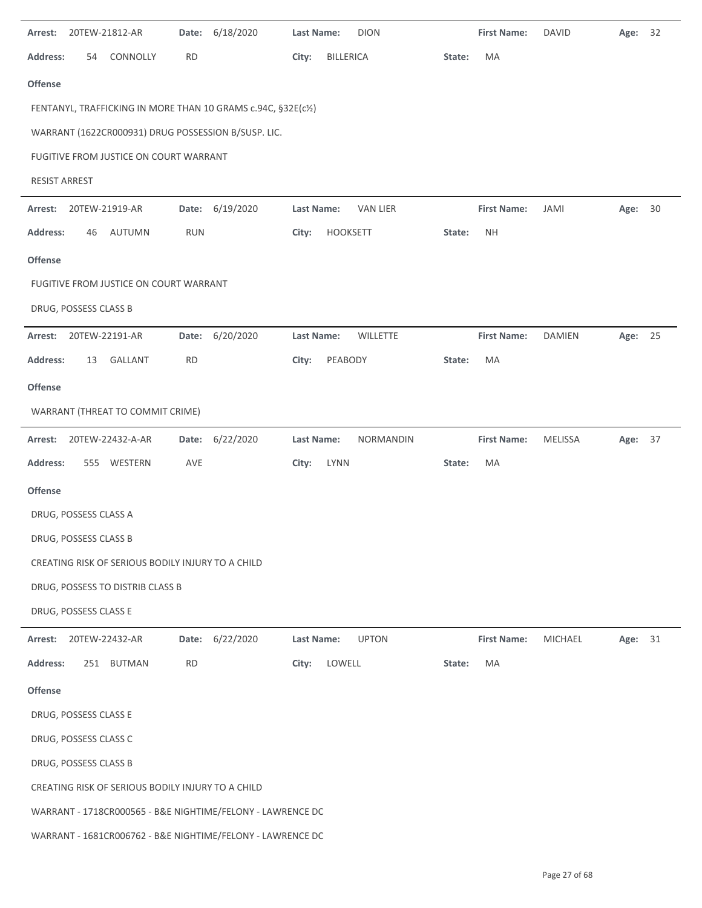**Arrest:** 20TEW-21812-AR **Date:** 6/18/2020 **Last Name:** DION **First Name:** DAVID **Age:** 32

**Address:** 54 CONNOLLY RD **City:** BILLERICA **State:** MA

**Offense**

FENTANYL, TRAFFICKING IN MORE THAN 10 GRAMS c.94C, §32E(c½)

WARRANT (1622CR000931) DRUG POSSESSION B/SUSP. LIC.

FUGITIVE FROM JUSTICE ON COURT WARRANT

RESIST ARREST

---

**Arrest:** 20TEW-21919-AR **Date:** 6/19/2020 **Last Name:** VAN LIER **First Name:** JAMI **Age:** 30

**Address:** 46 AUTUMN RUN **City:** HOOKSETT **State:** NH

**Offense**

FUGITIVE FROM JUSTICE ON COURT WARRANT

DRUG, POSSESS CLASS B

---

**Arrest:** 20TEW-22191-AR **Date:** 6/20/2020 **Last Name:** WILLETTE **First Name:** DAMIEN **Age:** 25

**Address:** 13 GALLANT RD **City:** PEABODY **State:** MA

**Offense**

WARRANT (THREAT TO COMMIT CRIME)

---

**Arrest:** 20TEW-22432-A-AR **Date:** 6/22/2020 **Last Name:** NORMANDIN **First Name:** MELISSA **Age:** 37

**Address:** 555 WESTERN AVE **City:** LYNN **State:** MA

**Offense**

DRUG, POSSESS CLASS A

DRUG, POSSESS CLASS B

CREATING RISK OF SERIOUS BODILY INJURY TO A CHILD

DRUG, POSSESS TO DISTRIB CLASS B

DRUG, POSSESS CLASS E

---

**Arrest:** 20TEW-22432-AR **Date:** 6/22/2020 **Last Name:** UPTON **First Name:** MICHAEL **Age:** 31

**Address:** 251 BUTMAN RD **City:** LOWELL **State:** MA

**Offense**

DRUG, POSSESS CLASS E

DRUG, POSSESS CLASS C

DRUG, POSSESS CLASS B

CREATING RISK OF SERIOUS BODILY INJURY TO A CHILD

WARRANT - 1718CR000565 - B&E NIGHTIME/FELONY - LAWRENCE DC

WARRANT - 1681CR006762 - B&E NIGHTIME/FELONY - LAWRENCE DC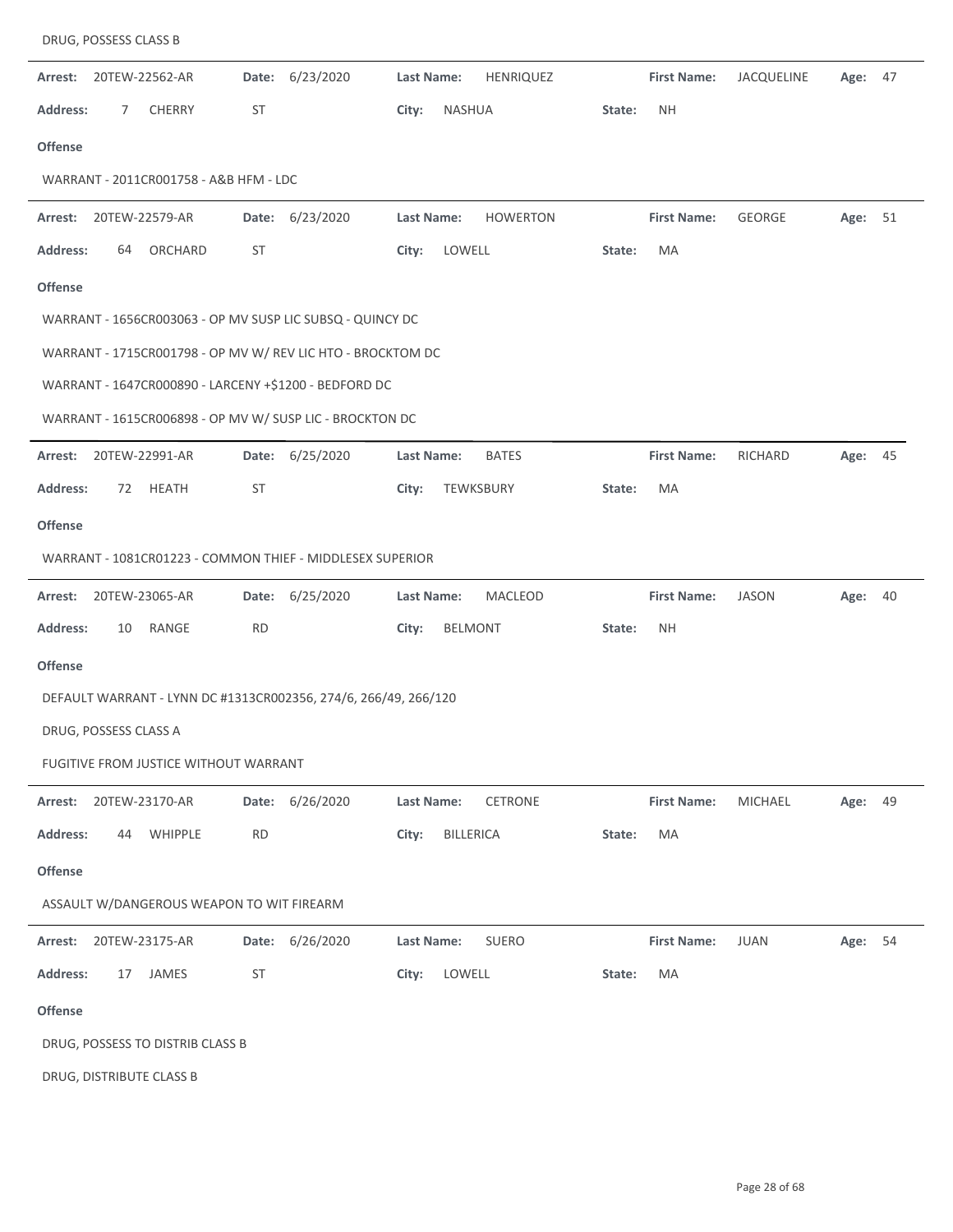DRUG, POSSESS CLASS B

**Arrest:** 20TEW-22562-AR **Date:** 6/23/2020 **Last Name:** HENRIQUEZ **First Name:** JACQUELINE **Age:** 47

**Address:** 7 CHERRY ST **City:** NASHUA **State:** NH

**Offense**

WARRANT - 2011CR001758 - A&B HFM - LDC

---

**Arrest:** 20TEW-22579-AR **Date:** 6/23/2020 **Last Name:** HOWERTON **First Name:** GEORGE **Age:** 51

**Address:** 64 ORCHARD ST **City:** LOWELL **State:** MA

**Offense**

WARRANT - 1656CR003063 - OP MV SUSP LIC SUBSQ - QUINCY DC

WARRANT - 1715CR001798 - OP MV W/ REV LIC HTO - BROCKTOM DC

WARRANT - 1647CR000890 - LARCENY +$1200 - BEDFORD DC

WARRANT - 1615CR006898 - OP MV W/ SUSP LIC - BROCKTON DC

---

**Arrest:** 20TEW-22991-AR **Date:** 6/25/2020 **Last Name:** BATES **First Name:** RICHARD **Age:** 45

**Address:** 72 HEATH ST **City:** TEWKSBURY **State:** MA

**Offense**

WARRANT - 1081CR01223 - COMMON THIEF - MIDDLESEX SUPERIOR

---

**Arrest:** 20TEW-23065-AR **Date:** 6/25/2020 **Last Name:** MACLEOD **First Name:** JASON **Age:** 40

**Address:** 10 RANGE RD **City:** BELMONT **State:** NH

**Offense**

DEFAULT WARRANT - LYNN DC #1313CR002356, 274/6, 266/49, 266/120

DRUG, POSSESS CLASS A

FUGITIVE FROM JUSTICE WITHOUT WARRANT

---

**Arrest:** 20TEW-23170-AR **Date:** 6/26/2020 **Last Name:** CETRONE **First Name:** MICHAEL **Age:** 49

**Address:** 44 WHIPPLE RD **City:** BILLERICA **State:** MA

**Offense**

ASSAULT W/DANGEROUS WEAPON TO WIT FIREARM

---

**Arrest:** 20TEW-23175-AR **Date:** 6/26/2020 **Last Name:** SUERO **First Name:** JUAN **Age:** 54

**Address:** 17 JAMES ST **City:** LOWELL **State:** MA

**Offense**

DRUG, POSSESS TO DISTRIB CLASS B

DRUG, DISTRIBUTE CLASS B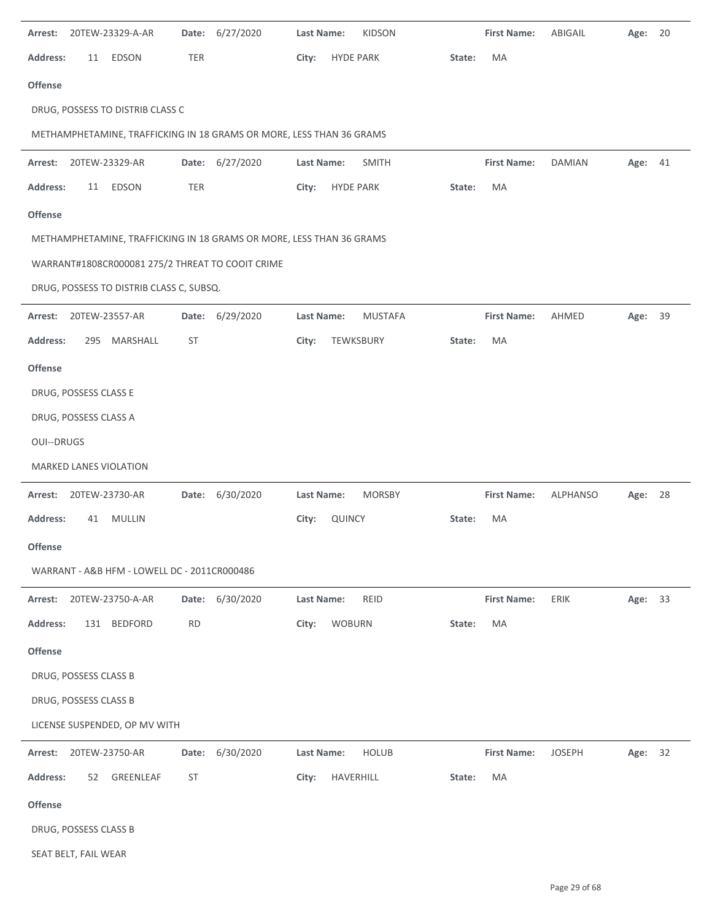**Arrest:** 20TEW-23329-A-AR **Date:** 6/27/2020 **Last Name:** KIDSON **First Name:** ABIGAIL **Age:** 20

**Address:** 11 EDSON TER **City:** HYDE PARK **State:** MA

**Offense**

DRUG, POSSESS TO DISTRIB CLASS C

METHAMPHETAMINE, TRAFFICKING IN 18 GRAMS OR MORE, LESS THAN 36 GRAMS

---

**Arrest:** 20TEW-23329-AR **Date:** 6/27/2020 **Last Name:** SMITH **First Name:** DAMIAN **Age:** 41

**Address:** 11 EDSON TER **City:** HYDE PARK **State:** MA

**Offense**

METHAMPHETAMINE, TRAFFICKING IN 18 GRAMS OR MORE, LESS THAN 36 GRAMS

WARRANT#1808CR000081 275/2 THREAT TO COOIT CRIME

DRUG, POSSESS TO DISTRIB CLASS C, SUBSQ.

---

**Arrest:** 20TEW-23557-AR **Date:** 6/29/2020 **Last Name:** MUSTAFA **First Name:** AHMED **Age:** 39

**Address:** 295 MARSHALL ST **City:** TEWKSBURY **State:** MA

**Offense**

DRUG, POSSESS CLASS E

DRUG, POSSESS CLASS A

OUI--DRUGS

MARKED LANES VIOLATION

---

**Arrest:** 20TEW-23730-AR **Date:** 6/30/2020 **Last Name:** MORSBY **First Name:** ALPHANSO **Age:** 28

**Address:** 41 MULLIN **City:** QUINCY **State:** MA

**Offense**

WARRANT - A&B HFM - LOWELL DC - 2011CR000486

---

**Arrest:** 20TEW-23750-A-AR **Date:** 6/30/2020 **Last Name:** REID **First Name:** ERIK **Age:** 33

**Address:** 131 BEDFORD RD **City:** WOBURN **State:** MA

**Offense**

DRUG, POSSESS CLASS B

DRUG, POSSESS CLASS B

LICENSE SUSPENDED, OP MV WITH

---

**Arrest:** 20TEW-23750-AR **Date:** 6/30/2020 **Last Name:** HOLUB **First Name:** JOSEPH **Age:** 32

**Address:** 52 GREENLEAF ST **City:** HAVERHILL **State:** MA

**Offense**

DRUG, POSSESS CLASS B

SEAT BELT, FAIL WEAR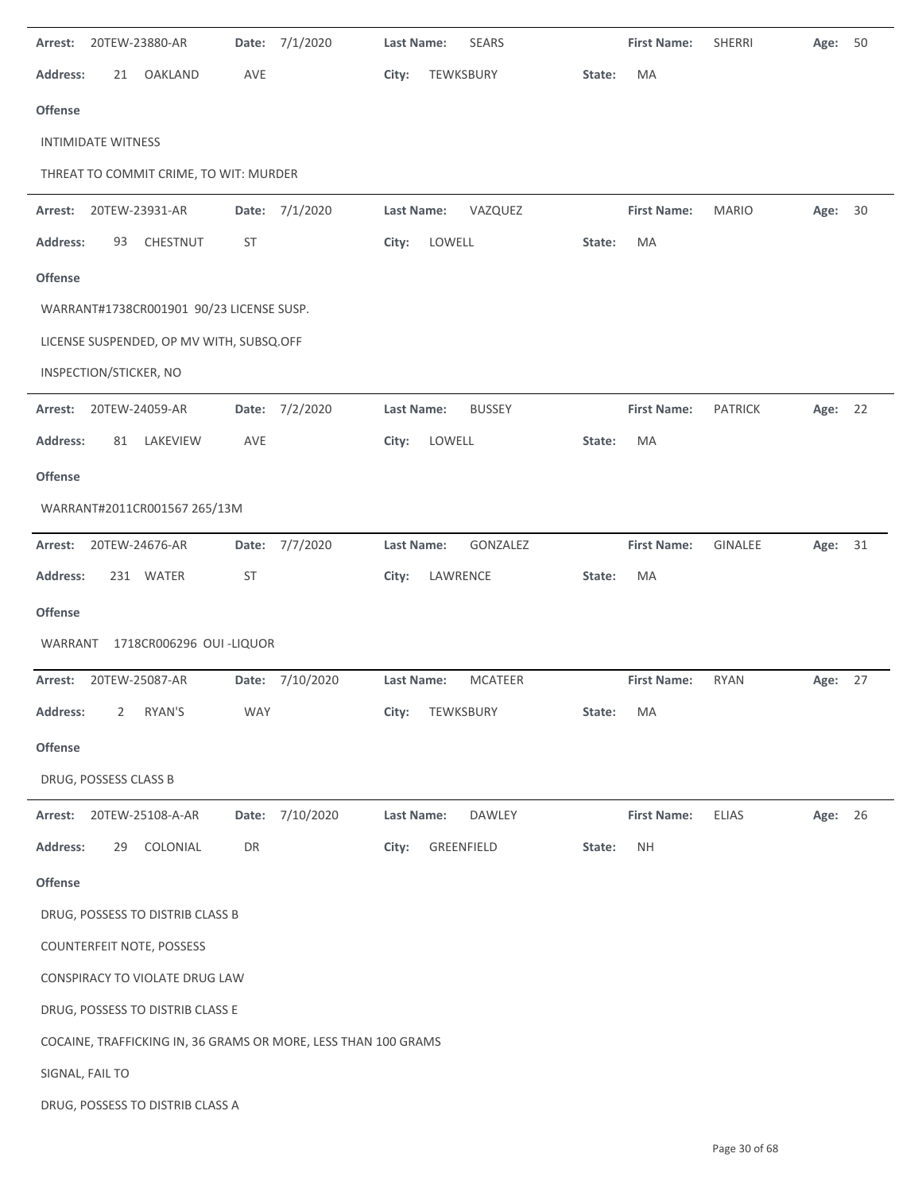**Arrest:** 20TEW-23880-AR **Date:** 7/1/2020 **Last Name:** SEARS **First Name:** SHERRI **Age:** 50

**Address:** 21 OAKLAND AVE **City:** TEWKSBURY **State:** MA

**Offense**

INTIMIDATE WITNESS

THREAT TO COMMIT CRIME, TO WIT: MURDER

---

**Arrest:** 20TEW-23931-AR **Date:** 7/1/2020 **Last Name:** VAZQUEZ **First Name:** MARIO **Age:** 30

**Address:** 93 CHESTNUT ST **City:** LOWELL **State:** MA

**Offense**

WARRANT#1738CR001901 90/23 LICENSE SUSP.

LICENSE SUSPENDED, OP MV WITH, SUBSQ.OFF

INSPECTION/STICKER, NO

---

**Arrest:** 20TEW-24059-AR **Date:** 7/2/2020 **Last Name:** BUSSEY **First Name:** PATRICK **Age:** 22

**Address:** 81 LAKEVIEW AVE **City:** LOWELL **State:** MA

**Offense**

WARRANT#2011CR001567 265/13M

---

**Arrest:** 20TEW-24676-AR **Date:** 7/7/2020 **Last Name:** GONZALEZ **First Name:** GINALEE **Age:** 31

**Address:** 231 WATER ST **City:** LAWRENCE **State:** MA

**Offense**

WARRANT 1718CR006296 OUI -LIQUOR

---

**Arrest:** 20TEW-25087-AR **Date:** 7/10/2020 **Last Name:** MCATEER **First Name:** RYAN **Age:** 27

**Address:** 2 RYAN'S WAY **City:** TEWKSBURY **State:** MA

**Offense**

DRUG, POSSESS CLASS B

---

**Arrest:** 20TEW-25108-A-AR **Date:** 7/10/2020 **Last Name:** DAWLEY **First Name:** ELIAS **Age:** 26

**Address:** 29 COLONIAL DR **City:** GREENFIELD **State:** NH

**Offense**

DRUG, POSSESS TO DISTRIB CLASS B

COUNTERFEIT NOTE, POSSESS

CONSPIRACY TO VIOLATE DRUG LAW

DRUG, POSSESS TO DISTRIB CLASS E

COCAINE, TRAFFICKING IN, 36 GRAMS OR MORE, LESS THAN 100 GRAMS

SIGNAL, FAIL TO

DRUG, POSSESS TO DISTRIB CLASS A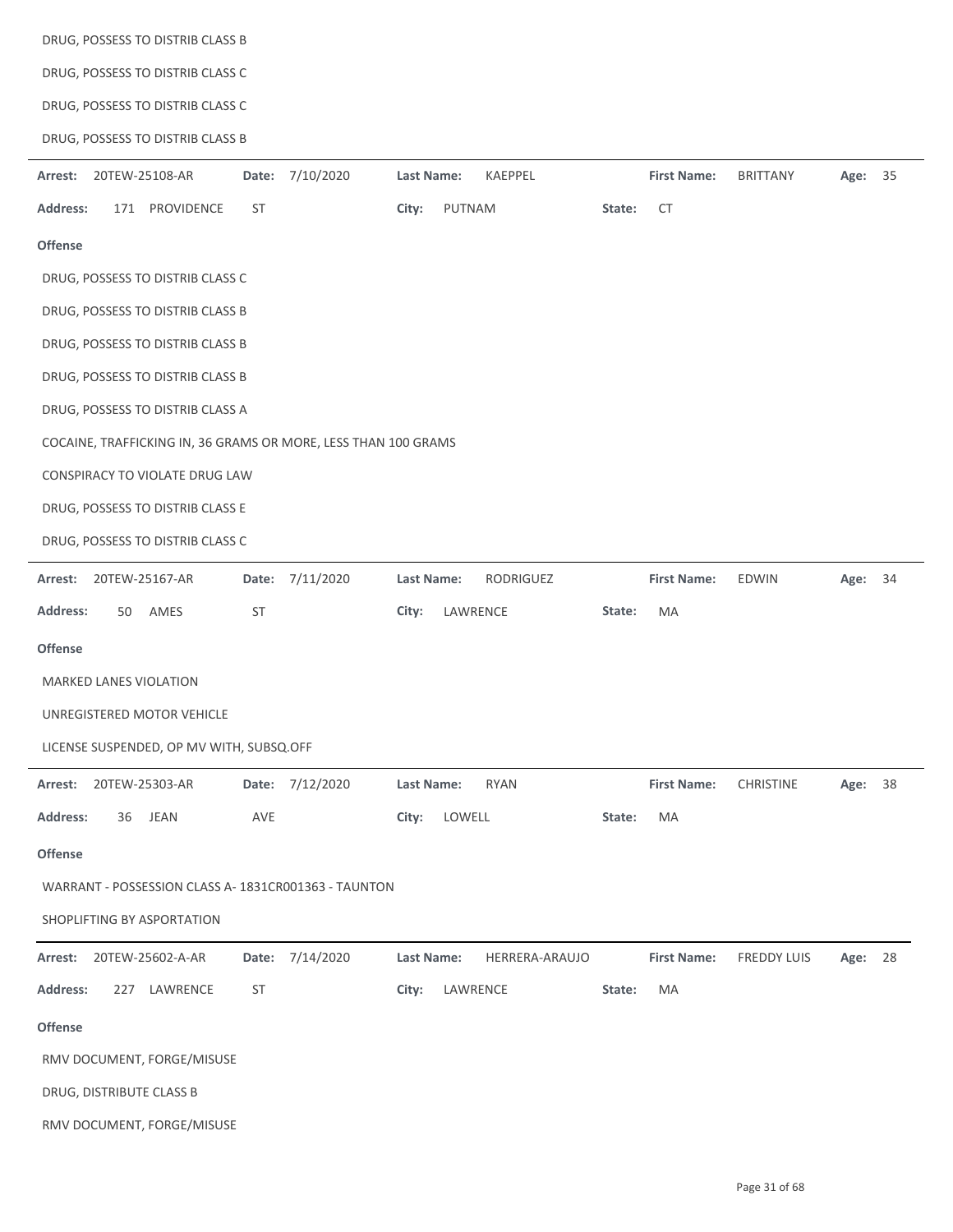DRUG, POSSESS TO DISTRIB CLASS B

DRUG, POSSESS TO DISTRIB CLASS C

DRUG, POSSESS TO DISTRIB CLASS C

DRUG, POSSESS TO DISTRIB CLASS B

---

**Arrest:** 20TEW-25108-AR **Date:** 7/10/2020 **Last Name:** KAEPPEL **First Name:** BRITTANY **Age:** 35

**Address:** 171 PROVIDENCE ST **City:** PUTNAM **State:** CT

**Offense**

DRUG, POSSESS TO DISTRIB CLASS C

DRUG, POSSESS TO DISTRIB CLASS B

DRUG, POSSESS TO DISTRIB CLASS B

DRUG, POSSESS TO DISTRIB CLASS B

DRUG, POSSESS TO DISTRIB CLASS A

COCAINE, TRAFFICKING IN, 36 GRAMS OR MORE, LESS THAN 100 GRAMS

CONSPIRACY TO VIOLATE DRUG LAW

DRUG, POSSESS TO DISTRIB CLASS E

DRUG, POSSESS TO DISTRIB CLASS C

---

**Arrest:** 20TEW-25167-AR **Date:** 7/11/2020 **Last Name:** RODRIGUEZ **First Name:** EDWIN **Age:** 34

**Address:** 50 AMES ST **City:** LAWRENCE **State:** MA

**Offense**

MARKED LANES VIOLATION

UNREGISTERED MOTOR VEHICLE

LICENSE SUSPENDED, OP MV WITH, SUBSQ.OFF

---

**Arrest:** 20TEW-25303-AR **Date:** 7/12/2020 **Last Name:** RYAN **First Name:** CHRISTINE **Age:** 38

**Address:** 36 JEAN AVE **City:** LOWELL **State:** MA

**Offense**

WARRANT - POSSESSION CLASS A- 1831CR001363 - TAUNTON

SHOPLIFTING BY ASPORTATION

---

**Arrest:** 20TEW-25602-A-AR **Date:** 7/14/2020 **Last Name:** HERRERA-ARAUJO **First Name:** FREDDY LUIS **Age:** 28

**Address:** 227 LAWRENCE ST **City:** LAWRENCE **State:** MA

**Offense**

RMV DOCUMENT, FORGE/MISUSE

DRUG, DISTRIBUTE CLASS B

RMV DOCUMENT, FORGE/MISUSE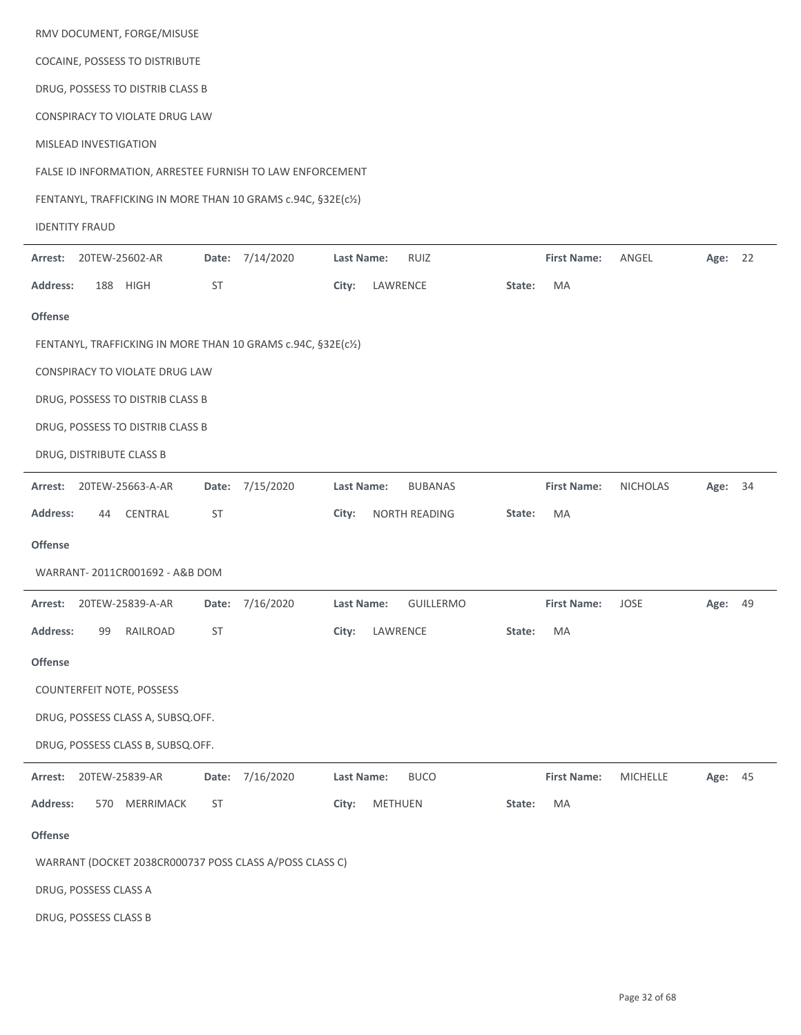RMV DOCUMENT, FORGE/MISUSE

COCAINE, POSSESS TO DISTRIBUTE

DRUG, POSSESS TO DISTRIB CLASS B

CONSPIRACY TO VIOLATE DRUG LAW

MISLEAD INVESTIGATION

FALSE ID INFORMATION, ARRESTEE FURNISH TO LAW ENFORCEMENT

FENTANYL, TRAFFICKING IN MORE THAN 10 GRAMS c.94C, §32E(c½)

IDENTITY FRAUD

---

**Arrest:** 20TEW-25602-AR **Date:** 7/14/2020 **Last Name:** RUIZ **First Name:** ANGEL **Age:** 22

**Address:** 188 HIGH ST **City:** LAWRENCE **State:** MA

**Offense**

FENTANYL, TRAFFICKING IN MORE THAN 10 GRAMS c.94C, §32E(c½)

CONSPIRACY TO VIOLATE DRUG LAW

DRUG, POSSESS TO DISTRIB CLASS B

DRUG, POSSESS TO DISTRIB CLASS B

DRUG, DISTRIBUTE CLASS B

---

**Arrest:** 20TEW-25663-A-AR **Date:** 7/15/2020 **Last Name:** BUBANAS **First Name:** NICHOLAS **Age:** 34

**Address:** 44 CENTRAL ST **City:** NORTH READING **State:** MA

**Offense**

WARRANT- 2011CR001692 - A&B DOM

---

**Arrest:** 20TEW-25839-A-AR **Date:** 7/16/2020 **Last Name:** GUILLERMO **First Name:** JOSE **Age:** 49

**Address:** 99 RAILROAD ST **City:** LAWRENCE **State:** MA

**Offense**

COUNTERFEIT NOTE, POSSESS

DRUG, POSSESS CLASS A, SUBSQ.OFF.

DRUG, POSSESS CLASS B, SUBSQ.OFF.

---

**Arrest:** 20TEW-25839-AR **Date:** 7/16/2020 **Last Name:** BUCO **First Name:** MICHELLE **Age:** 45

**Address:** 570 MERRIMACK ST **City:** METHUEN **State:** MA

**Offense**

WARRANT (DOCKET 2038CR000737 POSS CLASS A/POSS CLASS C)

DRUG, POSSESS CLASS A

DRUG, POSSESS CLASS B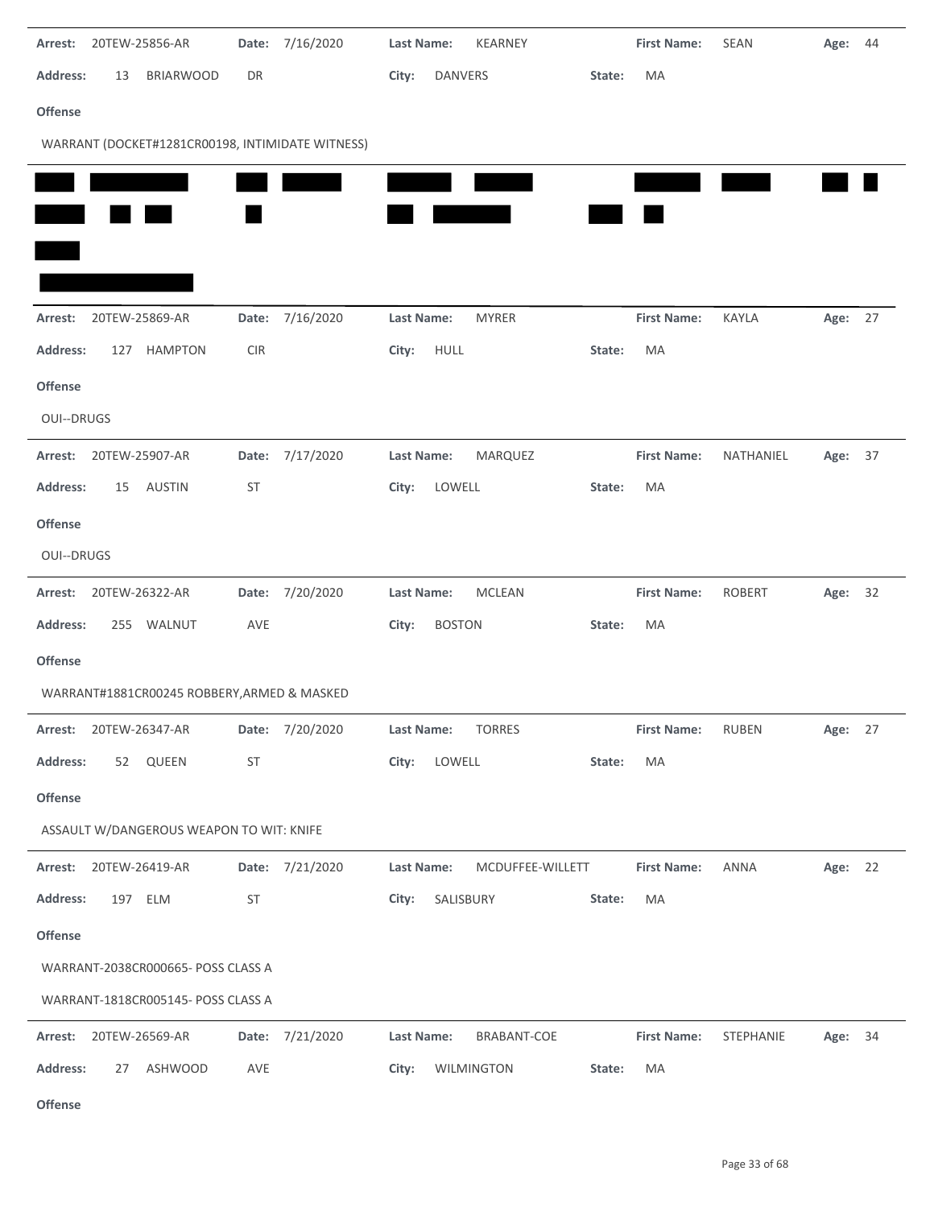**Arrest:** 20TEW-25856-AR **Date:** 7/16/2020 **Last Name:** KEARNEY **First Name:** SEAN **Age:** 44

**Address:** 13 BRIARWOOD DR **City:** DANVERS **State:** MA

**Offense**

WARRANT (DOCKET#1281CR00198, INTIMIDATE WITNESS)

---

**Arrest:** 20TEW-25869-AR **Date:** 7/16/2020 **Last Name:** MYRER **First Name:** KAYLA **Age:** 27

**Address:** 127 HAMPTON CIR **City:** HULL **State:** MA

**Offense**

OUI--DRUGS

---

**Arrest:** 20TEW-25907-AR **Date:** 7/17/2020 **Last Name:** MARQUEZ **First Name:** NATHANIEL **Age:** 37

**Address:** 15 AUSTIN ST **City:** LOWELL **State:** MA

**Offense**

OUI--DRUGS

---

**Arrest:** 20TEW-26322-AR **Date:** 7/20/2020 **Last Name:** MCLEAN **First Name:** ROBERT **Age:** 32

**Address:** 255 WALNUT AVE **City:** BOSTON **State:** MA

**Offense**

WARRANT#1881CR00245 ROBBERY,ARMED & MASKED

---

**Arrest:** 20TEW-26347-AR **Date:** 7/20/2020 **Last Name:** TORRES **First Name:** RUBEN **Age:** 27

**Address:** 52 QUEEN ST **City:** LOWELL **State:** MA

**Offense**

ASSAULT W/DANGEROUS WEAPON TO WIT: KNIFE

---

**Arrest:** 20TEW-26419-AR **Date:** 7/21/2020 **Last Name:** MCDUFFEE-WILLETT **First Name:** ANNA **Age:** 22

**Address:** 197 ELM ST **City:** SALISBURY **State:** MA

**Offense**

WARRANT-2038CR000665- POSS CLASS A

WARRANT-1818CR005145- POSS CLASS A

---

**Arrest:** 20TEW-26569-AR **Date:** 7/21/2020 **Last Name:** BRABANT-COE **First Name:** STEPHANIE **Age:** 34

**Address:** 27 ASHWOOD AVE **City:** WILMINGTON **State:** MA

**Offense**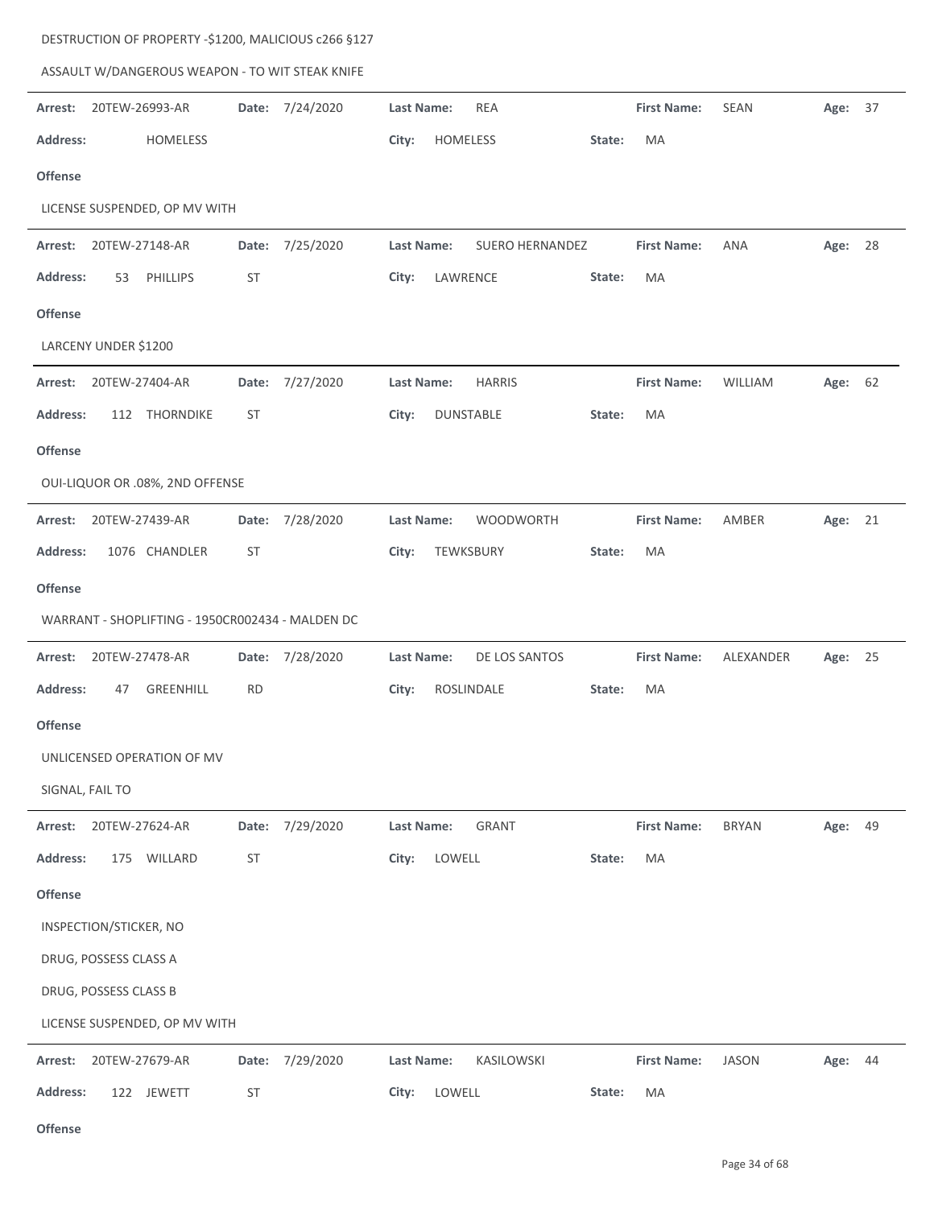DESTRUCTION OF PROPERTY -$1200, MALICIOUS c266 §127

ASSAULT W/DANGEROUS WEAPON - TO WIT STEAK KNIFE

---

**Arrest:** 20TEW-26993-AR **Date:** 7/24/2020 **Last Name:** REA **First Name:** SEAN **Age:** 37

**Address:** HOMELESS **City:** HOMELESS **State:** MA

**Offense**

LICENSE SUSPENDED, OP MV WITH

---

**Arrest:** 20TEW-27148-AR **Date:** 7/25/2020 **Last Name:** SUERO HERNANDEZ **First Name:** ANA **Age:** 28

**Address:** 53 PHILLIPS ST **City:** LAWRENCE **State:** MA

**Offense**

LARCENY UNDER $1200

---

**Arrest:** 20TEW-27404-AR **Date:** 7/27/2020 **Last Name:** HARRIS **First Name:** WILLIAM **Age:** 62

**Address:** 112 THORNDIKE ST **City:** DUNSTABLE **State:** MA

**Offense**

OUI-LIQUOR OR .08%, 2ND OFFENSE

---

**Arrest:** 20TEW-27439-AR **Date:** 7/28/2020 **Last Name:** WOODWORTH **First Name:** AMBER **Age:** 21

**Address:** 1076 CHANDLER ST **City:** TEWKSBURY **State:** MA

**Offense**

WARRANT - SHOPLIFTING - 1950CR002434 - MALDEN DC

---

**Arrest:** 20TEW-27478-AR **Date:** 7/28/2020 **Last Name:** DE LOS SANTOS **First Name:** ALEXANDER **Age:** 25

**Address:** 47 GREENHILL RD **City:** ROSLINDALE **State:** MA

**Offense**

UNLICENSED OPERATION OF MV

SIGNAL, FAIL TO

---

**Arrest:** 20TEW-27624-AR **Date:** 7/29/2020 **Last Name:** GRANT **First Name:** BRYAN **Age:** 49

**Address:** 175 WILLARD ST **City:** LOWELL **State:** MA

**Offense**

INSPECTION/STICKER, NO

DRUG, POSSESS CLASS A

DRUG, POSSESS CLASS B

LICENSE SUSPENDED, OP MV WITH

---

**Arrest:** 20TEW-27679-AR **Date:** 7/29/2020 **Last Name:** KASILOWSKI **First Name:** JASON **Age:** 44

**Address:** 122 JEWETT ST **City:** LOWELL **State:** MA

**Offense**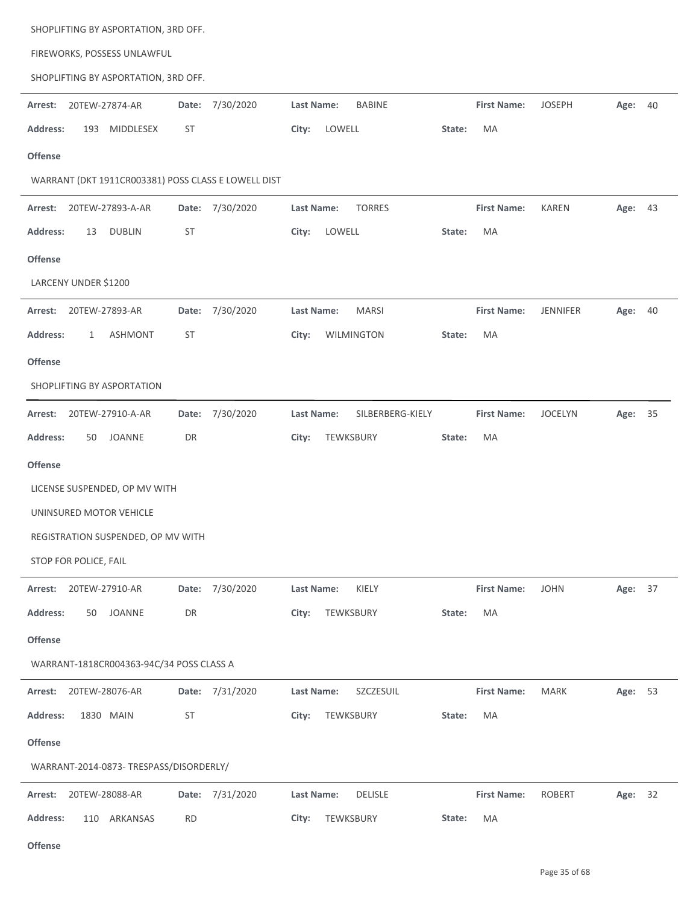SHOPLIFTING BY ASPORTATION, 3RD OFF.

FIREWORKS, POSSESS UNLAWFUL

SHOPLIFTING BY ASPORTATION, 3RD OFF.

---

**Arrest:** 20TEW-27874-AR **Date:** 7/30/2020 **Last Name:** BABINE **First Name:** JOSEPH **Age:** 40

**Address:** 193 MIDDLESEX ST **City:** LOWELL **State:** MA

**Offense**

WARRANT (DKT 1911CR003381) POSS CLASS E LOWELL DIST

---

**Arrest:** 20TEW-27893-A-AR **Date:** 7/30/2020 **Last Name:** TORRES **First Name:** KAREN **Age:** 43

**Address:** 13 DUBLIN ST **City:** LOWELL **State:** MA

**Offense**

LARCENY UNDER $1200

---

**Arrest:** 20TEW-27893-AR **Date:** 7/30/2020 **Last Name:** MARSI **First Name:** JENNIFER **Age:** 40

**Address:** 1 ASHMONT ST **City:** WILMINGTON **State:** MA

**Offense**

SHOPLIFTING BY ASPORTATION

---

**Arrest:** 20TEW-27910-A-AR **Date:** 7/30/2020 **Last Name:** SILBERBERG-KIELY **First Name:** JOCELYN **Age:** 35

**Address:** 50 JOANNE DR **City:** TEWKSBURY **State:** MA

**Offense**

LICENSE SUSPENDED, OP MV WITH

UNINSURED MOTOR VEHICLE

REGISTRATION SUSPENDED, OP MV WITH

STOP FOR POLICE, FAIL

---

**Arrest:** 20TEW-27910-AR **Date:** 7/30/2020 **Last Name:** KIELY **First Name:** JOHN **Age:** 37

**Address:** 50 JOANNE DR **City:** TEWKSBURY **State:** MA

**Offense**

WARRANT-1818CR004363-94C/34 POSS CLASS A

---

**Arrest:** 20TEW-28076-AR **Date:** 7/31/2020 **Last Name:** SZCZESUIL **First Name:** MARK **Age:** 53

**Address:** 1830 MAIN ST **City:** TEWKSBURY **State:** MA

**Offense**

WARRANT-2014-0873- TRESPASS/DISORDERLY/

---

**Arrest:** 20TEW-28088-AR **Date:** 7/31/2020 **Last Name:** DELISLE **First Name:** ROBERT **Age:** 32

**Address:** 110 ARKANSAS RD **City:** TEWKSBURY **State:** MA

**Offense**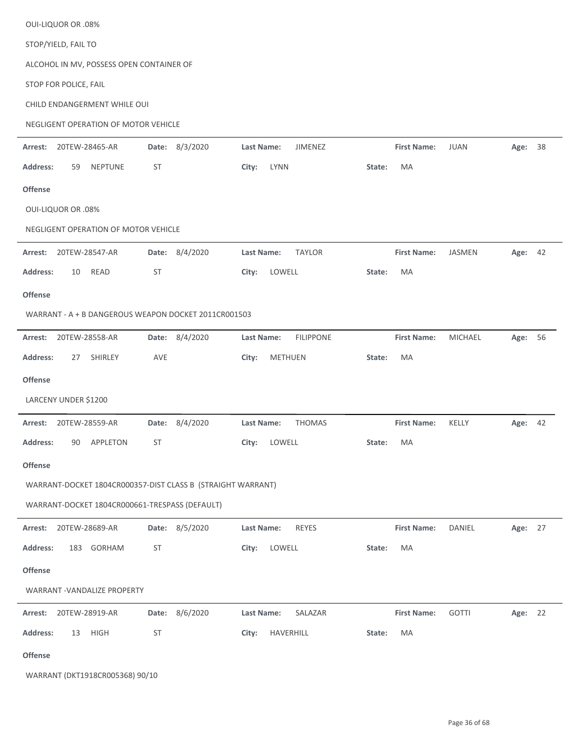OUI-LIQUOR OR .08%

STOP/YIELD, FAIL TO

ALCOHOL IN MV, POSSESS OPEN CONTAINER OF

STOP FOR POLICE, FAIL

CHILD ENDANGERMENT WHILE OUI

NEGLIGENT OPERATION OF MOTOR VEHICLE

---

**Arrest:** 20TEW-28465-AR **Date:** 8/3/2020 **Last Name:** JIMENEZ **First Name:** JUAN **Age:** 38

**Address:** 59 NEPTUNE ST **City:** LYNN **State:** MA

**Offense**

OUI-LIQUOR OR .08%

NEGLIGENT OPERATION OF MOTOR VEHICLE

---

**Arrest:** 20TEW-28547-AR **Date:** 8/4/2020 **Last Name:** TAYLOR **First Name:** JASMEN **Age:** 42

**Address:** 10 READ ST **City:** LOWELL **State:** MA

**Offense**

WARRANT - A + B DANGEROUS WEAPON DOCKET 2011CR001503

---

**Arrest:** 20TEW-28558-AR **Date:** 8/4/2020 **Last Name:** FILIPPONE **First Name:** MICHAEL **Age:** 56

**Address:** 27 SHIRLEY AVE **City:** METHUEN **State:** MA

**Offense**

LARCENY UNDER $1200

---

**Arrest:** 20TEW-28559-AR **Date:** 8/4/2020 **Last Name:** THOMAS **First Name:** KELLY **Age:** 42

**Address:** 90 APPLETON ST **City:** LOWELL **State:** MA

**Offense**

WARRANT-DOCKET 1804CR000357-DIST CLASS B (STRAIGHT WARRANT)

WARRANT-DOCKET 1804CR000661-TRESPASS (DEFAULT)

---

**Arrest:** 20TEW-28689-AR **Date:** 8/5/2020 **Last Name:** REYES **First Name:** DANIEL **Age:** 27

**Address:** 183 GORHAM ST **City:** LOWELL **State:** MA

**Offense**

WARRANT -VANDALIZE PROPERTY

---

**Arrest:** 20TEW-28919-AR **Date:** 8/6/2020 **Last Name:** SALAZAR **First Name:** GOTTI **Age:** 22

**Address:** 13 HIGH ST **City:** HAVERHILL **State:** MA

**Offense**

WARRANT (DKT1918CR005368) 90/10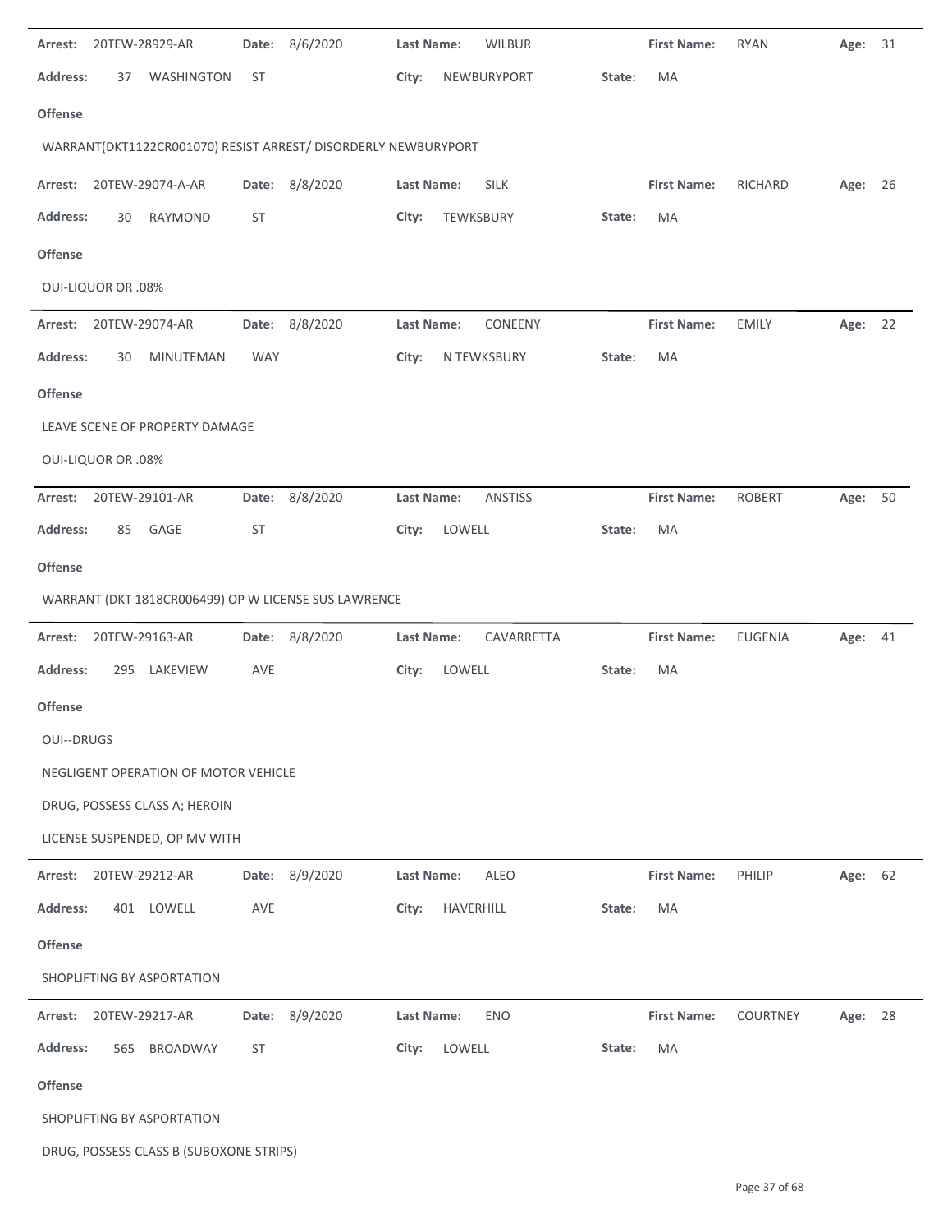**Arrest:** 20TEW-28929-AR **Date:** 8/6/2020 **Last Name:** WILBUR **First Name:** RYAN **Age:** 31

**Address:** 37 WASHINGTON ST **City:** NEWBURYPORT **State:** MA

**Offense**

WARRANT(DKT1122CR001070) RESIST ARREST/ DISORDERLY NEWBURYPORT

---

**Arrest:** 20TEW-29074-A-AR **Date:** 8/8/2020 **Last Name:** SILK **First Name:** RICHARD **Age:** 26

**Address:** 30 RAYMOND ST **City:** TEWKSBURY **State:** MA

**Offense**

OUI-LIQUOR OR .08%

---

**Arrest:** 20TEW-29074-AR **Date:** 8/8/2020 **Last Name:** CONEENY **First Name:** EMILY **Age:** 22

**Address:** 30 MINUTEMAN WAY **City:** N TEWKSBURY **State:** MA

**Offense**

LEAVE SCENE OF PROPERTY DAMAGE

OUI-LIQUOR OR .08%

---

**Arrest:** 20TEW-29101-AR **Date:** 8/8/2020 **Last Name:** ANSTISS **First Name:** ROBERT **Age:** 50

**Address:** 85 GAGE ST **City:** LOWELL **State:** MA

**Offense**

WARRANT (DKT 1818CR006499) OP W LICENSE SUS LAWRENCE

---

**Arrest:** 20TEW-29163-AR **Date:** 8/8/2020 **Last Name:** CAVARRETTA **First Name:** EUGENIA **Age:** 41

**Address:** 295 LAKEVIEW AVE **City:** LOWELL **State:** MA

**Offense**

OUI--DRUGS

NEGLIGENT OPERATION OF MOTOR VEHICLE

DRUG, POSSESS CLASS A; HEROIN

LICENSE SUSPENDED, OP MV WITH

---

**Arrest:** 20TEW-29212-AR **Date:** 8/9/2020 **Last Name:** ALEO **First Name:** PHILIP **Age:** 62

**Address:** 401 LOWELL AVE **City:** HAVERHILL **State:** MA

**Offense**

SHOPLIFTING BY ASPORTATION

---

**Arrest:** 20TEW-29217-AR **Date:** 8/9/2020 **Last Name:** ENO **First Name:** COURTNEY **Age:** 28

**Address:** 565 BROADWAY ST **City:** LOWELL **State:** MA

**Offense**

SHOPLIFTING BY ASPORTATION

DRUG, POSSESS CLASS B (SUBOXONE STRIPS)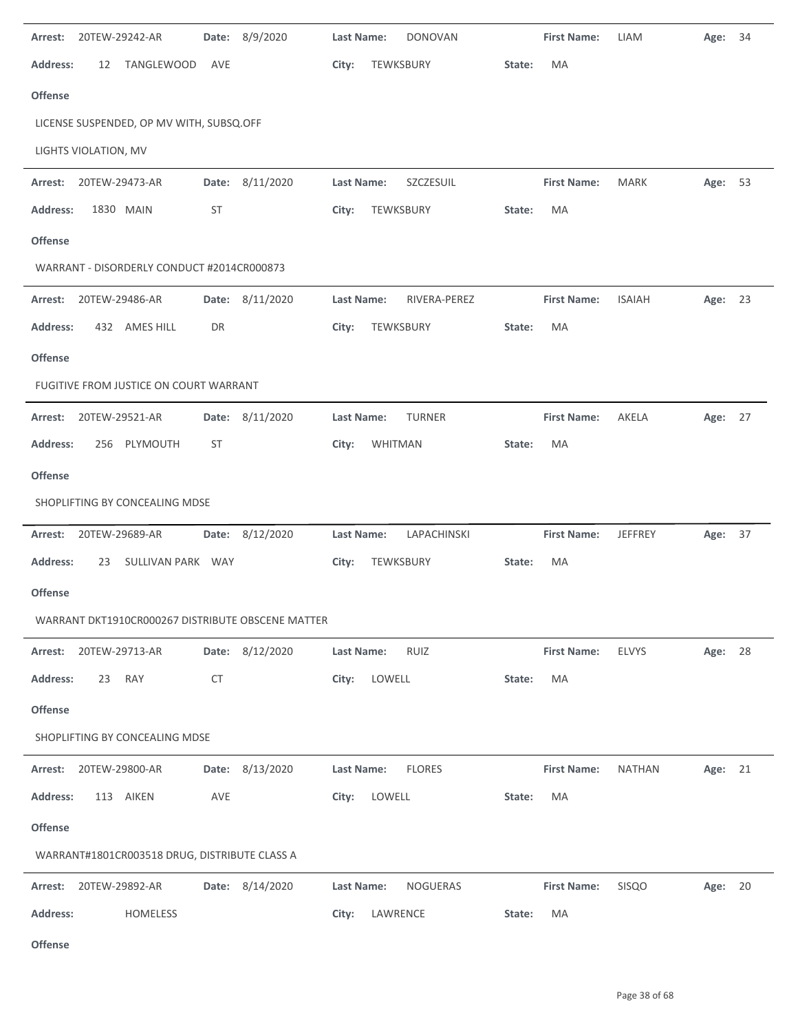**Arrest:** 20TEW-29242-AR **Date:** 8/9/2020 **Last Name:** DONOVAN **First Name:** LIAM **Age:** 34

**Address:** 12 TANGLEWOOD AVE **City:** TEWKSBURY **State:** MA

**Offense**

LICENSE SUSPENDED, OP MV WITH, SUBSQ.OFF

LIGHTS VIOLATION, MV

---

**Arrest:** 20TEW-29473-AR **Date:** 8/11/2020 **Last Name:** SZCZESUIL **First Name:** MARK **Age:** 53

**Address:** 1830 MAIN ST **City:** TEWKSBURY **State:** MA

**Offense**

WARRANT - DISORDERLY CONDUCT #2014CR000873

---

**Arrest:** 20TEW-29486-AR **Date:** 8/11/2020 **Last Name:** RIVERA-PEREZ **First Name:** ISAIAH **Age:** 23

**Address:** 432 AMES HILL DR **City:** TEWKSBURY **State:** MA

**Offense**

FUGITIVE FROM JUSTICE ON COURT WARRANT

---

**Arrest:** 20TEW-29521-AR **Date:** 8/11/2020 **Last Name:** TURNER **First Name:** AKELA **Age:** 27

**Address:** 256 PLYMOUTH ST **City:** WHITMAN **State:** MA

**Offense**

SHOPLIFTING BY CONCEALING MDSE

---

**Arrest:** 20TEW-29689-AR **Date:** 8/12/2020 **Last Name:** LAPACHINSKI **First Name:** JEFFREY **Age:** 37

**Address:** 23 SULLIVAN PARK WAY **City:** TEWKSBURY **State:** MA

**Offense**

WARRANT DKT1910CR000267 DISTRIBUTE OBSCENE MATTER

---

**Arrest:** 20TEW-29713-AR **Date:** 8/12/2020 **Last Name:** RUIZ **First Name:** ELVYS **Age:** 28

**Address:** 23 RAY CT **City:** LOWELL **State:** MA

**Offense**

SHOPLIFTING BY CONCEALING MDSE

---

**Arrest:** 20TEW-29800-AR **Date:** 8/13/2020 **Last Name:** FLORES **First Name:** NATHAN **Age:** 21

**Address:** 113 AIKEN AVE **City:** LOWELL **State:** MA

**Offense**

WARRANT#1801CR003518 DRUG, DISTRIBUTE CLASS A

---

**Arrest:** 20TEW-29892-AR **Date:** 8/14/2020 **Last Name:** NOGUERAS **First Name:** SISQO **Age:** 20

**Address:** HOMELESS **City:** LAWRENCE **State:** MA

**Offense**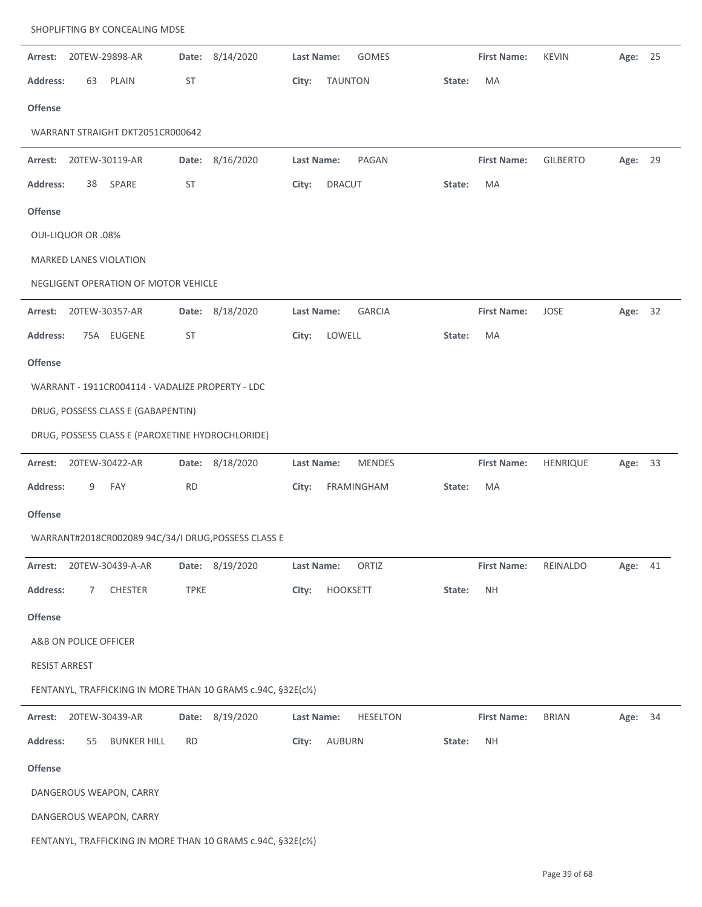SHOPLIFTING BY CONCEALING MDSE

---

**Arrest:** 20TEW-29898-AR **Date:** 8/14/2020 **Last Name:** GOMES **First Name:** KEVIN **Age:** 25

**Address:** 63 PLAIN ST **City:** TAUNTON **State:** MA

**Offense**

WARRANT STRAIGHT DKT2051CR000642

---

**Arrest:** 20TEW-30119-AR **Date:** 8/16/2020 **Last Name:** PAGAN **First Name:** GILBERTO **Age:** 29

**Address:** 38 SPARE ST **City:** DRACUT **State:** MA

**Offense**

OUI-LIQUOR OR .08%

MARKED LANES VIOLATION

NEGLIGENT OPERATION OF MOTOR VEHICLE

---

**Arrest:** 20TEW-30357-AR **Date:** 8/18/2020 **Last Name:** GARCIA **First Name:** JOSE **Age:** 32

**Address:** 75A EUGENE ST **City:** LOWELL **State:** MA

**Offense**

WARRANT - 1911CR004114 - VADALIZE PROPERTY - LDC

DRUG, POSSESS CLASS E (GABAPENTIN)

DRUG, POSSESS CLASS E (PAROXETINE HYDROCHLORIDE)

---

**Arrest:** 20TEW-30422-AR **Date:** 8/18/2020 **Last Name:** MENDES **First Name:** HENRIQUE **Age:** 33

**Address:** 9 FAY RD **City:** FRAMINGHAM **State:** MA

**Offense**

WARRANT#2018CR002089 94C/34/I DRUG,POSSESS CLASS E

---

**Arrest:** 20TEW-30439-A-AR **Date:** 8/19/2020 **Last Name:** ORTIZ **First Name:** REINALDO **Age:** 41

**Address:** 7 CHESTER TPKE **City:** HOOKSETT **State:** NH

**Offense**

A&B ON POLICE OFFICER

RESIST ARREST

FENTANYL, TRAFFICKING IN MORE THAN 10 GRAMS c.94C, §32E(c½)

---

**Arrest:** 20TEW-30439-AR **Date:** 8/19/2020 **Last Name:** HESELTON **First Name:** BRIAN **Age:** 34

**Address:** 55 BUNKER HILL RD **City:** AUBURN **State:** NH

**Offense**

DANGEROUS WEAPON, CARRY

DANGEROUS WEAPON, CARRY

FENTANYL, TRAFFICKING IN MORE THAN 10 GRAMS c.94C, §32E(c½)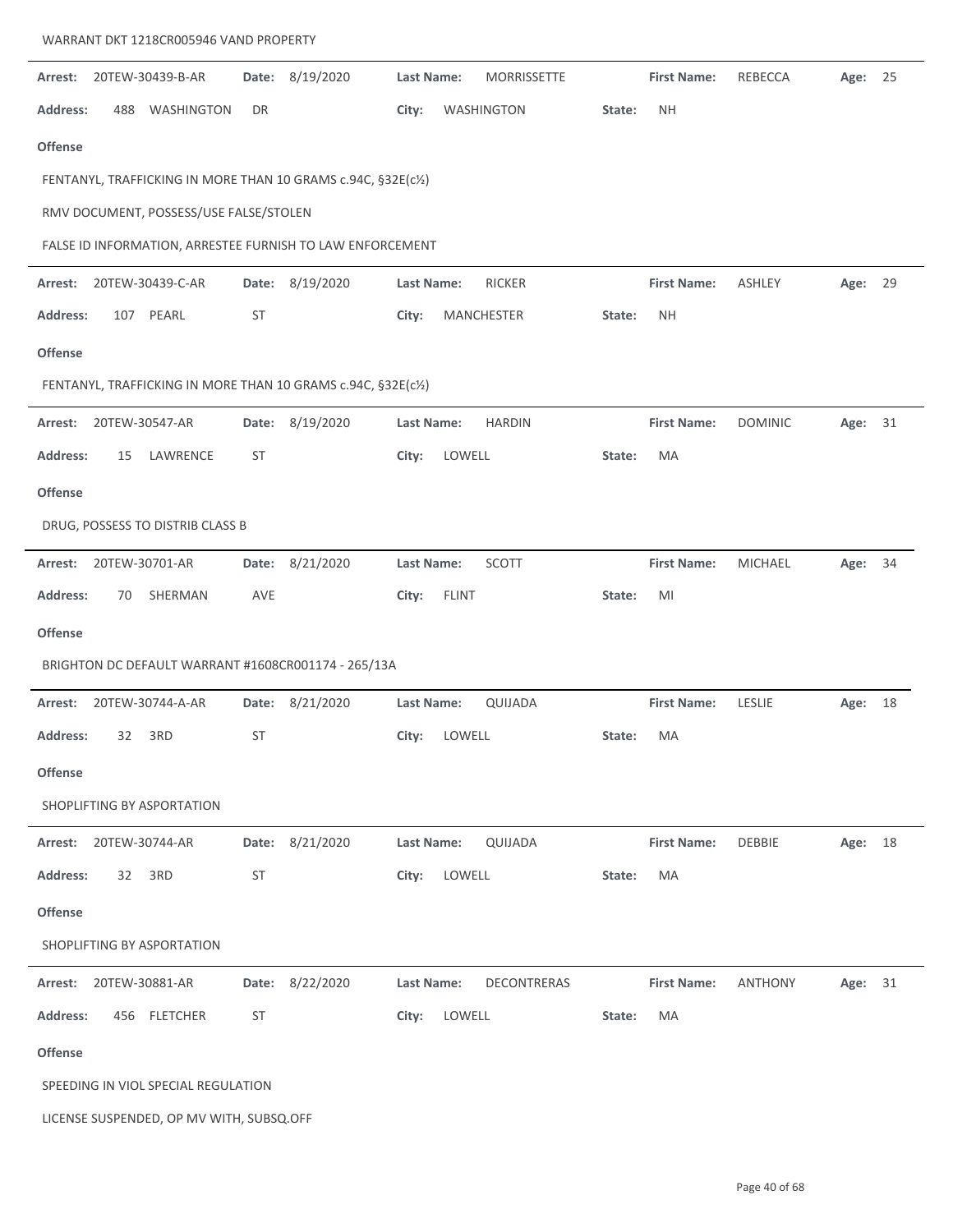WARRANT DKT 1218CR005946 VAND PROPERTY

---

**Arrest:** 20TEW-30439-B-AR **Date:** 8/19/2020 **Last Name:** MORRISSETTE **First Name:** REBECCA **Age:** 25

**Address:** 488 WASHINGTON DR **City:** WASHINGTON **State:** NH

**Offense**

FENTANYL, TRAFFICKING IN MORE THAN 10 GRAMS c.94C, §32E(c½)

RMV DOCUMENT, POSSESS/USE FALSE/STOLEN

FALSE ID INFORMATION, ARRESTEE FURNISH TO LAW ENFORCEMENT

---

**Arrest:** 20TEW-30439-C-AR **Date:** 8/19/2020 **Last Name:** RICKER **First Name:** ASHLEY **Age:** 29

**Address:** 107 PEARL ST **City:** MANCHESTER **State:** NH

**Offense**

FENTANYL, TRAFFICKING IN MORE THAN 10 GRAMS c.94C, §32E(c½)

---

**Arrest:** 20TEW-30547-AR **Date:** 8/19/2020 **Last Name:** HARDIN **First Name:** DOMINIC **Age:** 31

**Address:** 15 LAWRENCE ST **City:** LOWELL **State:** MA

**Offense**

DRUG, POSSESS TO DISTRIB CLASS B

---

**Arrest:** 20TEW-30701-AR **Date:** 8/21/2020 **Last Name:** SCOTT **First Name:** MICHAEL **Age:** 34

**Address:** 70 SHERMAN AVE **City:** FLINT **State:** MI

**Offense**

BRIGHTON DC DEFAULT WARRANT #1608CR001174 - 265/13A

---

**Arrest:** 20TEW-30744-A-AR **Date:** 8/21/2020 **Last Name:** QUIJADA **First Name:** LESLIE **Age:** 18

**Address:** 32 3RD ST **City:** LOWELL **State:** MA

**Offense**

SHOPLIFTING BY ASPORTATION

---

**Arrest:** 20TEW-30744-AR **Date:** 8/21/2020 **Last Name:** QUIJADA **First Name:** DEBBIE **Age:** 18

**Address:** 32 3RD ST **City:** LOWELL **State:** MA

**Offense**

SHOPLIFTING BY ASPORTATION

---

**Arrest:** 20TEW-30881-AR **Date:** 8/22/2020 **Last Name:** DECONTRERAS **First Name:** ANTHONY **Age:** 31

**Address:** 456 FLETCHER ST **City:** LOWELL **State:** MA

**Offense**

SPEEDING IN VIOL SPECIAL REGULATION

LICENSE SUSPENDED, OP MV WITH, SUBSQ.OFF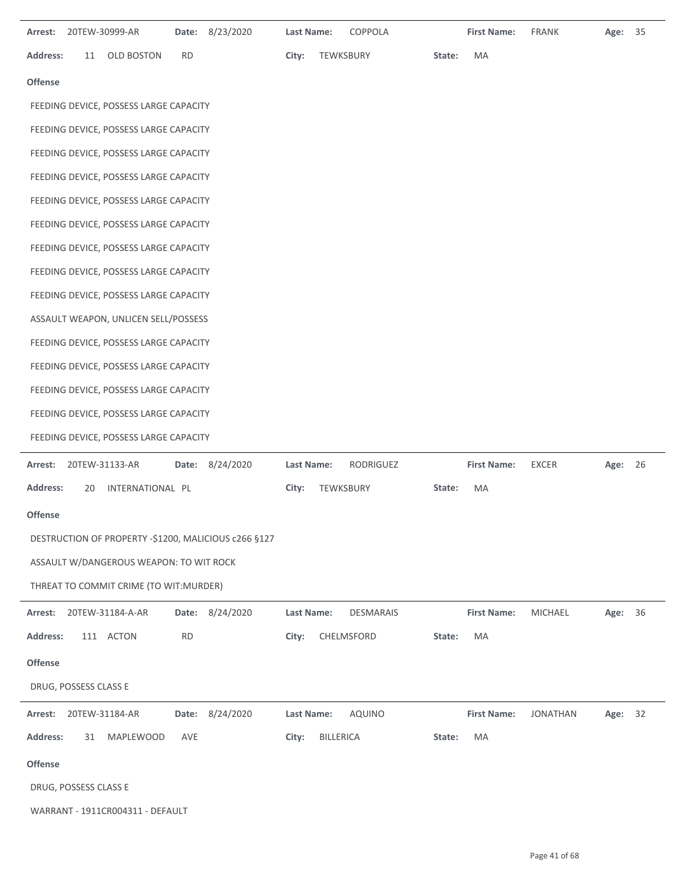**Arrest:** 20TEW-30999-AR **Date:** 8/23/2020 **Last Name:** COPPOLA **First Name:** FRANK **Age:** 35

**Address:** 11 OLD BOSTON RD **City:** TEWKSBURY **State:** MA

**Offense**

FEEDING DEVICE, POSSESS LARGE CAPACITY

FEEDING DEVICE, POSSESS LARGE CAPACITY

FEEDING DEVICE, POSSESS LARGE CAPACITY

FEEDING DEVICE, POSSESS LARGE CAPACITY

FEEDING DEVICE, POSSESS LARGE CAPACITY

FEEDING DEVICE, POSSESS LARGE CAPACITY

FEEDING DEVICE, POSSESS LARGE CAPACITY

FEEDING DEVICE, POSSESS LARGE CAPACITY

FEEDING DEVICE, POSSESS LARGE CAPACITY

ASSAULT WEAPON, UNLICEN SELL/POSSESS

FEEDING DEVICE, POSSESS LARGE CAPACITY

FEEDING DEVICE, POSSESS LARGE CAPACITY

FEEDING DEVICE, POSSESS LARGE CAPACITY

FEEDING DEVICE, POSSESS LARGE CAPACITY

FEEDING DEVICE, POSSESS LARGE CAPACITY

---

**Arrest:** 20TEW-31133-AR **Date:** 8/24/2020 **Last Name:** RODRIGUEZ **First Name:** EXCER **Age:** 26

**Address:** 20 INTERNATIONAL PL **City:** TEWKSBURY **State:** MA

**Offense**

DESTRUCTION OF PROPERTY -$1200, MALICIOUS c266 §127

ASSAULT W/DANGEROUS WEAPON: TO WIT ROCK

THREAT TO COMMIT CRIME (TO WIT:MURDER)

---

**Arrest:** 20TEW-31184-A-AR **Date:** 8/24/2020 **Last Name:** DESMARAIS **First Name:** MICHAEL **Age:** 36

**Address:** 111 ACTON RD **City:** CHELMSFORD **State:** MA

**Offense**

DRUG, POSSESS CLASS E

---

**Arrest:** 20TEW-31184-AR **Date:** 8/24/2020 **Last Name:** AQUINO **First Name:** JONATHAN **Age:** 32

**Address:** 31 MAPLEWOOD AVE **City:** BILLERICA **State:** MA

**Offense**

DRUG, POSSESS CLASS E

WARRANT - 1911CR004311 - DEFAULT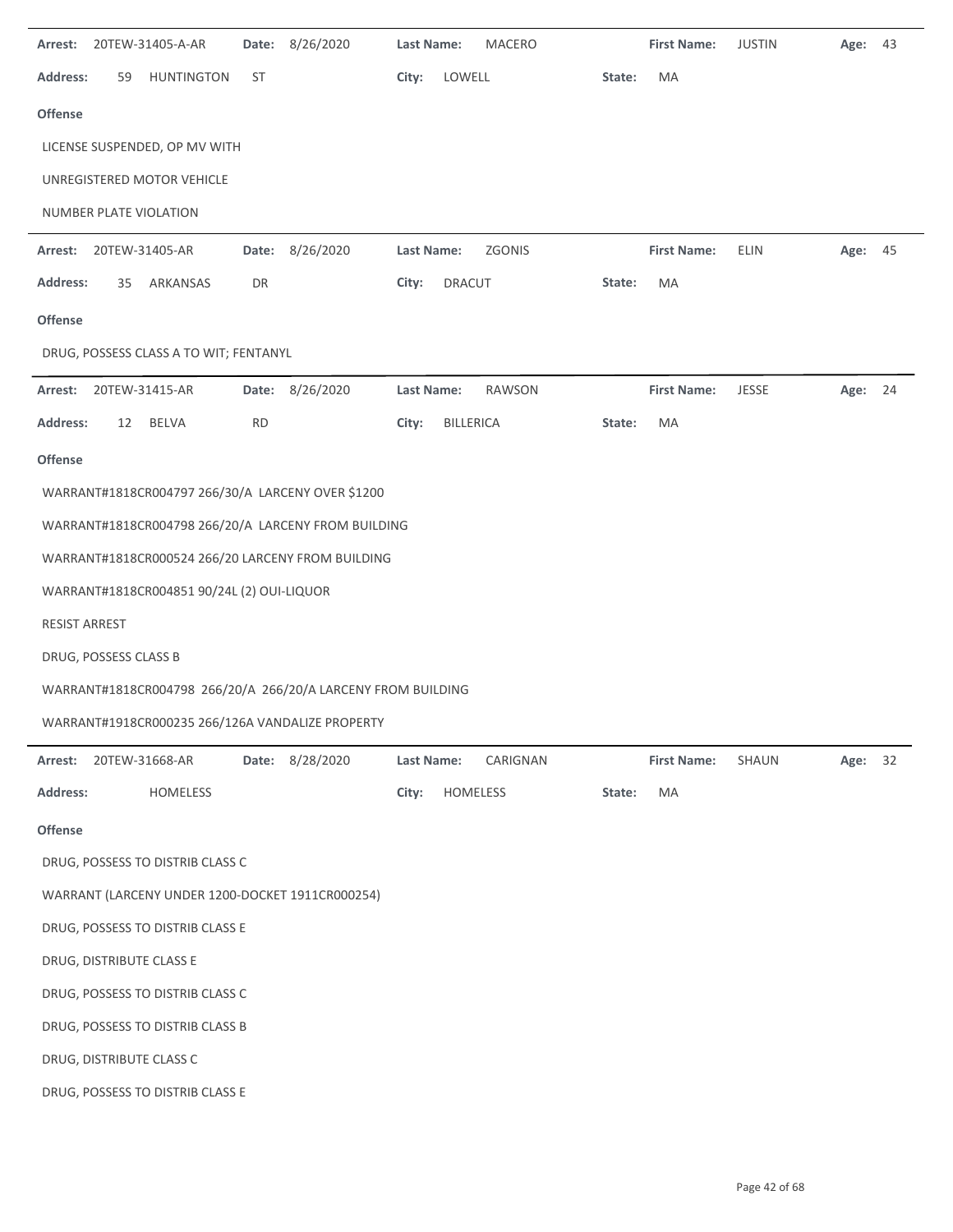**Arrest:** 20TEW-31405-A-AR **Date:** 8/26/2020 **Last Name:** MACERO **First Name:** JUSTIN **Age:** 43

**Address:** 59 HUNTINGTON ST **City:** LOWELL **State:** MA

**Offense**

LICENSE SUSPENDED, OP MV WITH

UNREGISTERED MOTOR VEHICLE

NUMBER PLATE VIOLATION

---

**Arrest:** 20TEW-31405-AR **Date:** 8/26/2020 **Last Name:** ZGONIS **First Name:** ELIN **Age:** 45

**Address:** 35 ARKANSAS DR **City:** DRACUT **State:** MA

**Offense**

DRUG, POSSESS CLASS A TO WIT; FENTANYL

---

**Arrest:** 20TEW-31415-AR **Date:** 8/26/2020 **Last Name:** RAWSON **First Name:** JESSE **Age:** 24

**Address:** 12 BELVA RD **City:** BILLERICA **State:** MA

**Offense**

WARRANT#1818CR004797 266/30/A LARCENY OVER $1200

WARRANT#1818CR004798 266/20/A LARCENY FROM BUILDING

WARRANT#1818CR000524 266/20 LARCENY FROM BUILDING

WARRANT#1818CR004851 90/24L (2) OUI-LIQUOR

RESIST ARREST

DRUG, POSSESS CLASS B

WARRANT#1818CR004798 266/20/A 266/20/A LARCENY FROM BUILDING

WARRANT#1918CR000235 266/126A VANDALIZE PROPERTY

---

**Arrest:** 20TEW-31668-AR **Date:** 8/28/2020 **Last Name:** CARIGNAN **First Name:** SHAUN **Age:** 32

**Address:** HOMELESS **City:** HOMELESS **State:** MA

**Offense**

DRUG, POSSESS TO DISTRIB CLASS C

WARRANT (LARCENY UNDER 1200-DOCKET 1911CR000254)

DRUG, POSSESS TO DISTRIB CLASS E

DRUG, DISTRIBUTE CLASS E

DRUG, POSSESS TO DISTRIB CLASS C

DRUG, POSSESS TO DISTRIB CLASS B

DRUG, DISTRIBUTE CLASS C

DRUG, POSSESS TO DISTRIB CLASS E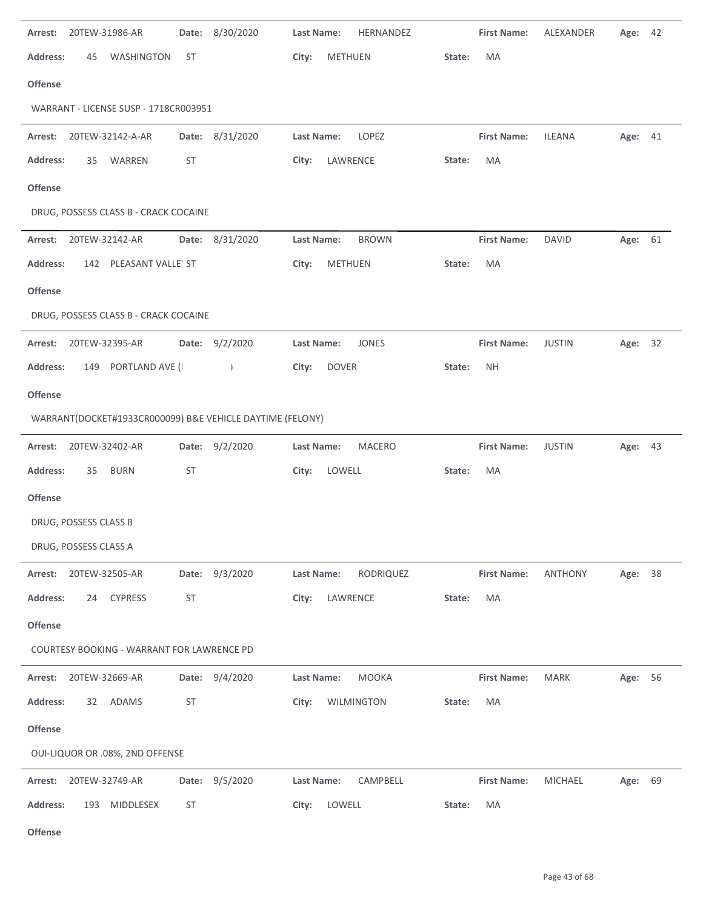**Arrest:** 20TEW-31986-AR **Date:** 8/30/2020 **Last Name:** HERNANDEZ **First Name:** ALEXANDER **Age:** 42

**Address:** 45 WASHINGTON ST **City:** METHUEN **State:** MA

**Offense**

WARRANT - LICENSE SUSP - 1718CR003951

---

**Arrest:** 20TEW-32142-A-AR **Date:** 8/31/2020 **Last Name:** LOPEZ **First Name:** ILEANA **Age:** 41

**Address:** 35 WARREN ST **City:** LAWRENCE **State:** MA

**Offense**

DRUG, POSSESS CLASS B - CRACK COCAINE

---

**Arrest:** 20TEW-32142-AR **Date:** 8/31/2020 **Last Name:** BROWN **First Name:** DAVID **Age:** 61

**Address:** 142 PLEASANT VALLE' ST **City:** METHUEN **State:** MA

**Offense**

DRUG, POSSESS CLASS B - CRACK COCAINE

---

**Arrest:** 20TEW-32395-AR **Date:** 9/2/2020 **Last Name:** JONES **First Name:** JUSTIN **Age:** 32

**Address:** 149 PORTLAND AVE (I ) **City:** DOVER **State:** NH

**Offense**

WARRANT(DOCKET#1933CR000099) B&E VEHICLE DAYTIME (FELONY)

---

**Arrest:** 20TEW-32402-AR **Date:** 9/2/2020 **Last Name:** MACERO **First Name:** JUSTIN **Age:** 43

**Address:** 35 BURN ST **City:** LOWELL **State:** MA

**Offense**

DRUG, POSSESS CLASS B

DRUG, POSSESS CLASS A

---

**Arrest:** 20TEW-32505-AR **Date:** 9/3/2020 **Last Name:** RODRIQUEZ **First Name:** ANTHONY **Age:** 38

**Address:** 24 CYPRESS ST **City:** LAWRENCE **State:** MA

**Offense**

COURTESY BOOKING - WARRANT FOR LAWRENCE PD

---

**Arrest:** 20TEW-32669-AR **Date:** 9/4/2020 **Last Name:** MOOKA **First Name:** MARK **Age:** 56

**Address:** 32 ADAMS ST **City:** WILMINGTON **State:** MA

**Offense**

OUI-LIQUOR OR .08%, 2ND OFFENSE

---

**Arrest:** 20TEW-32749-AR **Date:** 9/5/2020 **Last Name:** CAMPBELL **First Name:** MICHAEL **Age:** 69

**Address:** 193 MIDDLESEX ST **City:** LOWELL **State:** MA

**Offense**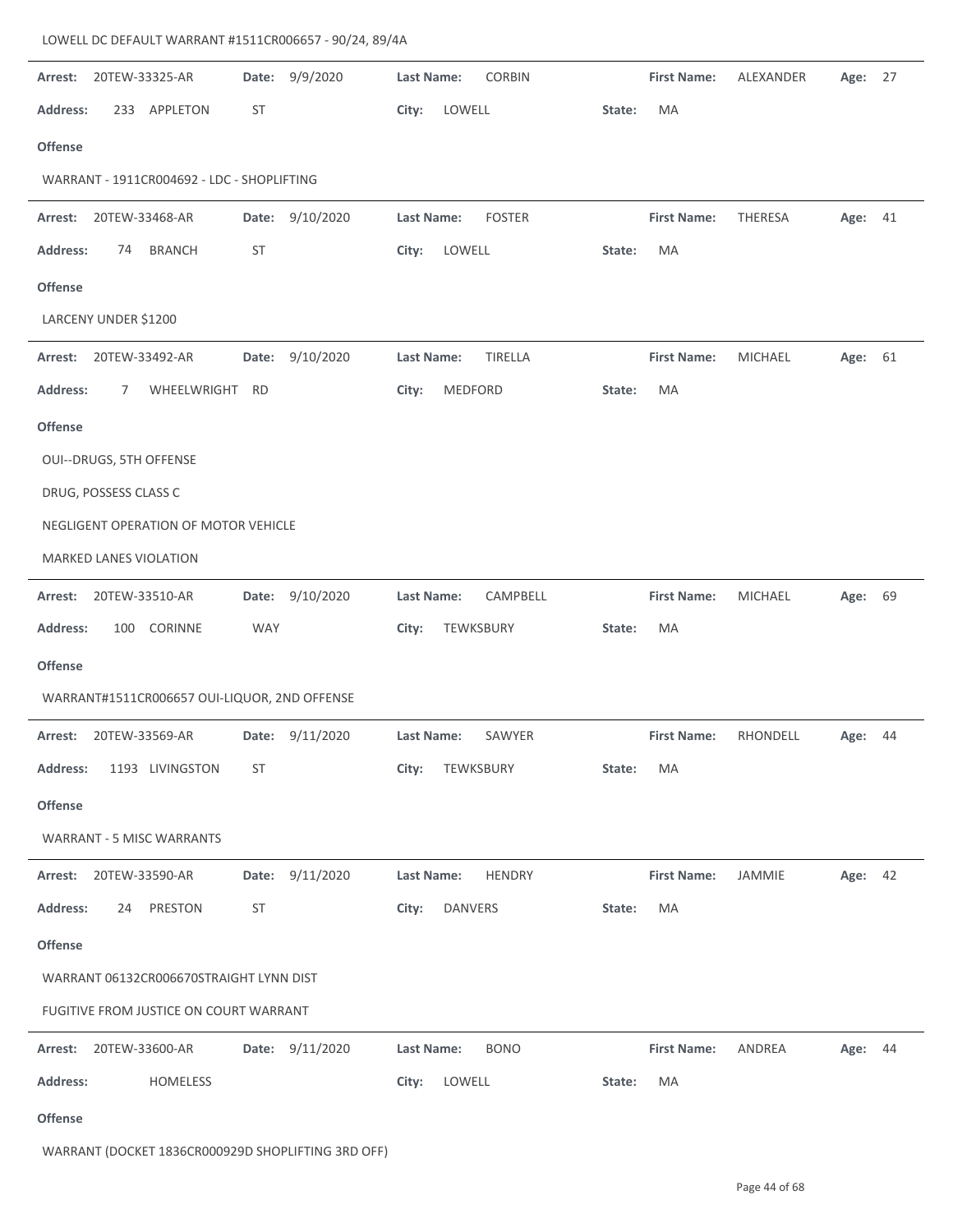LOWELL DC DEFAULT WARRANT #1511CR006657 - 90/24, 89/4A

---

**Arrest:** 20TEW-33325-AR **Date:** 9/9/2020 **Last Name:** CORBIN **First Name:** ALEXANDER **Age:** 27

**Address:** 233 APPLETON ST **City:** LOWELL **State:** MA

**Offense**

WARRANT - 1911CR004692 - LDC - SHOPLIFTING

---

**Arrest:** 20TEW-33468-AR **Date:** 9/10/2020 **Last Name:** FOSTER **First Name:** THERESA **Age:** 41

**Address:** 74 BRANCH ST **City:** LOWELL **State:** MA

**Offense**

LARCENY UNDER $1200

---

**Arrest:** 20TEW-33492-AR **Date:** 9/10/2020 **Last Name:** TIRELLA **First Name:** MICHAEL **Age:** 61

**Address:** 7 WHEELWRIGHT RD **City:** MEDFORD **State:** MA

**Offense**

OUI--DRUGS, 5TH OFFENSE

DRUG, POSSESS CLASS C

NEGLIGENT OPERATION OF MOTOR VEHICLE

MARKED LANES VIOLATION

---

**Arrest:** 20TEW-33510-AR **Date:** 9/10/2020 **Last Name:** CAMPBELL **First Name:** MICHAEL **Age:** 69

**Address:** 100 CORINNE WAY **City:** TEWKSBURY **State:** MA

**Offense**

WARRANT#1511CR006657 OUI-LIQUOR, 2ND OFFENSE

---

**Arrest:** 20TEW-33569-AR **Date:** 9/11/2020 **Last Name:** SAWYER **First Name:** RHONDELL **Age:** 44

**Address:** 1193 LIVINGSTON ST **City:** TEWKSBURY **State:** MA

**Offense**

WARRANT - 5 MISC WARRANTS

---

**Arrest:** 20TEW-33590-AR **Date:** 9/11/2020 **Last Name:** HENDRY **First Name:** JAMMIE **Age:** 42

**Address:** 24 PRESTON ST **City:** DANVERS **State:** MA

**Offense**

WARRANT 06132CR006670STRAIGHT LYNN DIST

FUGITIVE FROM JUSTICE ON COURT WARRANT

---

**Arrest:** 20TEW-33600-AR **Date:** 9/11/2020 **Last Name:** BONO **First Name:** ANDREA **Age:** 44

**Address:** HOMELESS **City:** LOWELL **State:** MA

**Offense**

WARRANT (DOCKET 1836CR000929D SHOPLIFTING 3RD OFF)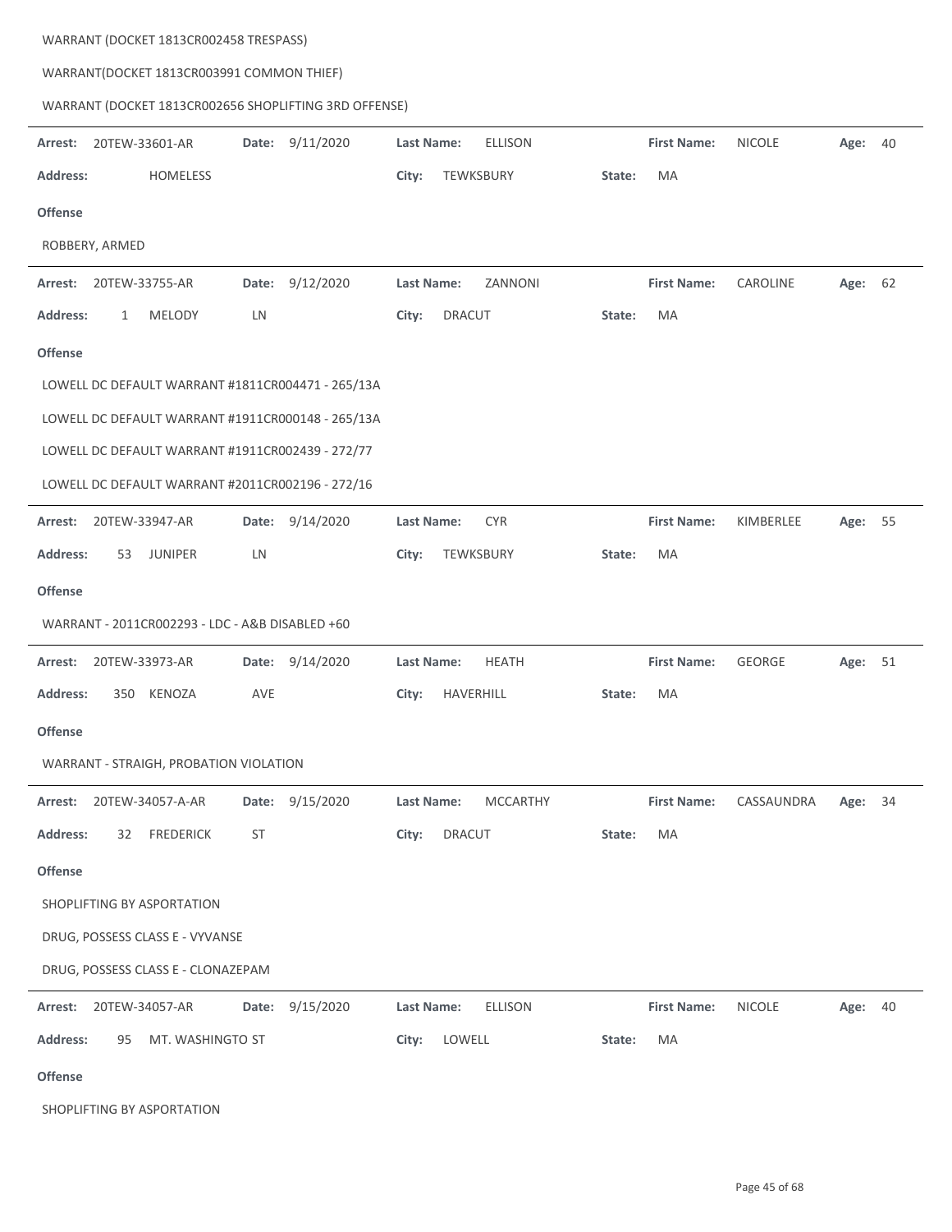WARRANT (DOCKET 1813CR002458 TRESPASS)

WARRANT(DOCKET 1813CR003991 COMMON THIEF)

WARRANT (DOCKET 1813CR002656 SHOPLIFTING 3RD OFFENSE)

---

**Arrest:** 20TEW-33601-AR **Date:** 9/11/2020 **Last Name:** ELLISON **First Name:** NICOLE **Age:** 40

**Address:** HOMELESS **City:** TEWKSBURY **State:** MA

**Offense**

ROBBERY, ARMED

---

**Arrest:** 20TEW-33755-AR **Date:** 9/12/2020 **Last Name:** ZANNONI **First Name:** CAROLINE **Age:** 62

**Address:** 1 MELODY LN **City:** DRACUT **State:** MA

**Offense**

LOWELL DC DEFAULT WARRANT #1811CR004471 - 265/13A

LOWELL DC DEFAULT WARRANT #1911CR000148 - 265/13A

LOWELL DC DEFAULT WARRANT #1911CR002439 - 272/77

LOWELL DC DEFAULT WARRANT #2011CR002196 - 272/16

---

**Arrest:** 20TEW-33947-AR **Date:** 9/14/2020 **Last Name:** CYR **First Name:** KIMBERLEE **Age:** 55

**Address:** 53 JUNIPER LN **City:** TEWKSBURY **State:** MA

**Offense**

WARRANT - 2011CR002293 - LDC - A&B DISABLED +60

---

**Arrest:** 20TEW-33973-AR **Date:** 9/14/2020 **Last Name:** HEATH **First Name:** GEORGE **Age:** 51

**Address:** 350 KENOZA AVE **City:** HAVERHILL **State:** MA

**Offense**

WARRANT - STRAIGH, PROBATION VIOLATION

---

**Arrest:** 20TEW-34057-A-AR **Date:** 9/15/2020 **Last Name:** MCCARTHY **First Name:** CASSAUNDRA **Age:** 34

**Address:** 32 FREDERICK ST **City:** DRACUT **State:** MA

**Offense**

SHOPLIFTING BY ASPORTATION

DRUG, POSSESS CLASS E - VYVANSE

DRUG, POSSESS CLASS E - CLONAZEPAM

---

**Arrest:** 20TEW-34057-AR **Date:** 9/15/2020 **Last Name:** ELLISON **First Name:** NICOLE **Age:** 40

**Address:** 95 MT. WASHINGTO ST **City:** LOWELL **State:** MA

**Offense**

SHOPLIFTING BY ASPORTATION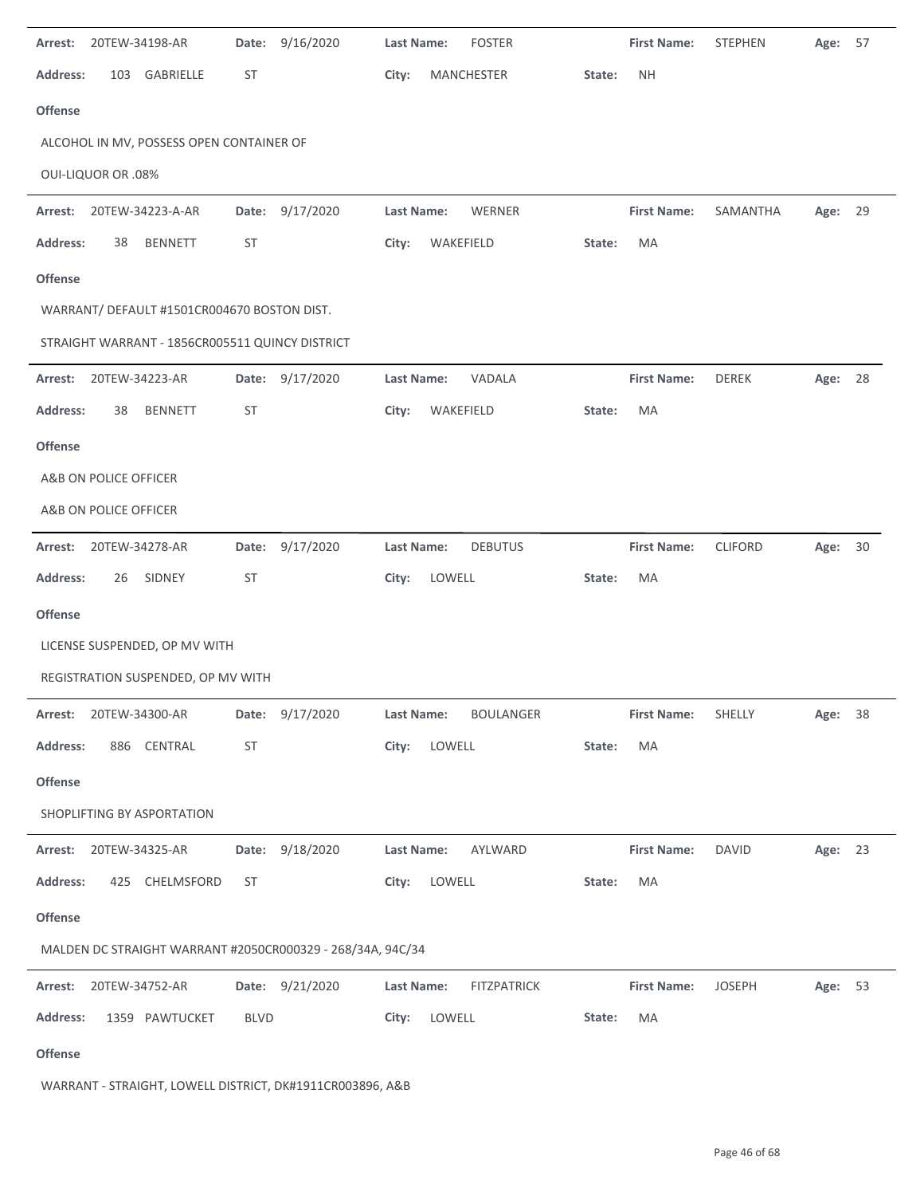**Arrest:** 20TEW-34198-AR **Date:** 9/16/2020 **Last Name:** FOSTER **First Name:** STEPHEN **Age:** 57

**Address:** 103 GABRIELLE ST **City:** MANCHESTER **State:** NH

**Offense**

ALCOHOL IN MV, POSSESS OPEN CONTAINER OF

OUI-LIQUOR OR .08%

---

**Arrest:** 20TEW-34223-A-AR **Date:** 9/17/2020 **Last Name:** WERNER **First Name:** SAMANTHA **Age:** 29

**Address:** 38 BENNETT ST **City:** WAKEFIELD **State:** MA

**Offense**

WARRANT/ DEFAULT #1501CR004670 BOSTON DIST.

STRAIGHT WARRANT - 1856CR005511 QUINCY DISTRICT

---

**Arrest:** 20TEW-34223-AR **Date:** 9/17/2020 **Last Name:** VADALA **First Name:** DEREK **Age:** 28

**Address:** 38 BENNETT ST **City:** WAKEFIELD **State:** MA

**Offense**

A&B ON POLICE OFFICER

A&B ON POLICE OFFICER

---

**Arrest:** 20TEW-34278-AR **Date:** 9/17/2020 **Last Name:** DEBUTUS **First Name:** CLIFORD **Age:** 30

**Address:** 26 SIDNEY ST **City:** LOWELL **State:** MA

**Offense**

LICENSE SUSPENDED, OP MV WITH

REGISTRATION SUSPENDED, OP MV WITH

---

**Arrest:** 20TEW-34300-AR **Date:** 9/17/2020 **Last Name:** BOULANGER **First Name:** SHELLY **Age:** 38

**Address:** 886 CENTRAL ST **City:** LOWELL **State:** MA

**Offense**

SHOPLIFTING BY ASPORTATION

---

**Arrest:** 20TEW-34325-AR **Date:** 9/18/2020 **Last Name:** AYLWARD **First Name:** DAVID **Age:** 23

**Address:** 425 CHELMSFORD ST **City:** LOWELL **State:** MA

**Offense**

MALDEN DC STRAIGHT WARRANT #2050CR000329 - 268/34A, 94C/34

---

**Arrest:** 20TEW-34752-AR **Date:** 9/21/2020 **Last Name:** FITZPATRICK **First Name:** JOSEPH **Age:** 53

**Address:** 1359 PAWTUCKET BLVD **City:** LOWELL **State:** MA

**Offense**

WARRANT - STRAIGHT, LOWELL DISTRICT, DK#1911CR003896, A&B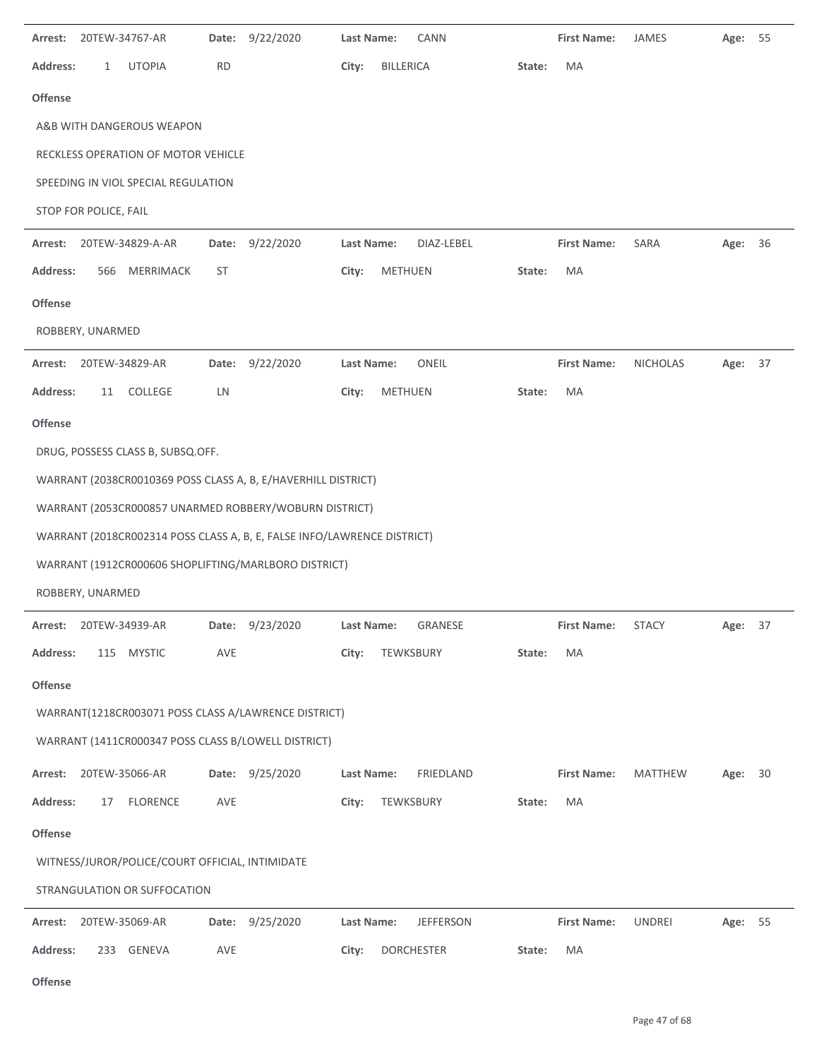**Arrest:** 20TEW-34767-AR **Date:** 9/22/2020 **Last Name:** CANN **First Name:** JAMES **Age:** 55

**Address:** 1 UTOPIA RD **City:** BILLERICA **State:** MA

**Offense**

A&B WITH DANGEROUS WEAPON

RECKLESS OPERATION OF MOTOR VEHICLE

SPEEDING IN VIOL SPECIAL REGULATION

STOP FOR POLICE, FAIL

---

**Arrest:** 20TEW-34829-A-AR **Date:** 9/22/2020 **Last Name:** DIAZ-LEBEL **First Name:** SARA **Age:** 36

**Address:** 566 MERRIMACK ST **City:** METHUEN **State:** MA

**Offense**

ROBBERY, UNARMED

---

**Arrest:** 20TEW-34829-AR **Date:** 9/22/2020 **Last Name:** ONEIL **First Name:** NICHOLAS **Age:** 37

**Address:** 11 COLLEGE LN **City:** METHUEN **State:** MA

**Offense**

DRUG, POSSESS CLASS B, SUBSQ.OFF.

WARRANT (2038CR0010369 POSS CLASS A, B, E/HAVERHILL DISTRICT)

WARRANT (2053CR000857 UNARMED ROBBERY/WOBURN DISTRICT)

WARRANT (2018CR002314 POSS CLASS A, B, E, FALSE INFO/LAWRENCE DISTRICT)

WARRANT (1912CR000606 SHOPLIFTING/MARLBORO DISTRICT)

ROBBERY, UNARMED

---

**Arrest:** 20TEW-34939-AR **Date:** 9/23/2020 **Last Name:** GRANESE **First Name:** STACY **Age:** 37

**Address:** 115 MYSTIC AVE **City:** TEWKSBURY **State:** MA

**Offense**

WARRANT(1218CR003071 POSS CLASS A/LAWRENCE DISTRICT)

WARRANT (1411CR000347 POSS CLASS B/LOWELL DISTRICT)

**Arrest:** 20TEW-35066-AR **Date:** 9/25/2020 **Last Name:** FRIEDLAND **First Name:** MATTHEW **Age:** 30

**Address:** 17 FLORENCE AVE **City:** TEWKSBURY **State:** MA

**Offense**

WITNESS/JUROR/POLICE/COURT OFFICIAL, INTIMIDATE

STRANGULATION OR SUFFOCATION

---

**Arrest:** 20TEW-35069-AR **Date:** 9/25/2020 **Last Name:** JEFFERSON **First Name:** UNDREI **Age:** 55

**Address:** 233 GENEVA AVE **City:** DORCHESTER **State:** MA

**Offense**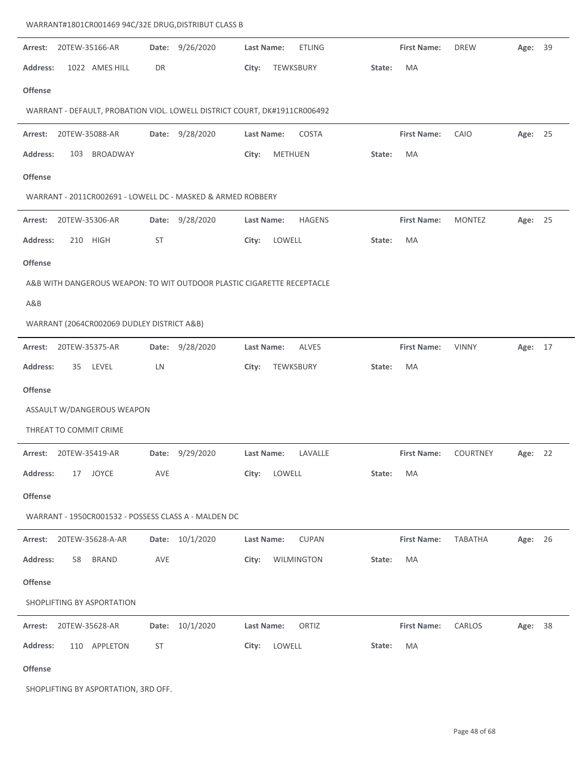WARRANT#1801CR001469 94C/32E DRUG,DISTRIBUT CLASS B

---

**Arrest:** 20TEW-35166-AR **Date:** 9/26/2020 **Last Name:** ETLING **First Name:** DREW **Age:** 39

**Address:** 1022 AMES HILL DR **City:** TEWKSBURY **State:** MA

**Offense**

WARRANT - DEFAULT, PROBATION VIOL. LOWELL DISTRICT COURT, DK#1911CR006492

---

**Arrest:** 20TEW-35088-AR **Date:** 9/28/2020 **Last Name:** COSTA **First Name:** CAIO **Age:** 25

**Address:** 103 BROADWAY **City:** METHUEN **State:** MA

**Offense**

WARRANT - 2011CR002691 - LOWELL DC - MASKED & ARMED ROBBERY

---

**Arrest:** 20TEW-35306-AR **Date:** 9/28/2020 **Last Name:** HAGENS **First Name:** MONTEZ **Age:** 25

**Address:** 210 HIGH ST **City:** LOWELL **State:** MA

**Offense**

A&B WITH DANGEROUS WEAPON: TO WIT OUTDOOR PLASTIC CIGARETTE RECEPTACLE

A&B

WARRANT (2064CR002069 DUDLEY DISTRICT A&B)

---

**Arrest:** 20TEW-35375-AR **Date:** 9/28/2020 **Last Name:** ALVES **First Name:** VINNY **Age:** 17

**Address:** 35 LEVEL LN **City:** TEWKSBURY **State:** MA

**Offense**

ASSAULT W/DANGEROUS WEAPON

THREAT TO COMMIT CRIME

---

**Arrest:** 20TEW-35419-AR **Date:** 9/29/2020 **Last Name:** LAVALLE **First Name:** COURTNEY **Age:** 22

**Address:** 17 JOYCE AVE **City:** LOWELL **State:** MA

**Offense**

WARRANT - 1950CR001532 - POSSESS CLASS A - MALDEN DC

---

**Arrest:** 20TEW-35628-A-AR **Date:** 10/1/2020 **Last Name:** CUPAN **First Name:** TABATHA **Age:** 26

**Address:** 58 BRAND AVE **City:** WILMINGTON **State:** MA

**Offense**

SHOPLIFTING BY ASPORTATION

---

**Arrest:** 20TEW-35628-AR **Date:** 10/1/2020 **Last Name:** ORTIZ **First Name:** CARLOS **Age:** 38

**Address:** 110 APPLETON ST **City:** LOWELL **State:** MA

**Offense**

SHOPLIFTING BY ASPORTATION, 3RD OFF.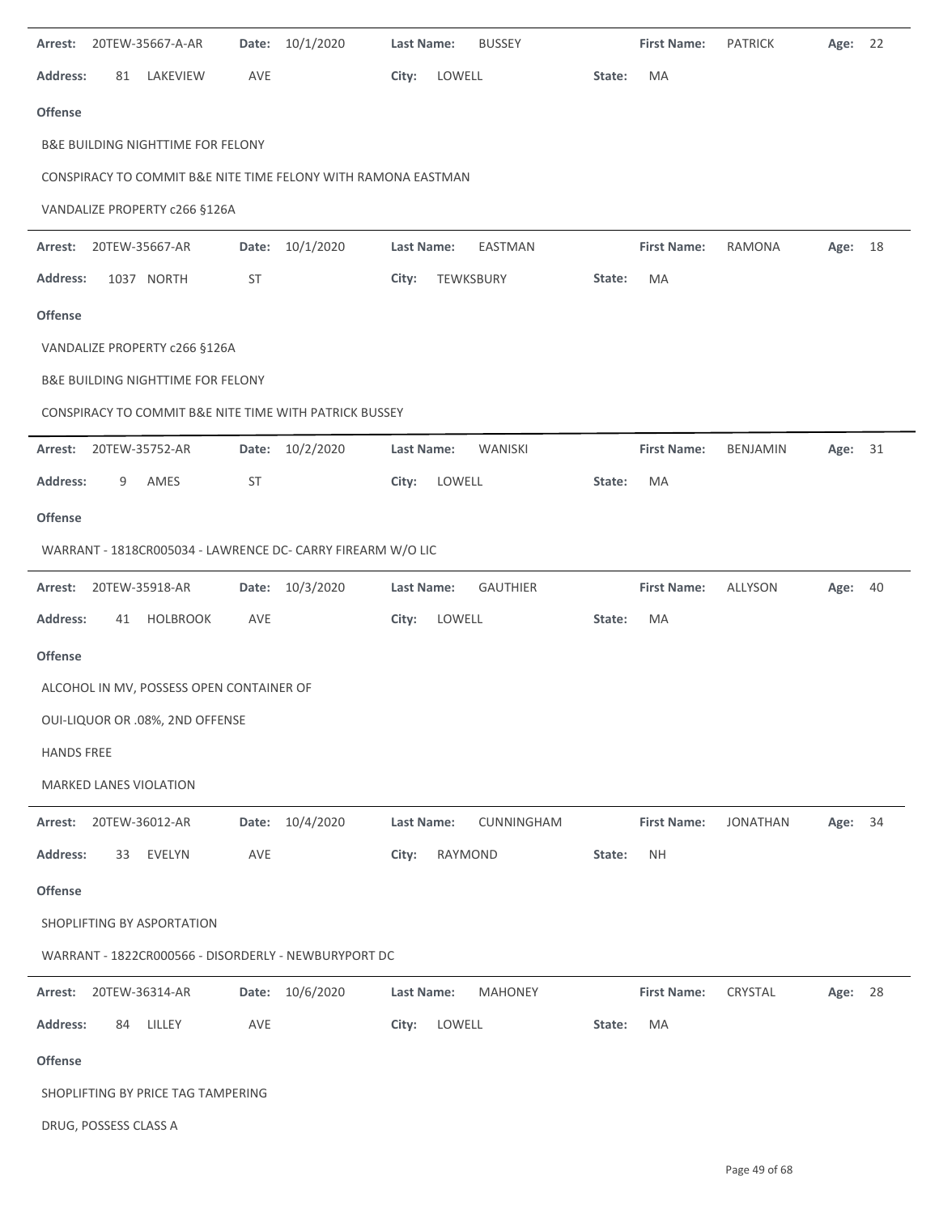**Arrest:** 20TEW-35667-A-AR **Date:** 10/1/2020 **Last Name:** BUSSEY **First Name:** PATRICK **Age:** 22

**Address:** 81 LAKEVIEW AVE **City:** LOWELL **State:** MA

**Offense**

B&E BUILDING NIGHTTIME FOR FELONY

CONSPIRACY TO COMMIT B&E NITE TIME FELONY WITH RAMONA EASTMAN

VANDALIZE PROPERTY c266 §126A

---

**Arrest:** 20TEW-35667-AR **Date:** 10/1/2020 **Last Name:** EASTMAN **First Name:** RAMONA **Age:** 18

**Address:** 1037 NORTH ST **City:** TEWKSBURY **State:** MA

**Offense**

VANDALIZE PROPERTY c266 §126A

B&E BUILDING NIGHTTIME FOR FELONY

CONSPIRACY TO COMMIT B&E NITE TIME WITH PATRICK BUSSEY

---

**Arrest:** 20TEW-35752-AR **Date:** 10/2/2020 **Last Name:** WANISKI **First Name:** BENJAMIN **Age:** 31

**Address:** 9 AMES ST **City:** LOWELL **State:** MA

**Offense**

WARRANT - 1818CR005034 - LAWRENCE DC- CARRY FIREARM W/O LIC

---

**Arrest:** 20TEW-35918-AR **Date:** 10/3/2020 **Last Name:** GAUTHIER **First Name:** ALLYSON **Age:** 40

**Address:** 41 HOLBROOK AVE **City:** LOWELL **State:** MA

**Offense**

ALCOHOL IN MV, POSSESS OPEN CONTAINER OF

OUI-LIQUOR OR .08%, 2ND OFFENSE

HANDS FREE

MARKED LANES VIOLATION

---

**Arrest:** 20TEW-36012-AR **Date:** 10/4/2020 **Last Name:** CUNNINGHAM **First Name:** JONATHAN **Age:** 34

**Address:** 33 EVELYN AVE **City:** RAYMOND **State:** NH

**Offense**

SHOPLIFTING BY ASPORTATION

WARRANT - 1822CR000566 - DISORDERLY - NEWBURYPORT DC

---

**Arrest:** 20TEW-36314-AR **Date:** 10/6/2020 **Last Name:** MAHONEY **First Name:** CRYSTAL **Age:** 28

**Address:** 84 LILLEY AVE **City:** LOWELL **State:** MA

**Offense**

SHOPLIFTING BY PRICE TAG TAMPERING

DRUG, POSSESS CLASS A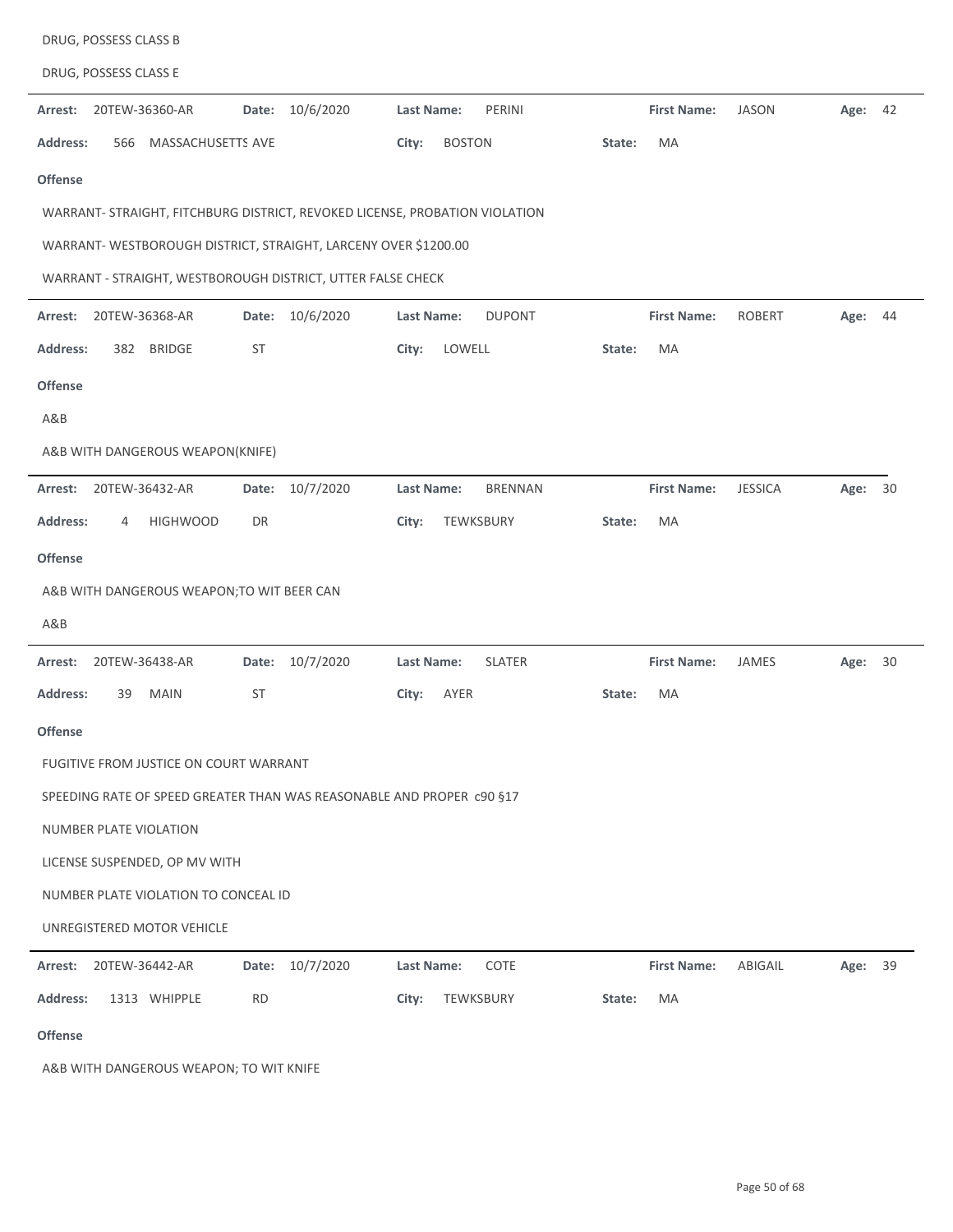DRUG, POSSESS CLASS B

DRUG, POSSESS CLASS E

**Arrest:** 20TEW-36360-AR **Date:** 10/6/2020 **Last Name:** PERINI **First Name:** JASON **Age:** 42

**Address:** 566 MASSACHUSETTS AVE **City:** BOSTON **State:** MA

**Offense**

WARRANT- STRAIGHT, FITCHBURG DISTRICT, REVOKED LICENSE, PROBATION VIOLATION

WARRANT- WESTBOROUGH DISTRICT, STRAIGHT, LARCENY OVER $1200.00

WARRANT - STRAIGHT, WESTBOROUGH DISTRICT, UTTER FALSE CHECK

---

**Arrest:** 20TEW-36368-AR **Date:** 10/6/2020 **Last Name:** DUPONT **First Name:** ROBERT **Age:** 44

**Address:** 382 BRIDGE ST **City:** LOWELL **State:** MA

**Offense**

A&B

A&B WITH DANGEROUS WEAPON(KNIFE)

---

**Arrest:** 20TEW-36432-AR **Date:** 10/7/2020 **Last Name:** BRENNAN **First Name:** JESSICA **Age:** 30

**Address:** 4 HIGHWOOD DR **City:** TEWKSBURY **State:** MA

**Offense**

A&B WITH DANGEROUS WEAPON;TO WIT BEER CAN

A&B

---

**Arrest:** 20TEW-36438-AR **Date:** 10/7/2020 **Last Name:** SLATER **First Name:** JAMES **Age:** 30

**Address:** 39 MAIN ST **City:** AYER **State:** MA

**Offense**

FUGITIVE FROM JUSTICE ON COURT WARRANT

SPEEDING RATE OF SPEED GREATER THAN WAS REASONABLE AND PROPER c90 §17

NUMBER PLATE VIOLATION

LICENSE SUSPENDED, OP MV WITH

NUMBER PLATE VIOLATION TO CONCEAL ID

UNREGISTERED MOTOR VEHICLE

---

**Arrest:** 20TEW-36442-AR **Date:** 10/7/2020 **Last Name:** COTE **First Name:** ABIGAIL **Age:** 39

**Address:** 1313 WHIPPLE RD **City:** TEWKSBURY **State:** MA

**Offense**

A&B WITH DANGEROUS WEAPON; TO WIT KNIFE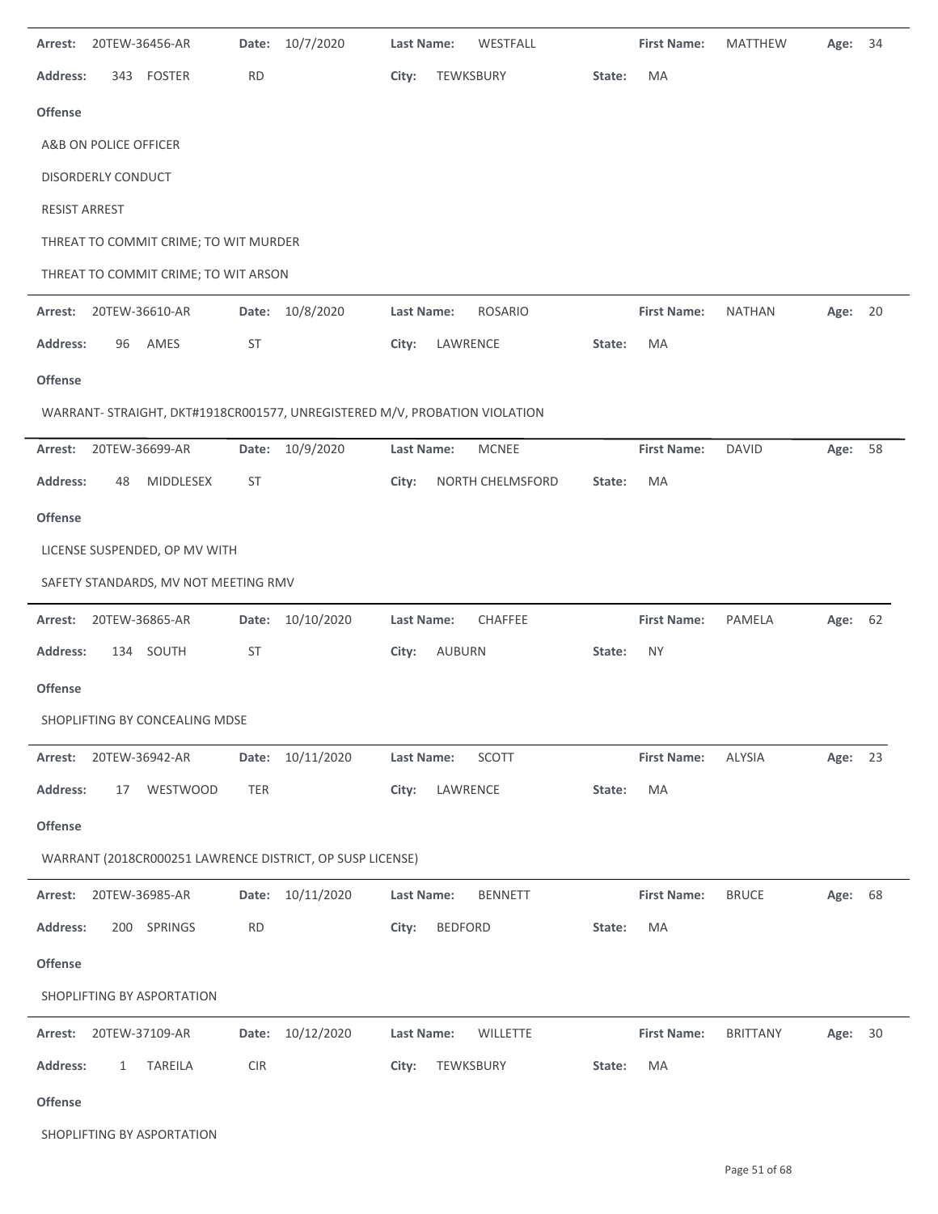**Arrest:** 20TEW-36456-AR **Date:** 10/7/2020 **Last Name:** WESTFALL **First Name:** MATTHEW **Age:** 34

**Address:** 343 FOSTER RD **City:** TEWKSBURY **State:** MA

**Offense**

A&B ON POLICE OFFICER

DISORDERLY CONDUCT

RESIST ARREST

THREAT TO COMMIT CRIME; TO WIT MURDER

THREAT TO COMMIT CRIME; TO WIT ARSON

---

**Arrest:** 20TEW-36610-AR **Date:** 10/8/2020 **Last Name:** ROSARIO **First Name:** NATHAN **Age:** 20

**Address:** 96 AMES ST **City:** LAWRENCE **State:** MA

**Offense**

WARRANT- STRAIGHT, DKT#1918CR001577, UNREGISTERED M/V, PROBATION VIOLATION

---

**Arrest:** 20TEW-36699-AR **Date:** 10/9/2020 **Last Name:** MCNEE **First Name:** DAVID **Age:** 58

**Address:** 48 MIDDLESEX ST **City:** NORTH CHELMSFORD **State:** MA

**Offense**

LICENSE SUSPENDED, OP MV WITH

SAFETY STANDARDS, MV NOT MEETING RMV

---

**Arrest:** 20TEW-36865-AR **Date:** 10/10/2020 **Last Name:** CHAFFEE **First Name:** PAMELA **Age:** 62

**Address:** 134 SOUTH ST **City:** AUBURN **State:** NY

**Offense**

SHOPLIFTING BY CONCEALING MDSE

---

**Arrest:** 20TEW-36942-AR **Date:** 10/11/2020 **Last Name:** SCOTT **First Name:** ALYSIA **Age:** 23

**Address:** 17 WESTWOOD TER **City:** LAWRENCE **State:** MA

**Offense**

WARRANT (2018CR000251 LAWRENCE DISTRICT, OP SUSP LICENSE)

---

**Arrest:** 20TEW-36985-AR **Date:** 10/11/2020 **Last Name:** BENNETT **First Name:** BRUCE **Age:** 68

**Address:** 200 SPRINGS RD **City:** BEDFORD **State:** MA

**Offense**

SHOPLIFTING BY ASPORTATION

---

**Arrest:** 20TEW-37109-AR **Date:** 10/12/2020 **Last Name:** WILLETTE **First Name:** BRITTANY **Age:** 30

**Address:** 1 TAREILA CIR **City:** TEWKSBURY **State:** MA

**Offense**

SHOPLIFTING BY ASPORTATION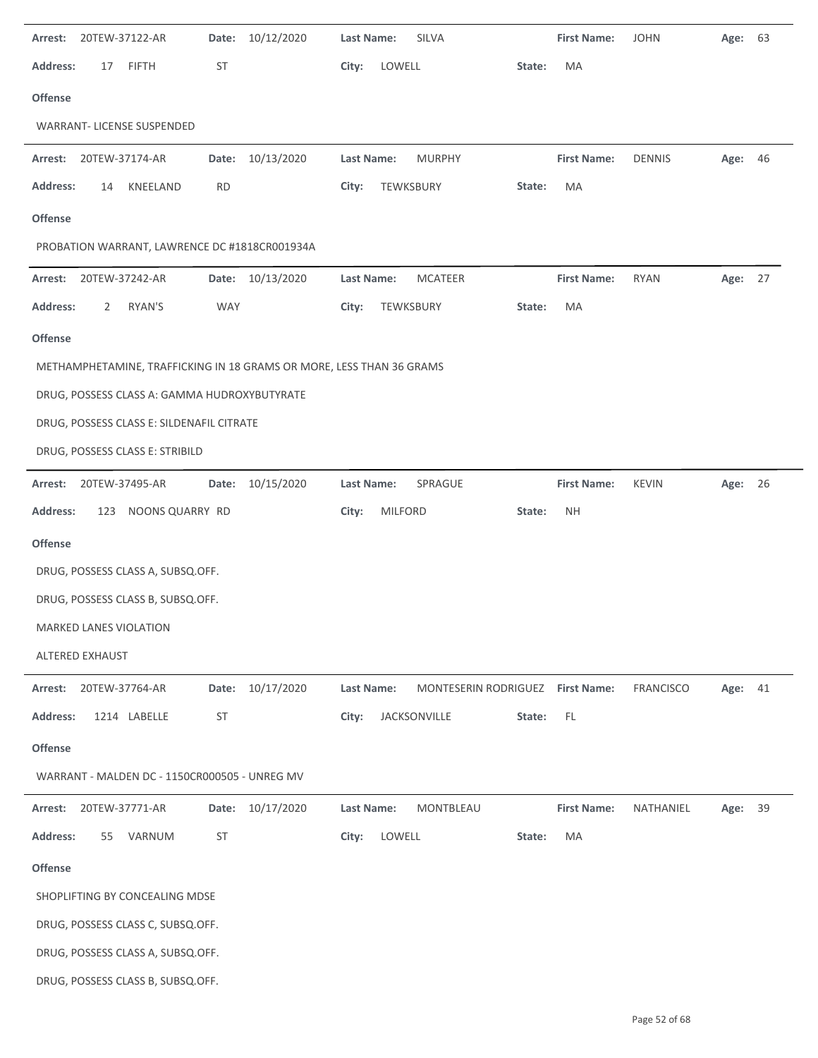**Arrest:** 20TEW-37122-AR **Date:** 10/12/2020 **Last Name:** SILVA **First Name:** JOHN **Age:** 63

**Address:** 17 FIFTH ST **City:** LOWELL **State:** MA

**Offense**

WARRANT- LICENSE SUSPENDED

---

**Arrest:** 20TEW-37174-AR **Date:** 10/13/2020 **Last Name:** MURPHY **First Name:** DENNIS **Age:** 46

**Address:** 14 KNEELAND RD **City:** TEWKSBURY **State:** MA

**Offense**

PROBATION WARRANT, LAWRENCE DC #1818CR001934A

---

**Arrest:** 20TEW-37242-AR **Date:** 10/13/2020 **Last Name:** MCATEER **First Name:** RYAN **Age:** 27

**Address:** 2 RYAN'S WAY **City:** TEWKSBURY **State:** MA

**Offense**

METHAMPHETAMINE, TRAFFICKING IN 18 GRAMS OR MORE, LESS THAN 36 GRAMS

DRUG, POSSESS CLASS A: GAMMA HUDROXYBUTYRATE

DRUG, POSSESS CLASS E: SILDENAFIL CITRATE

DRUG, POSSESS CLASS E: STRIBILD

---

**Arrest:** 20TEW-37495-AR **Date:** 10/15/2020 **Last Name:** SPRAGUE **First Name:** KEVIN **Age:** 26

**Address:** 123 NOONS QUARRY RD **City:** MILFORD **State:** NH

**Offense**

DRUG, POSSESS CLASS A, SUBSQ.OFF.

DRUG, POSSESS CLASS B, SUBSQ.OFF.

MARKED LANES VIOLATION

ALTERED EXHAUST

---

**Arrest:** 20TEW-37764-AR **Date:** 10/17/2020 **Last Name:** MONTESERIN RODRIGUEZ **First Name:** FRANCISCO **Age:** 41

**Address:** 1214 LABELLE ST **City:** JACKSONVILLE **State:** FL

**Offense**

WARRANT - MALDEN DC - 1150CR000505 - UNREG MV

---

**Arrest:** 20TEW-37771-AR **Date:** 10/17/2020 **Last Name:** MONTBLEAU **First Name:** NATHANIEL **Age:** 39

**Address:** 55 VARNUM ST **City:** LOWELL **State:** MA

**Offense**

SHOPLIFTING BY CONCEALING MDSE

DRUG, POSSESS CLASS C, SUBSQ.OFF.

DRUG, POSSESS CLASS A, SUBSQ.OFF.

DRUG, POSSESS CLASS B, SUBSQ.OFF.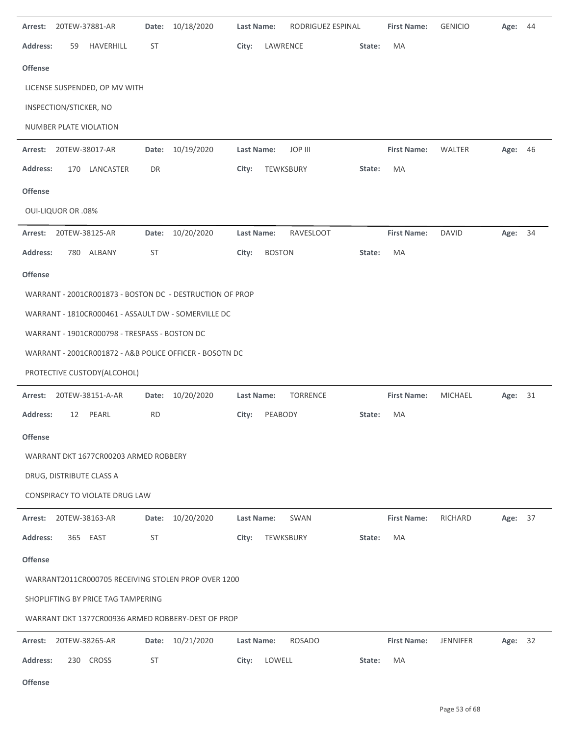**Arrest:** 20TEW-37881-AR **Date:** 10/18/2020 **Last Name:** RODRIGUEZ ESPINAL **First Name:** GENICIO **Age:** 44

**Address:** 59 HAVERHILL ST **City:** LAWRENCE **State:** MA

**Offense**

LICENSE SUSPENDED, OP MV WITH

INSPECTION/STICKER, NO

NUMBER PLATE VIOLATION

---

**Arrest:** 20TEW-38017-AR **Date:** 10/19/2020 **Last Name:** JOP III **First Name:** WALTER **Age:** 46

**Address:** 170 LANCASTER DR **City:** TEWKSBURY **State:** MA

**Offense**

OUI-LIQUOR OR .08%

---

**Arrest:** 20TEW-38125-AR **Date:** 10/20/2020 **Last Name:** RAVESLOOT **First Name:** DAVID **Age:** 34

**Address:** 780 ALBANY ST **City:** BOSTON **State:** MA

**Offense**

WARRANT - 2001CR001873 - BOSTON DC - DESTRUCTION OF PROP

WARRANT - 1810CR000461 - ASSAULT DW - SOMERVILLE DC

WARRANT - 1901CR000798 - TRESPASS - BOSTON DC

WARRANT - 2001CR001872 - A&B POLICE OFFICER - BOSOTN DC

PROTECTIVE CUSTODY(ALCOHOL)

---

**Arrest:** 20TEW-38151-A-AR **Date:** 10/20/2020 **Last Name:** TORRENCE **First Name:** MICHAEL **Age:** 31

**Address:** 12 PEARL RD **City:** PEABODY **State:** MA

**Offense**

WARRANT DKT 1677CR00203 ARMED ROBBERY

DRUG, DISTRIBUTE CLASS A

CONSPIRACY TO VIOLATE DRUG LAW

---

**Arrest:** 20TEW-38163-AR **Date:** 10/20/2020 **Last Name:** SWAN **First Name:** RICHARD **Age:** 37

**Address:** 365 EAST ST **City:** TEWKSBURY **State:** MA

**Offense**

WARRANT2011CR000705 RECEIVING STOLEN PROP OVER 1200

SHOPLIFTING BY PRICE TAG TAMPERING

WARRANT DKT 1377CR00936 ARMED ROBBERY-DEST OF PROP

---

**Arrest:** 20TEW-38265-AR **Date:** 10/21/2020 **Last Name:** ROSADO **First Name:** JENNIFER **Age:** 32

**Address:** 230 CROSS ST **City:** LOWELL **State:** MA

**Offense**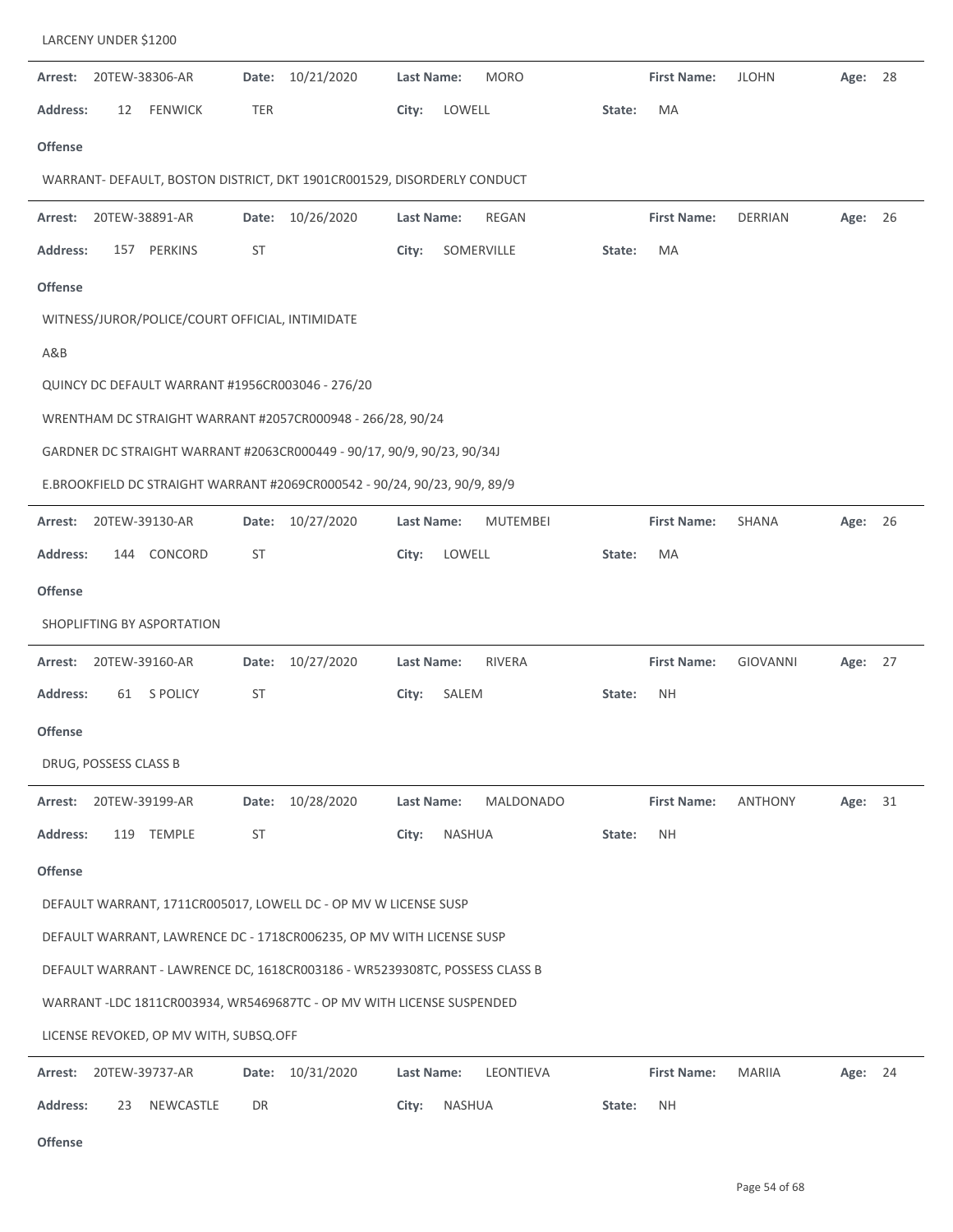LARCENY UNDER $1200

---

**Arrest:** 20TEW-38306-AR **Date:** 10/21/2020 **Last Name:** MORO **First Name:** JLOHN **Age:** 28

**Address:** 12 FENWICK TER **City:** LOWELL **State:** MA

**Offense**

WARRANT- DEFAULT, BOSTON DISTRICT, DKT 1901CR001529, DISORDERLY CONDUCT

---

**Arrest:** 20TEW-38891-AR **Date:** 10/26/2020 **Last Name:** REGAN **First Name:** DERRIAN **Age:** 26

**Address:** 157 PERKINS ST **City:** SOMERVILLE **State:** MA

**Offense**

WITNESS/JUROR/POLICE/COURT OFFICIAL, INTIMIDATE

A&B

QUINCY DC DEFAULT WARRANT #1956CR003046 - 276/20

WRENTHAM DC STRAIGHT WARRANT #2057CR000948 - 266/28, 90/24

GARDNER DC STRAIGHT WARRANT #2063CR000449 - 90/17, 90/9, 90/23, 90/34J

E.BROOKFIELD DC STRAIGHT WARRANT #2069CR000542 - 90/24, 90/23, 90/9, 89/9

---

**Arrest:** 20TEW-39130-AR **Date:** 10/27/2020 **Last Name:** MUTEMBEI **First Name:** SHANA **Age:** 26

**Address:** 144 CONCORD ST **City:** LOWELL **State:** MA

**Offense**

SHOPLIFTING BY ASPORTATION

---

**Arrest:** 20TEW-39160-AR **Date:** 10/27/2020 **Last Name:** RIVERA **First Name:** GIOVANNI **Age:** 27

**Address:** 61 S POLICY ST **City:** SALEM **State:** NH

**Offense**

DRUG, POSSESS CLASS B

---

**Arrest:** 20TEW-39199-AR **Date:** 10/28/2020 **Last Name:** MALDONADO **First Name:** ANTHONY **Age:** 31

**Address:** 119 TEMPLE ST **City:** NASHUA **State:** NH

**Offense**

DEFAULT WARRANT, 1711CR005017, LOWELL DC - OP MV W LICENSE SUSP

DEFAULT WARRANT, LAWRENCE DC - 1718CR006235, OP MV WITH LICENSE SUSP

DEFAULT WARRANT - LAWRENCE DC, 1618CR003186 - WR5239308TC, POSSESS CLASS B

WARRANT -LDC 1811CR003934, WR5469687TC - OP MV WITH LICENSE SUSPENDED

LICENSE REVOKED, OP MV WITH, SUBSQ.OFF

---

**Arrest:** 20TEW-39737-AR **Date:** 10/31/2020 **Last Name:** LEONTIEVA **First Name:** MARIIA **Age:** 24

**Address:** 23 NEWCASTLE DR **City:** NASHUA **State:** NH

**Offense**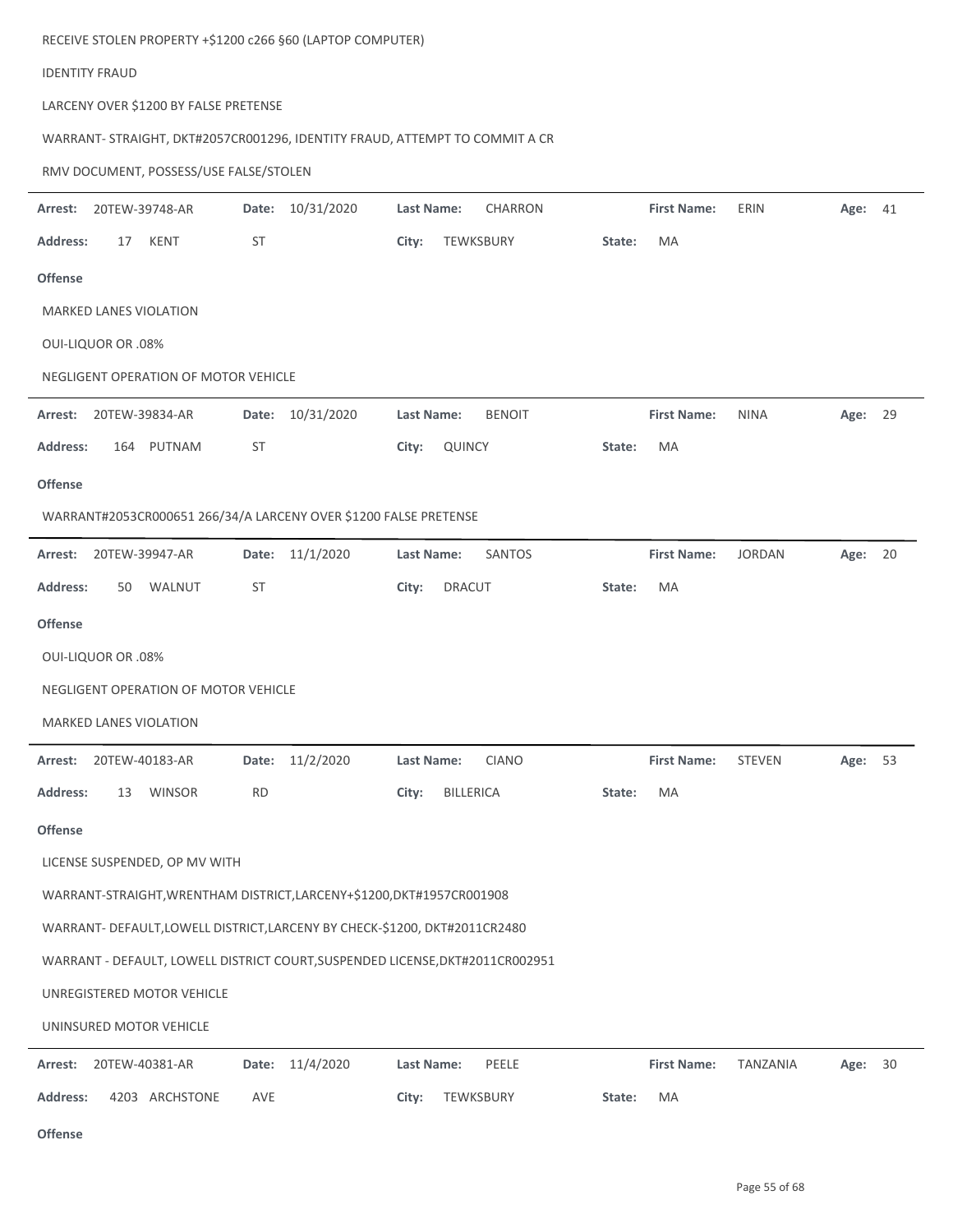RECEIVE STOLEN PROPERTY +$1200 c266 §60 (LAPTOP COMPUTER)

IDENTITY FRAUD

LARCENY OVER $1200 BY FALSE PRETENSE

WARRANT- STRAIGHT, DKT#2057CR001296, IDENTITY FRAUD, ATTEMPT TO COMMIT A CR

RMV DOCUMENT, POSSESS/USE FALSE/STOLEN

---

**Arrest:** 20TEW-39748-AR **Date:** 10/31/2020 **Last Name:** CHARRON **First Name:** ERIN **Age:** 41

**Address:** 17 KENT ST **City:** TEWKSBURY **State:** MA

**Offense**

MARKED LANES VIOLATION

OUI-LIQUOR OR .08%

NEGLIGENT OPERATION OF MOTOR VEHICLE

---

**Arrest:** 20TEW-39834-AR **Date:** 10/31/2020 **Last Name:** BENOIT **First Name:** NINA **Age:** 29

**Address:** 164 PUTNAM ST **City:** QUINCY **State:** MA

**Offense**

WARRANT#2053CR000651 266/34/A LARCENY OVER $1200 FALSE PRETENSE

---

**Arrest:** 20TEW-39947-AR **Date:** 11/1/2020 **Last Name:** SANTOS **First Name:** JORDAN **Age:** 20

**Address:** 50 WALNUT ST **City:** DRACUT **State:** MA

**Offense**

OUI-LIQUOR OR .08%

NEGLIGENT OPERATION OF MOTOR VEHICLE

MARKED LANES VIOLATION

---

**Arrest:** 20TEW-40183-AR **Date:** 11/2/2020 **Last Name:** CIANO **First Name:** STEVEN **Age:** 53

**Address:** 13 WINSOR RD **City:** BILLERICA **State:** MA

**Offense**

LICENSE SUSPENDED, OP MV WITH

WARRANT-STRAIGHT,WRENTHAM DISTRICT,LARCENY+$1200,DKT#1957CR001908

WARRANT- DEFAULT,LOWELL DISTRICT,LARCENY BY CHECK-$1200, DKT#2011CR2480

WARRANT - DEFAULT, LOWELL DISTRICT COURT,SUSPENDED LICENSE,DKT#2011CR002951

UNREGISTERED MOTOR VEHICLE

UNINSURED MOTOR VEHICLE

---

**Arrest:** 20TEW-40381-AR **Date:** 11/4/2020 **Last Name:** PEELE **First Name:** TANZANIA **Age:** 30

**Address:** 4203 ARCHSTONE AVE **City:** TEWKSBURY **State:** MA

**Offense**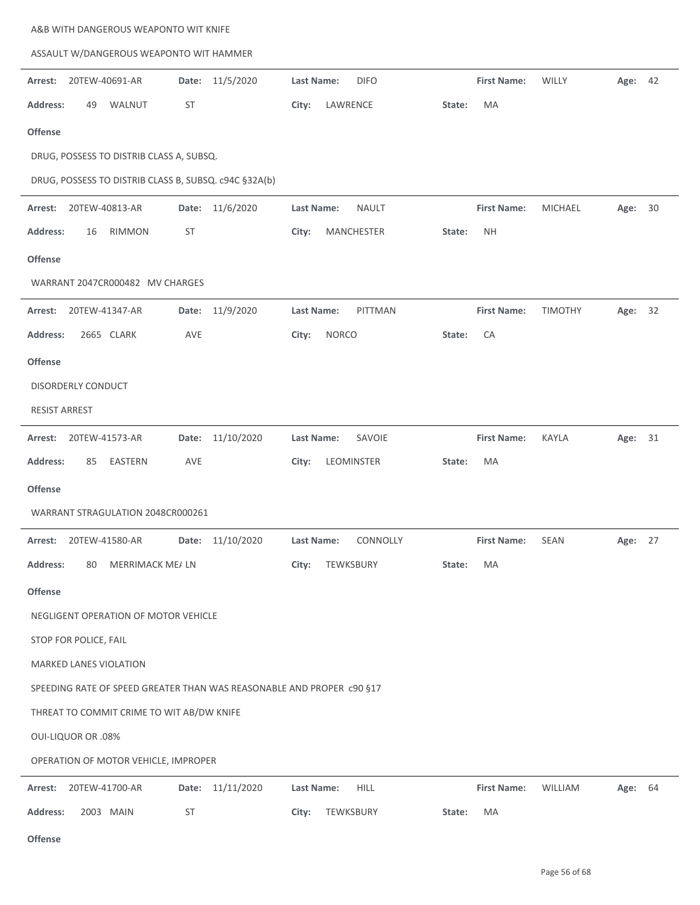A&B WITH DANGEROUS WEAPONTO WIT KNIFE

ASSAULT W/DANGEROUS WEAPONTO WIT HAMMER

---

**Arrest:** 20TEW-40691-AR **Date:** 11/5/2020 **Last Name:** DIFO **First Name:** WILLY **Age:** 42

**Address:** 49 WALNUT ST **City:** LAWRENCE **State:** MA

**Offense**

DRUG, POSSESS TO DISTRIB CLASS A, SUBSQ.

DRUG, POSSESS TO DISTRIB CLASS B, SUBSQ. c94C §32A(b)

---

**Arrest:** 20TEW-40813-AR **Date:** 11/6/2020 **Last Name:** NAULT **First Name:** MICHAEL **Age:** 30

**Address:** 16 RIMMON ST **City:** MANCHESTER **State:** NH

**Offense**

WARRANT 2047CR000482 MV CHARGES

---

**Arrest:** 20TEW-41347-AR **Date:** 11/9/2020 **Last Name:** PITTMAN **First Name:** TIMOTHY **Age:** 32

**Address:** 2665 CLARK AVE **City:** NORCO **State:** CA

**Offense**

DISORDERLY CONDUCT

RESIST ARREST

---

**Arrest:** 20TEW-41573-AR **Date:** 11/10/2020 **Last Name:** SAVOIE **First Name:** KAYLA **Age:** 31

**Address:** 85 EASTERN AVE **City:** LEOMINSTER **State:** MA

**Offense**

WARRANT STRAGULATION 2048CR000261

---

**Arrest:** 20TEW-41580-AR **Date:** 11/10/2020 **Last Name:** CONNOLLY **First Name:** SEAN **Age:** 27

**Address:** 80 MERRIMACK ME/ LN **City:** TEWKSBURY **State:** MA

**Offense**

NEGLIGENT OPERATION OF MOTOR VEHICLE

STOP FOR POLICE, FAIL

MARKED LANES VIOLATION

SPEEDING RATE OF SPEED GREATER THAN WAS REASONABLE AND PROPER c90 §17

THREAT TO COMMIT CRIME TO WIT AB/DW KNIFE

OUI-LIQUOR OR .08%

OPERATION OF MOTOR VEHICLE, IMPROPER

---

**Arrest:** 20TEW-41700-AR **Date:** 11/11/2020 **Last Name:** HILL **First Name:** WILLIAM **Age:** 64

**Address:** 2003 MAIN ST **City:** TEWKSBURY **State:** MA

**Offense**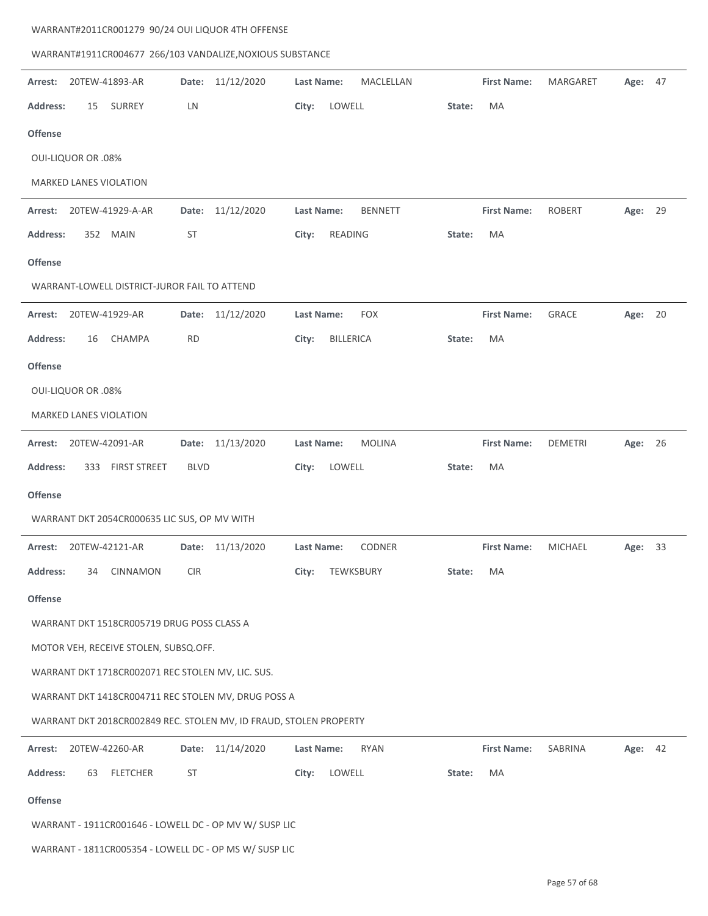WARRANT#2011CR001279 90/24 OUI LIQUOR 4TH OFFENSE

WARRANT#1911CR004677 266/103 VANDALIZE,NOXIOUS SUBSTANCE

---

**Arrest:** 20TEW-41893-AR **Date:** 11/12/2020 **Last Name:** MACLELLAN **First Name:** MARGARET **Age:** 47

**Address:** 15 SURREY LN **City:** LOWELL **State:** MA

**Offense**

OUI-LIQUOR OR .08%

MARKED LANES VIOLATION

---

**Arrest:** 20TEW-41929-A-AR **Date:** 11/12/2020 **Last Name:** BENNETT **First Name:** ROBERT **Age:** 29

**Address:** 352 MAIN ST **City:** READING **State:** MA

**Offense**

WARRANT-LOWELL DISTRICT-JUROR FAIL TO ATTEND

---

**Arrest:** 20TEW-41929-AR **Date:** 11/12/2020 **Last Name:** FOX **First Name:** GRACE **Age:** 20

**Address:** 16 CHAMPA RD **City:** BILLERICA **State:** MA

**Offense**

OUI-LIQUOR OR .08%

MARKED LANES VIOLATION

---

**Arrest:** 20TEW-42091-AR **Date:** 11/13/2020 **Last Name:** MOLINA **First Name:** DEMETRI **Age:** 26

**Address:** 333 FIRST STREET BLVD **City:** LOWELL **State:** MA

**Offense**

WARRANT DKT 2054CR000635 LIC SUS, OP MV WITH

---

**Arrest:** 20TEW-42121-AR **Date:** 11/13/2020 **Last Name:** CODNER **First Name:** MICHAEL **Age:** 33

**Address:** 34 CINNAMON CIR **City:** TEWKSBURY **State:** MA

**Offense**

WARRANT DKT 1518CR005719 DRUG POSS CLASS A

MOTOR VEH, RECEIVE STOLEN, SUBSQ.OFF.

WARRANT DKT 1718CR002071 REC STOLEN MV, LIC. SUS.

WARRANT DKT 1418CR004711 REC STOLEN MV, DRUG POSS A

WARRANT DKT 2018CR002849 REC. STOLEN MV, ID FRAUD, STOLEN PROPERTY

---

**Arrest:** 20TEW-42260-AR **Date:** 11/14/2020 **Last Name:** RYAN **First Name:** SABRINA **Age:** 42

**Address:** 63 FLETCHER ST **City:** LOWELL **State:** MA

**Offense**

WARRANT - 1911CR001646 - LOWELL DC - OP MV W/ SUSP LIC

WARRANT - 1811CR005354 - LOWELL DC - OP MS W/ SUSP LIC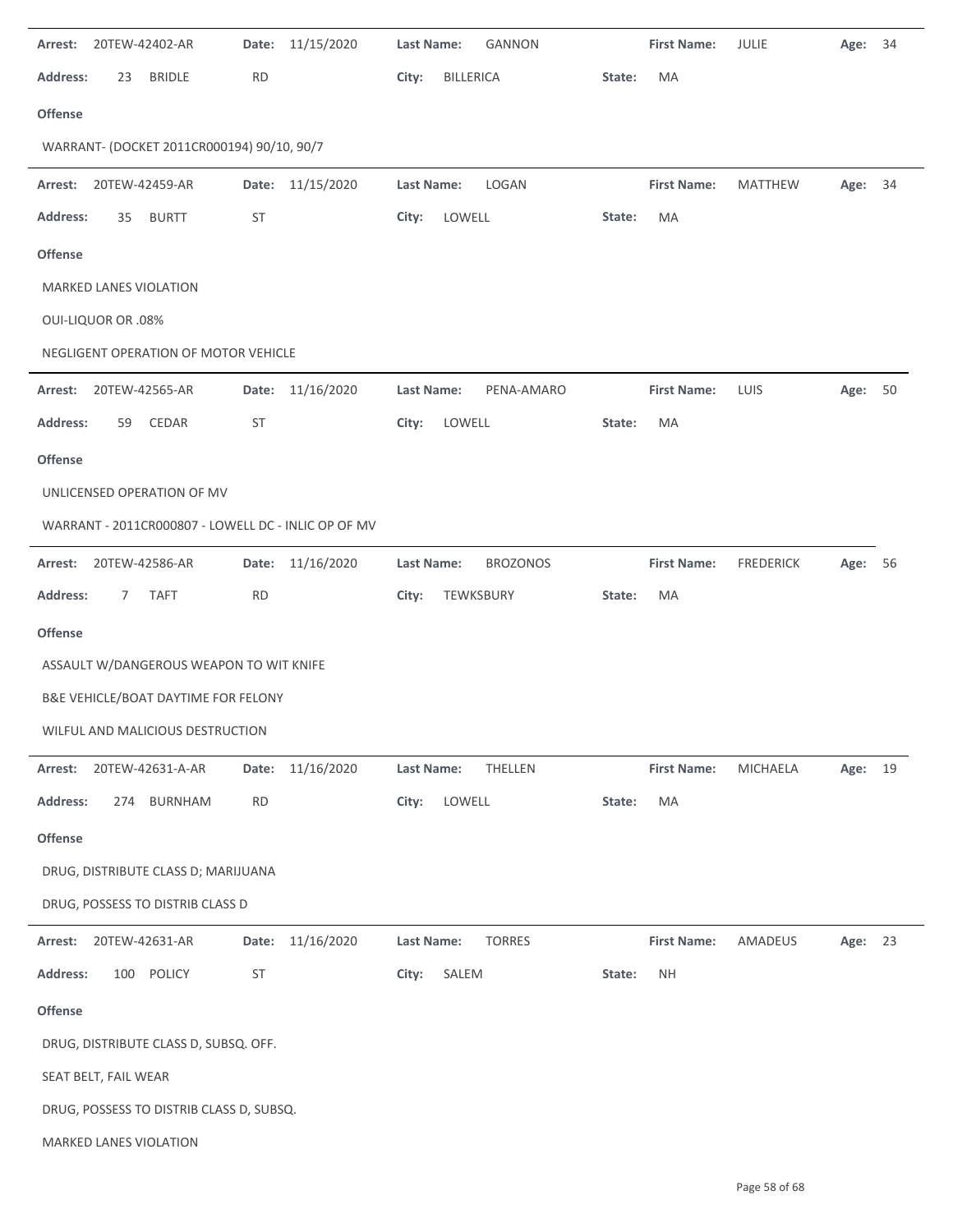**Arrest:** 20TEW-42402-AR **Date:** 11/15/2020 **Last Name:** GANNON **First Name:** JULIE **Age:** 34

**Address:** 23 BRIDLE RD **City:** BILLERICA **State:** MA

**Offense**

WARRANT- (DOCKET 2011CR000194) 90/10, 90/7

---

**Arrest:** 20TEW-42459-AR **Date:** 11/15/2020 **Last Name:** LOGAN **First Name:** MATTHEW **Age:** 34

**Address:** 35 BURTT ST **City:** LOWELL **State:** MA

**Offense**

MARKED LANES VIOLATION

OUI-LIQUOR OR .08%

NEGLIGENT OPERATION OF MOTOR VEHICLE

---

**Arrest:** 20TEW-42565-AR **Date:** 11/16/2020 **Last Name:** PENA-AMARO **First Name:** LUIS **Age:** 50

**Address:** 59 CEDAR ST **City:** LOWELL **State:** MA

**Offense**

UNLICENSED OPERATION OF MV

WARRANT - 2011CR000807 - LOWELL DC - INLIC OP OF MV

---

**Arrest:** 20TEW-42586-AR **Date:** 11/16/2020 **Last Name:** BROZONOS **First Name:** FREDERICK **Age:** 56

**Address:** 7 TAFT RD **City:** TEWKSBURY **State:** MA

**Offense**

ASSAULT W/DANGEROUS WEAPON TO WIT KNIFE

B&E VEHICLE/BOAT DAYTIME FOR FELONY

WILFUL AND MALICIOUS DESTRUCTION

---

**Arrest:** 20TEW-42631-A-AR **Date:** 11/16/2020 **Last Name:** THELLEN **First Name:** MICHAELA **Age:** 19

**Address:** 274 BURNHAM RD **City:** LOWELL **State:** MA

**Offense**

DRUG, DISTRIBUTE CLASS D; MARIJUANA

DRUG, POSSESS TO DISTRIB CLASS D

---

**Arrest:** 20TEW-42631-AR **Date:** 11/16/2020 **Last Name:** TORRES **First Name:** AMADEUS **Age:** 23

**Address:** 100 POLICY ST **City:** SALEM **State:** NH

**Offense**

DRUG, DISTRIBUTE CLASS D, SUBSQ. OFF.

SEAT BELT, FAIL WEAR

DRUG, POSSESS TO DISTRIB CLASS D, SUBSQ.

MARKED LANES VIOLATION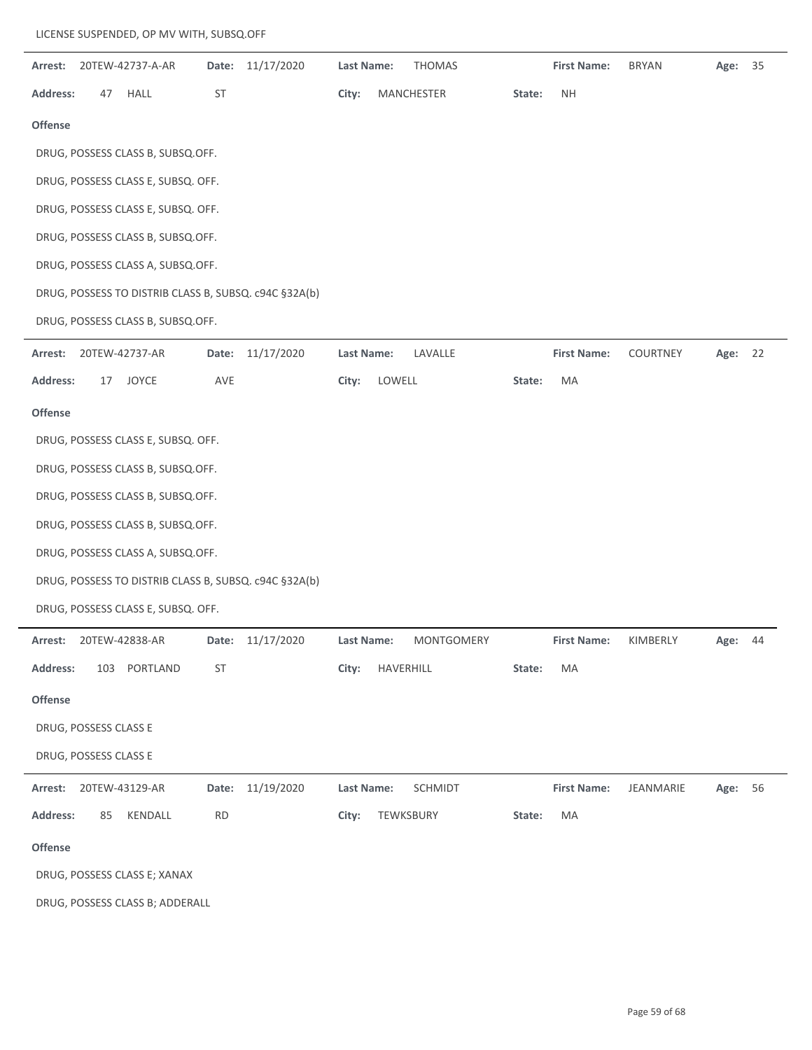LICENSE SUSPENDED, OP MV WITH, SUBSQ.OFF

| Arrest: | 20TEW-42737-A-AR | Date: | 11/17/2020 | Last Name: | THOMAS | First Name: | BRYAN | Age: | 35 |
|---|---|---|---|---|---|---|---|---|---|
| Address: | 47 HALL ST | | | City: | MANCHESTER | State: | NH | | |

**Offense**

DRUG, POSSESS CLASS B, SUBSQ.OFF.

DRUG, POSSESS CLASS E, SUBSQ. OFF.

DRUG, POSSESS CLASS E, SUBSQ. OFF.

DRUG, POSSESS CLASS B, SUBSQ.OFF.

DRUG, POSSESS CLASS A, SUBSQ.OFF.

DRUG, POSSESS TO DISTRIB CLASS B, SUBSQ. c94C §32A(b)

DRUG, POSSESS CLASS B, SUBSQ.OFF.

| Arrest: | 20TEW-42737-AR | Date: | 11/17/2020 | Last Name: | LAVALLE | First Name: | COURTNEY | Age: | 22 |
|---|---|---|---|---|---|---|---|---|---|
| Address: | 17 JOYCE AVE | | | City: | LOWELL | State: | MA | | |

**Offense**

DRUG, POSSESS CLASS E, SUBSQ. OFF.

DRUG, POSSESS CLASS B, SUBSQ.OFF.

DRUG, POSSESS CLASS B, SUBSQ.OFF.

DRUG, POSSESS CLASS B, SUBSQ.OFF.

DRUG, POSSESS CLASS A, SUBSQ.OFF.

DRUG, POSSESS TO DISTRIB CLASS B, SUBSQ. c94C §32A(b)

DRUG, POSSESS CLASS E, SUBSQ. OFF.

| Arrest: | 20TEW-42838-AR | Date: | 11/17/2020 | Last Name: | MONTGOMERY | First Name: | KIMBERLY | Age: | 44 |
|---|---|---|---|---|---|---|---|---|---|
| Address: | 103 PORTLAND ST | | | City: | HAVERHILL | State: | MA | | |

**Offense**

DRUG, POSSESS CLASS E

DRUG, POSSESS CLASS E

| Arrest: | 20TEW-43129-AR | Date: | 11/19/2020 | Last Name: | SCHMIDT | First Name: | JEANMARIE | Age: | 56 |
|---|---|---|---|---|---|---|---|---|---|
| Address: | 85 KENDALL RD | | | City: | TEWKSBURY | State: | MA | | |

**Offense**

DRUG, POSSESS CLASS E; XANAX

DRUG, POSSESS CLASS B; ADDERALL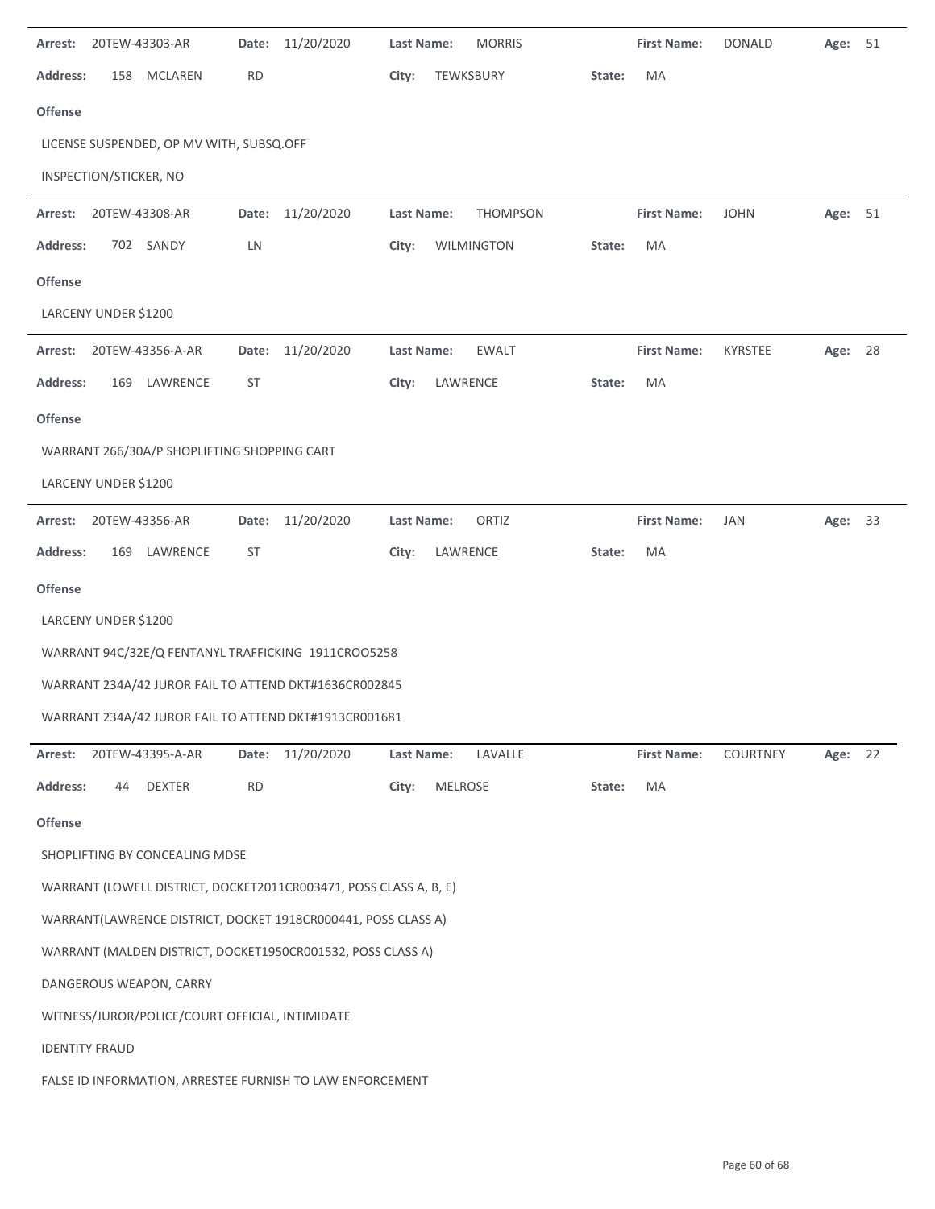**Arrest:** 20TEW-43303-AR **Date:** 11/20/2020 **Last Name:** MORRIS **First Name:** DONALD **Age:** 51

**Address:** 158 MCLAREN RD **City:** TEWKSBURY **State:** MA

**Offense**

LICENSE SUSPENDED, OP MV WITH, SUBSQ.OFF

INSPECTION/STICKER, NO

---

**Arrest:** 20TEW-43308-AR **Date:** 11/20/2020 **Last Name:** THOMPSON **First Name:** JOHN **Age:** 51

**Address:** 702 SANDY LN **City:** WILMINGTON **State:** MA

**Offense**

LARCENY UNDER $1200

---

**Arrest:** 20TEW-43356-A-AR **Date:** 11/20/2020 **Last Name:** EWALT **First Name:** KYRSTEE **Age:** 28

**Address:** 169 LAWRENCE ST **City:** LAWRENCE **State:** MA

**Offense**

WARRANT 266/30A/P SHOPLIFTING SHOPPING CART

LARCENY UNDER $1200

---

**Arrest:** 20TEW-43356-AR **Date:** 11/20/2020 **Last Name:** ORTIZ **First Name:** JAN **Age:** 33

**Address:** 169 LAWRENCE ST **City:** LAWRENCE **State:** MA

**Offense**

LARCENY UNDER $1200

WARRANT 94C/32E/Q FENTANYL TRAFFICKING 1911CROO5258

WARRANT 234A/42 JUROR FAIL TO ATTEND DKT#1636CR002845

WARRANT 234A/42 JUROR FAIL TO ATTEND DKT#1913CR001681

---

**Arrest:** 20TEW-43395-A-AR **Date:** 11/20/2020 **Last Name:** LAVALLE **First Name:** COURTNEY **Age:** 22

**Address:** 44 DEXTER RD **City:** MELROSE **State:** MA

**Offense**

SHOPLIFTING BY CONCEALING MDSE

WARRANT (LOWELL DISTRICT, DOCKET2011CR003471, POSS CLASS A, B, E)

WARRANT(LAWRENCE DISTRICT, DOCKET 1918CR000441, POSS CLASS A)

WARRANT (MALDEN DISTRICT, DOCKET1950CR001532, POSS CLASS A)

DANGEROUS WEAPON, CARRY

WITNESS/JUROR/POLICE/COURT OFFICIAL, INTIMIDATE

IDENTITY FRAUD

FALSE ID INFORMATION, ARRESTEE FURNISH TO LAW ENFORCEMENT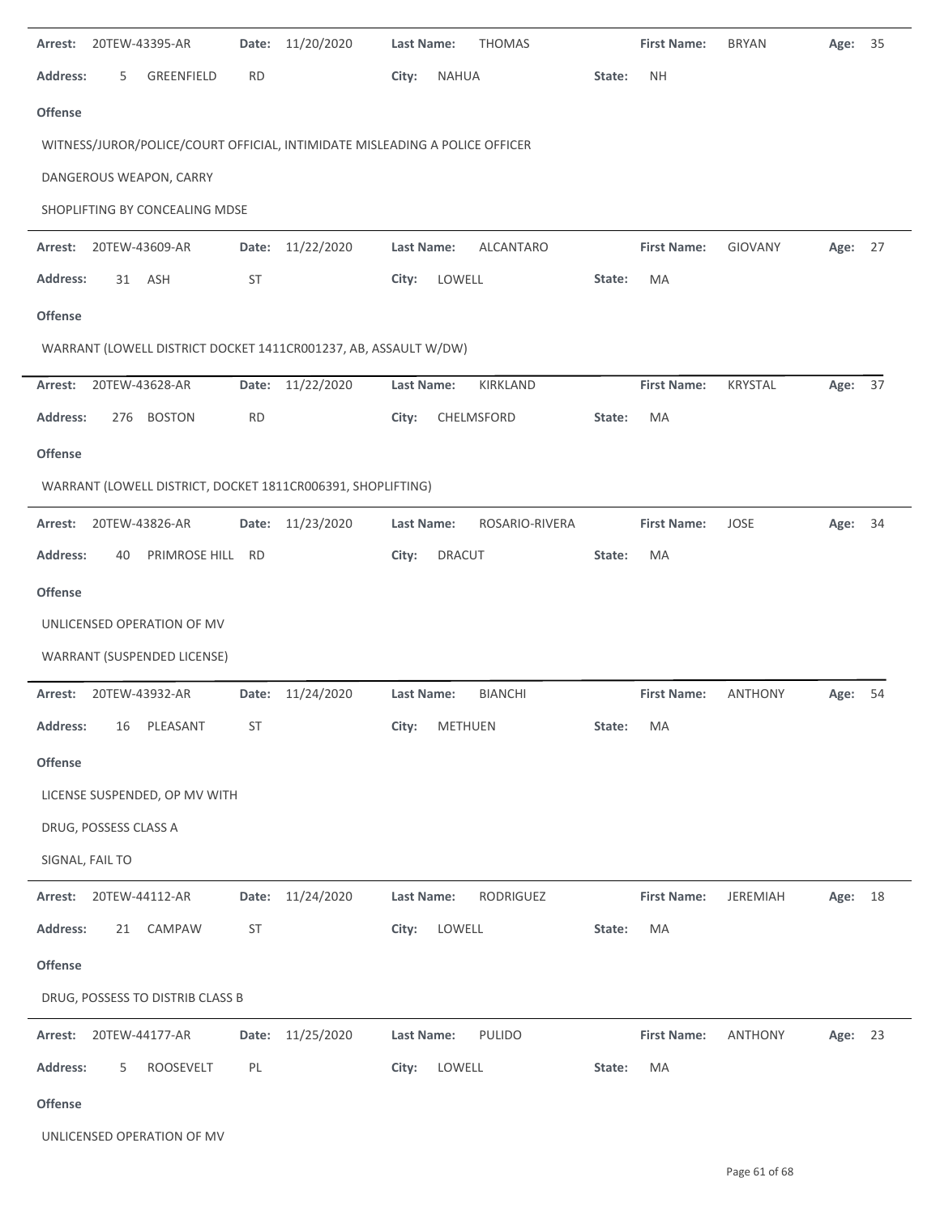**Arrest:** 20TEW-43395-AR **Date:** 11/20/2020 **Last Name:** THOMAS **First Name:** BRYAN **Age:** 35

**Address:** 5 GREENFIELD RD **City:** NAHUA **State:** NH

**Offense**

WITNESS/JUROR/POLICE/COURT OFFICIAL, INTIMIDATE MISLEADING A POLICE OFFICER

DANGEROUS WEAPON, CARRY

SHOPLIFTING BY CONCEALING MDSE

---

**Arrest:** 20TEW-43609-AR **Date:** 11/22/2020 **Last Name:** ALCANTARO **First Name:** GIOVANY **Age:** 27

**Address:** 31 ASH ST **City:** LOWELL **State:** MA

**Offense**

WARRANT (LOWELL DISTRICT DOCKET 1411CR001237, AB, ASSAULT W/DW)

---

**Arrest:** 20TEW-43628-AR **Date:** 11/22/2020 **Last Name:** KIRKLAND **First Name:** KRYSTAL **Age:** 37

**Address:** 276 BOSTON RD **City:** CHELMSFORD **State:** MA

**Offense**

WARRANT (LOWELL DISTRICT, DOCKET 1811CR006391, SHOPLIFTING)

---

**Arrest:** 20TEW-43826-AR **Date:** 11/23/2020 **Last Name:** ROSARIO-RIVERA **First Name:** JOSE **Age:** 34

**Address:** 40 PRIMROSE HILL RD **City:** DRACUT **State:** MA

**Offense**

UNLICENSED OPERATION OF MV

WARRANT (SUSPENDED LICENSE)

---

**Arrest:** 20TEW-43932-AR **Date:** 11/24/2020 **Last Name:** BIANCHI **First Name:** ANTHONY **Age:** 54

**Address:** 16 PLEASANT ST **City:** METHUEN **State:** MA

**Offense**

LICENSE SUSPENDED, OP MV WITH

DRUG, POSSESS CLASS A

SIGNAL, FAIL TO

---

**Arrest:** 20TEW-44112-AR **Date:** 11/24/2020 **Last Name:** RODRIGUEZ **First Name:** JEREMIAH **Age:** 18

**Address:** 21 CAMPAW ST **City:** LOWELL **State:** MA

**Offense**

DRUG, POSSESS TO DISTRIB CLASS B

---

**Arrest:** 20TEW-44177-AR **Date:** 11/25/2020 **Last Name:** PULIDO **First Name:** ANTHONY **Age:** 23

**Address:** 5 ROOSEVELT PL **City:** LOWELL **State:** MA

**Offense**

UNLICENSED OPERATION OF MV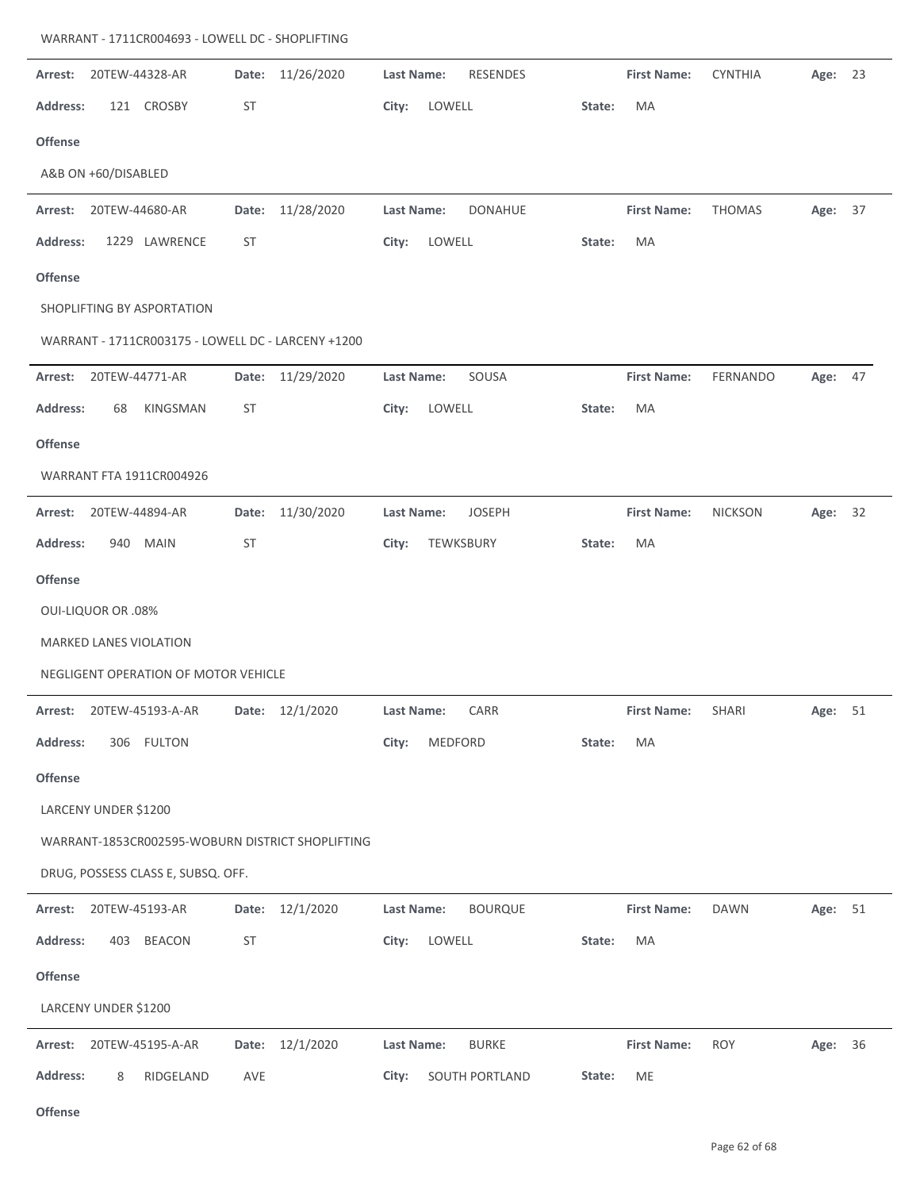WARRANT - 1711CR004693 - LOWELL DC - SHOPLIFTING

---

**Arrest:** 20TEW-44328-AR **Date:** 11/26/2020 **Last Name:** RESENDES **First Name:** CYNTHIA **Age:** 23

**Address:** 121 CROSBY ST **City:** LOWELL **State:** MA

**Offense**

A&B ON +60/DISABLED

---

**Arrest:** 20TEW-44680-AR **Date:** 11/28/2020 **Last Name:** DONAHUE **First Name:** THOMAS **Age:** 37

**Address:** 1229 LAWRENCE ST **City:** LOWELL **State:** MA

**Offense**

SHOPLIFTING BY ASPORTATION

WARRANT - 1711CR003175 - LOWELL DC - LARCENY +1200

---

**Arrest:** 20TEW-44771-AR **Date:** 11/29/2020 **Last Name:** SOUSA **First Name:** FERNANDO **Age:** 47

**Address:** 68 KINGSMAN ST **City:** LOWELL **State:** MA

**Offense**

WARRANT FTA 1911CR004926

---

**Arrest:** 20TEW-44894-AR **Date:** 11/30/2020 **Last Name:** JOSEPH **First Name:** NICKSON **Age:** 32

**Address:** 940 MAIN ST **City:** TEWKSBURY **State:** MA

**Offense**

OUI-LIQUOR OR .08%

MARKED LANES VIOLATION

NEGLIGENT OPERATION OF MOTOR VEHICLE

---

**Arrest:** 20TEW-45193-A-AR **Date:** 12/1/2020 **Last Name:** CARR **First Name:** SHARI **Age:** 51

**Address:** 306 FULTON **City:** MEDFORD **State:** MA

**Offense**

LARCENY UNDER $1200

WARRANT-1853CR002595-WOBURN DISTRICT SHOPLIFTING

DRUG, POSSESS CLASS E, SUBSQ. OFF.

---

**Arrest:** 20TEW-45193-AR **Date:** 12/1/2020 **Last Name:** BOURQUE **First Name:** DAWN **Age:** 51

**Address:** 403 BEACON ST **City:** LOWELL **State:** MA

**Offense**

LARCENY UNDER $1200

---

**Arrest:** 20TEW-45195-A-AR **Date:** 12/1/2020 **Last Name:** BURKE **First Name:** ROY **Age:** 36

**Address:** 8 RIDGELAND AVE **City:** SOUTH PORTLAND **State:** ME

**Offense**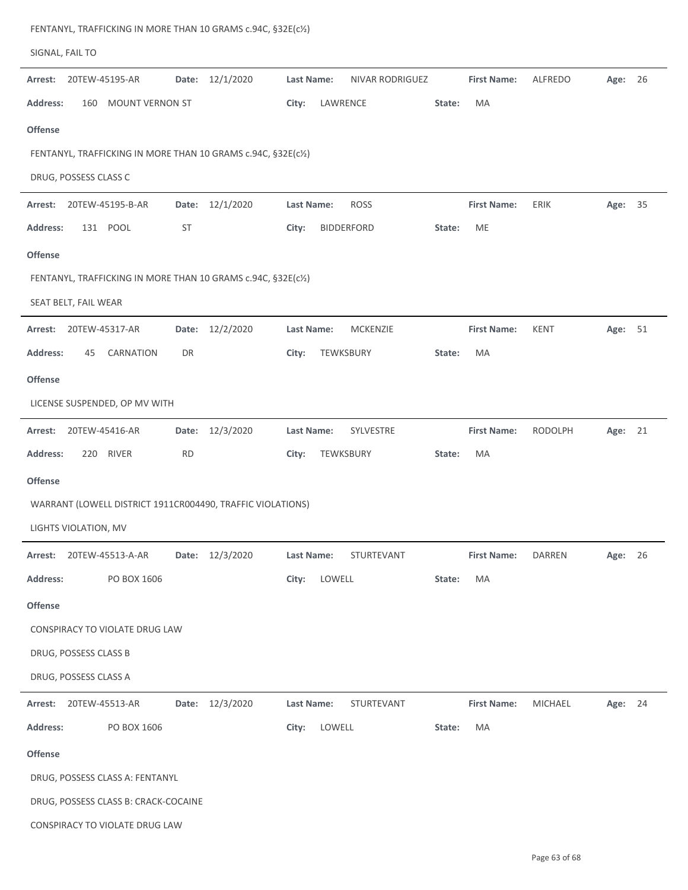FENTANYL, TRAFFICKING IN MORE THAN 10 GRAMS c.94C, §32E(c½)

SIGNAL, FAIL TO

---

**Arrest:** 20TEW-45195-AR **Date:** 12/1/2020 **Last Name:** NIVAR RODRIGUEZ **First Name:** ALFREDO **Age:** 26

**Address:** 160 MOUNT VERNON ST **City:** LAWRENCE **State:** MA

**Offense**

FENTANYL, TRAFFICKING IN MORE THAN 10 GRAMS c.94C, §32E(c½)

DRUG, POSSESS CLASS C

---

**Arrest:** 20TEW-45195-B-AR **Date:** 12/1/2020 **Last Name:** ROSS **First Name:** ERIK **Age:** 35

**Address:** 131 POOL ST **City:** BIDDERFORD **State:** ME

**Offense**

FENTANYL, TRAFFICKING IN MORE THAN 10 GRAMS c.94C, §32E(c½)

SEAT BELT, FAIL WEAR

---

**Arrest:** 20TEW-45317-AR **Date:** 12/2/2020 **Last Name:** MCKENZIE **First Name:** KENT **Age:** 51

**Address:** 45 CARNATION DR **City:** TEWKSBURY **State:** MA

**Offense**

LICENSE SUSPENDED, OP MV WITH

---

**Arrest:** 20TEW-45416-AR **Date:** 12/3/2020 **Last Name:** SYLVESTRE **First Name:** RODOLPH **Age:** 21

**Address:** 220 RIVER RD **City:** TEWKSBURY **State:** MA

**Offense**

WARRANT (LOWELL DISTRICT 1911CR004490, TRAFFIC VIOLATIONS)

LIGHTS VIOLATION, MV

---

**Arrest:** 20TEW-45513-A-AR **Date:** 12/3/2020 **Last Name:** STURTEVANT **First Name:** DARREN **Age:** 26

**Address:** PO BOX 1606 **City:** LOWELL **State:** MA

**Offense**

CONSPIRACY TO VIOLATE DRUG LAW

DRUG, POSSESS CLASS B

DRUG, POSSESS CLASS A

---

**Arrest:** 20TEW-45513-AR **Date:** 12/3/2020 **Last Name:** STURTEVANT **First Name:** MICHAEL **Age:** 24

**Address:** PO BOX 1606 **City:** LOWELL **State:** MA

**Offense**

DRUG, POSSESS CLASS A: FENTANYL

DRUG, POSSESS CLASS B: CRACK-COCAINE

CONSPIRACY TO VIOLATE DRUG LAW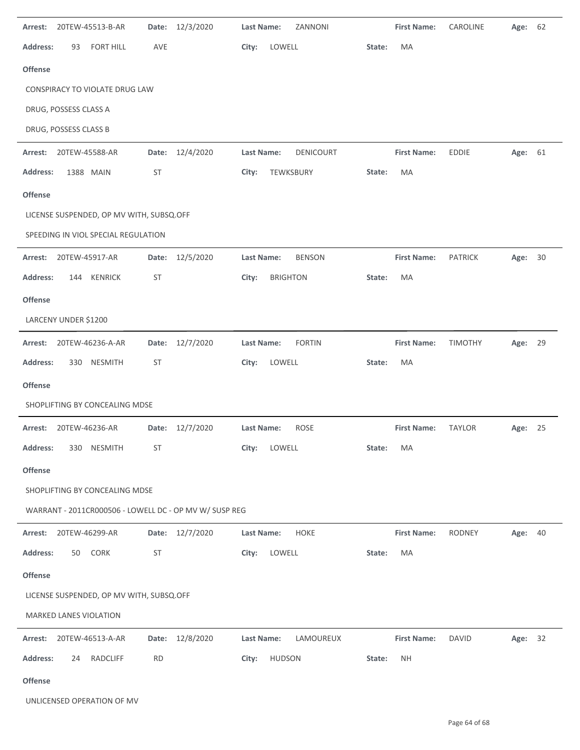**Arrest:** 20TEW-45513-B-AR **Date:** 12/3/2020 **Last Name:** ZANNONI **First Name:** CAROLINE **Age:** 62

**Address:** 93 FORT HILL AVE **City:** LOWELL **State:** MA

**Offense**

CONSPIRACY TO VIOLATE DRUG LAW

DRUG, POSSESS CLASS A

DRUG, POSSESS CLASS B

---

**Arrest:** 20TEW-45588-AR **Date:** 12/4/2020 **Last Name:** DENICOURT **First Name:** EDDIE **Age:** 61

**Address:** 1388 MAIN ST **City:** TEWKSBURY **State:** MA

**Offense**

LICENSE SUSPENDED, OP MV WITH, SUBSQ.OFF

SPEEDING IN VIOL SPECIAL REGULATION

---

**Arrest:** 20TEW-45917-AR **Date:** 12/5/2020 **Last Name:** BENSON **First Name:** PATRICK **Age:** 30

**Address:** 144 KENRICK ST **City:** BRIGHTON **State:** MA

**Offense**

LARCENY UNDER $1200

---

**Arrest:** 20TEW-46236-A-AR **Date:** 12/7/2020 **Last Name:** FORTIN **First Name:** TIMOTHY **Age:** 29

**Address:** 330 NESMITH ST **City:** LOWELL **State:** MA

**Offense**

SHOPLIFTING BY CONCEALING MDSE

---

**Arrest:** 20TEW-46236-AR **Date:** 12/7/2020 **Last Name:** ROSE **First Name:** TAYLOR **Age:** 25

**Address:** 330 NESMITH ST **City:** LOWELL **State:** MA

**Offense**

SHOPLIFTING BY CONCEALING MDSE

WARRANT - 2011CR000506 - LOWELL DC - OP MV W/ SUSP REG

---

**Arrest:** 20TEW-46299-AR **Date:** 12/7/2020 **Last Name:** HOKE **First Name:** RODNEY **Age:** 40

**Address:** 50 CORK ST **City:** LOWELL **State:** MA

**Offense**

LICENSE SUSPENDED, OP MV WITH, SUBSQ.OFF

MARKED LANES VIOLATION

---

**Arrest:** 20TEW-46513-A-AR **Date:** 12/8/2020 **Last Name:** LAMOUREUX **First Name:** DAVID **Age:** 32

**Address:** 24 RADCLIFF RD **City:** HUDSON **State:** NH

**Offense**

UNLICENSED OPERATION OF MV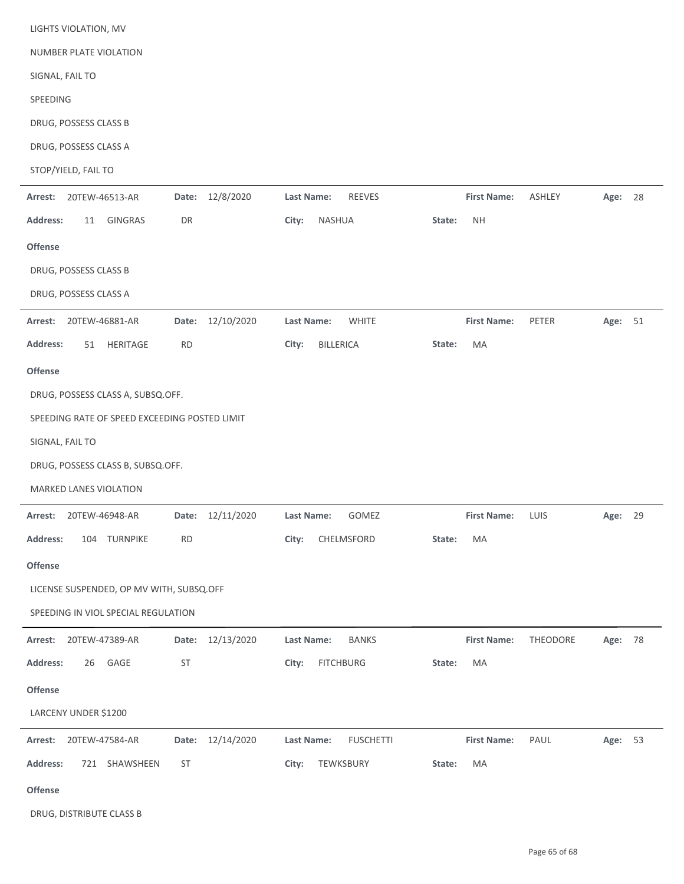LIGHTS VIOLATION, MV

NUMBER PLATE VIOLATION

SIGNAL, FAIL TO

SPEEDING

DRUG, POSSESS CLASS B

DRUG, POSSESS CLASS A

STOP/YIELD, FAIL TO

---

**Arrest:** 20TEW-46513-AR **Date:** 12/8/2020 **Last Name:** REEVES **First Name:** ASHLEY **Age:** 28

**Address:** 11 GINGRAS DR **City:** NASHUA **State:** NH

**Offense**

DRUG, POSSESS CLASS B

DRUG, POSSESS CLASS A

---

**Arrest:** 20TEW-46881-AR **Date:** 12/10/2020 **Last Name:** WHITE **First Name:** PETER **Age:** 51

**Address:** 51 HERITAGE RD **City:** BILLERICA **State:** MA

**Offense**

DRUG, POSSESS CLASS A, SUBSQ.OFF.

SPEEDING RATE OF SPEED EXCEEDING POSTED LIMIT

SIGNAL, FAIL TO

DRUG, POSSESS CLASS B, SUBSQ.OFF.

MARKED LANES VIOLATION

---

**Arrest:** 20TEW-46948-AR **Date:** 12/11/2020 **Last Name:** GOMEZ **First Name:** LUIS **Age:** 29

**Address:** 104 TURNPIKE RD **City:** CHELMSFORD **State:** MA

**Offense**

LICENSE SUSPENDED, OP MV WITH, SUBSQ.OFF

SPEEDING IN VIOL SPECIAL REGULATION

---

**Arrest:** 20TEW-47389-AR **Date:** 12/13/2020 **Last Name:** BANKS **First Name:** THEODORE **Age:** 78

**Address:** 26 GAGE ST **City:** FITCHBURG **State:** MA

**Offense**

LARCENY UNDER $1200

---

**Arrest:** 20TEW-47584-AR **Date:** 12/14/2020 **Last Name:** FUSCHETTI **First Name:** PAUL **Age:** 53

**Address:** 721 SHAWSHEEN ST **City:** TEWKSBURY **State:** MA

**Offense**

DRUG, DISTRIBUTE CLASS B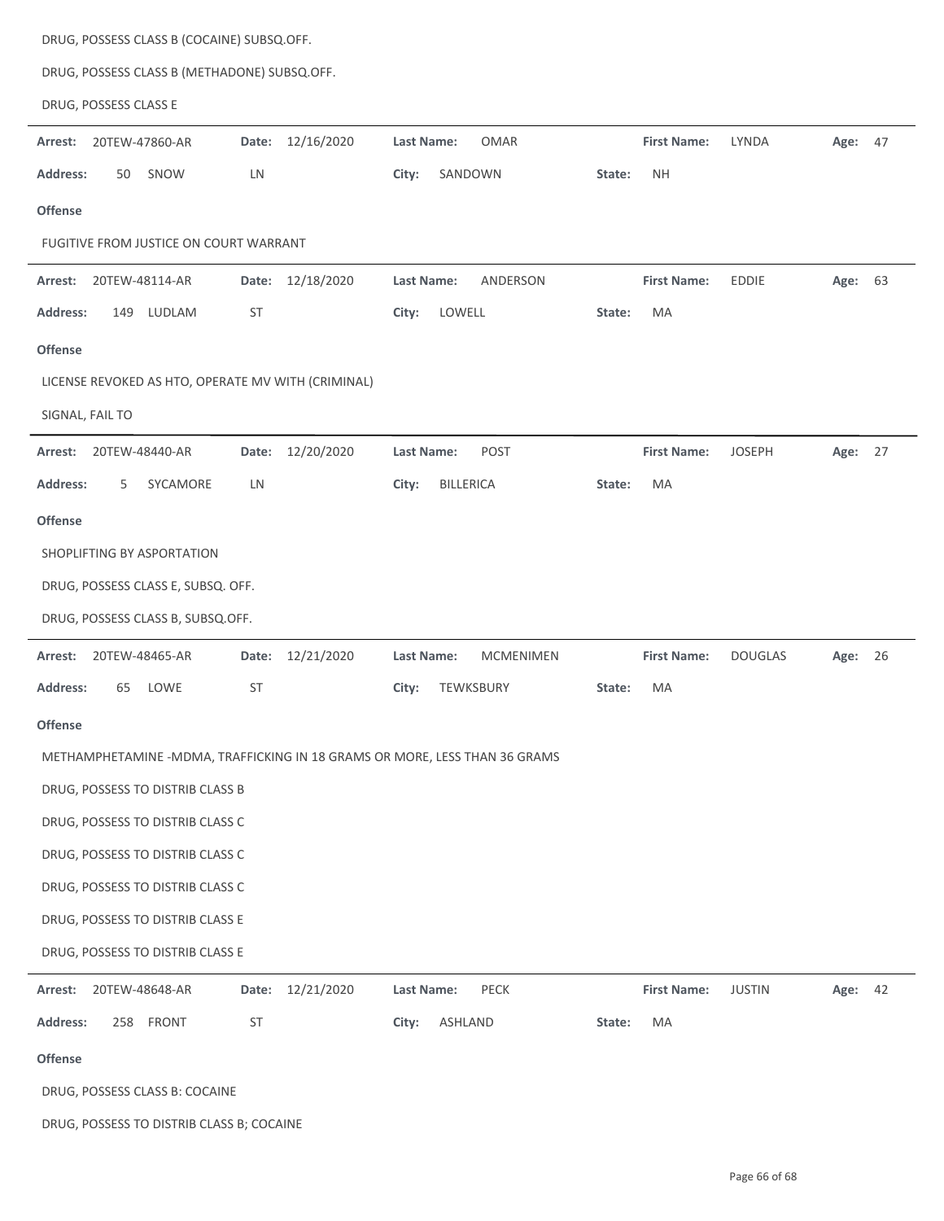DRUG, POSSESS CLASS B (COCAINE) SUBSQ.OFF.

DRUG, POSSESS CLASS B (METHADONE) SUBSQ.OFF.

DRUG, POSSESS CLASS E

---

**Arrest:** 20TEW-47860-AR **Date:** 12/16/2020 **Last Name:** OMAR **First Name:** LYNDA **Age:** 47

**Address:** 50 SNOW LN **City:** SANDOWN **State:** NH

**Offense**

FUGITIVE FROM JUSTICE ON COURT WARRANT

---

**Arrest:** 20TEW-48114-AR **Date:** 12/18/2020 **Last Name:** ANDERSON **First Name:** EDDIE **Age:** 63

**Address:** 149 LUDLAM ST **City:** LOWELL **State:** MA

**Offense**

LICENSE REVOKED AS HTO, OPERATE MV WITH (CRIMINAL)

SIGNAL, FAIL TO

---

**Arrest:** 20TEW-48440-AR **Date:** 12/20/2020 **Last Name:** POST **First Name:** JOSEPH **Age:** 27

**Address:** 5 SYCAMORE LN **City:** BILLERICA **State:** MA

**Offense**

SHOPLIFTING BY ASPORTATION

DRUG, POSSESS CLASS E, SUBSQ. OFF.

DRUG, POSSESS CLASS B, SUBSQ.OFF.

---

**Arrest:** 20TEW-48465-AR **Date:** 12/21/2020 **Last Name:** MCMENIMEN **First Name:** DOUGLAS **Age:** 26

**Address:** 65 LOWE ST **City:** TEWKSBURY **State:** MA

**Offense**

METHAMPHETAMINE -MDMA, TRAFFICKING IN 18 GRAMS OR MORE, LESS THAN 36 GRAMS

DRUG, POSSESS TO DISTRIB CLASS B

DRUG, POSSESS TO DISTRIB CLASS C

DRUG, POSSESS TO DISTRIB CLASS C

DRUG, POSSESS TO DISTRIB CLASS C

DRUG, POSSESS TO DISTRIB CLASS E

DRUG, POSSESS TO DISTRIB CLASS E

---

**Arrest:** 20TEW-48648-AR **Date:** 12/21/2020 **Last Name:** PECK **First Name:** JUSTIN **Age:** 42

**Address:** 258 FRONT ST **City:** ASHLAND **State:** MA

**Offense**

DRUG, POSSESS CLASS B: COCAINE

DRUG, POSSESS TO DISTRIB CLASS B; COCAINE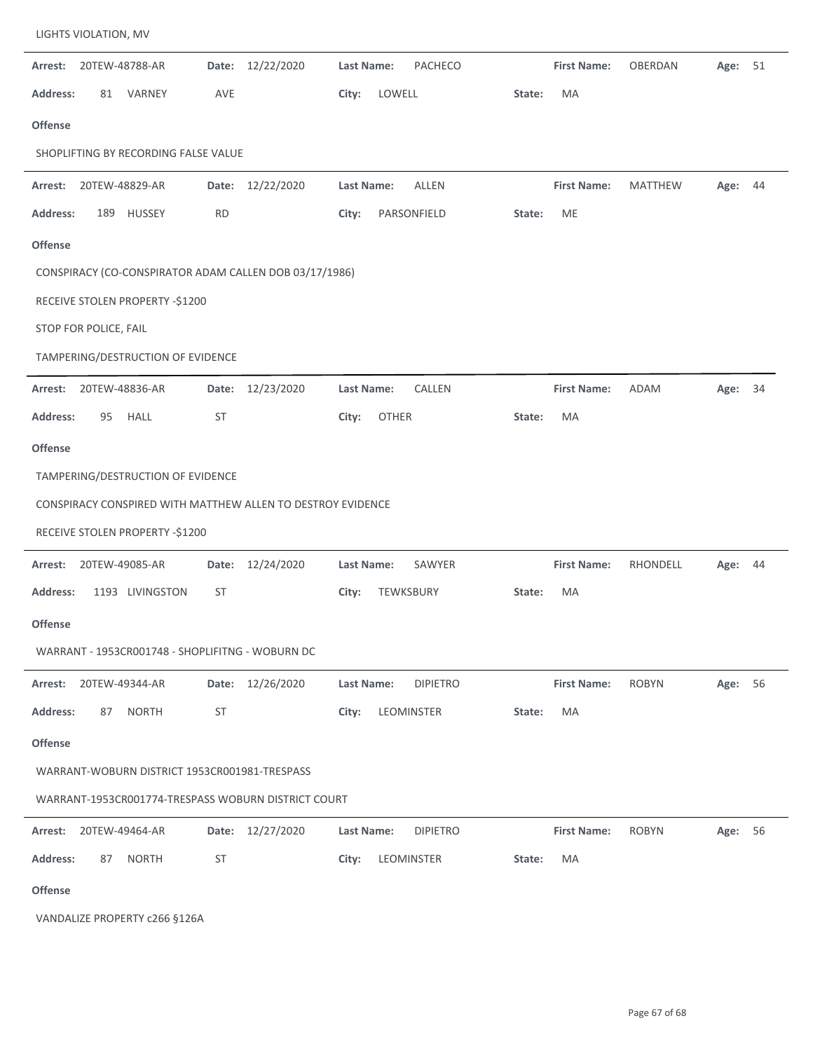LIGHTS VIOLATION, MV

---

**Arrest:** 20TEW-48788-AR **Date:** 12/22/2020 **Last Name:** PACHECO **First Name:** OBERDAN **Age:** 51

**Address:** 81 VARNEY AVE **City:** LOWELL **State:** MA

**Offense**

SHOPLIFTING BY RECORDING FALSE VALUE

---

**Arrest:** 20TEW-48829-AR **Date:** 12/22/2020 **Last Name:** ALLEN **First Name:** MATTHEW **Age:** 44

**Address:** 189 HUSSEY RD **City:** PARSONFIELD **State:** ME

**Offense**

CONSPIRACY (CO-CONSPIRATOR ADAM CALLEN DOB 03/17/1986)

RECEIVE STOLEN PROPERTY -$1200

STOP FOR POLICE, FAIL

TAMPERING/DESTRUCTION OF EVIDENCE

---

**Arrest:** 20TEW-48836-AR **Date:** 12/23/2020 **Last Name:** CALLEN **First Name:** ADAM **Age:** 34

**Address:** 95 HALL ST **City:** OTHER **State:** MA

**Offense**

TAMPERING/DESTRUCTION OF EVIDENCE

CONSPIRACY CONSPIRED WITH MATTHEW ALLEN TO DESTROY EVIDENCE

RECEIVE STOLEN PROPERTY -$1200

---

**Arrest:** 20TEW-49085-AR **Date:** 12/24/2020 **Last Name:** SAWYER **First Name:** RHONDELL **Age:** 44

**Address:** 1193 LIVINGSTON ST **City:** TEWKSBURY **State:** MA

**Offense**

WARRANT - 1953CR001748 - SHOPLIFITNG - WOBURN DC

---

**Arrest:** 20TEW-49344-AR **Date:** 12/26/2020 **Last Name:** DIPIETRO **First Name:** ROBYN **Age:** 56

**Address:** 87 NORTH ST **City:** LEOMINSTER **State:** MA

**Offense**

WARRANT-WOBURN DISTRICT 1953CR001981-TRESPASS

WARRANT-1953CR001774-TRESPASS WOBURN DISTRICT COURT

---

**Arrest:** 20TEW-49464-AR **Date:** 12/27/2020 **Last Name:** DIPIETRO **First Name:** ROBYN **Age:** 56

**Address:** 87 NORTH ST **City:** LEOMINSTER **State:** MA

**Offense**

VANDALIZE PROPERTY c266 §126A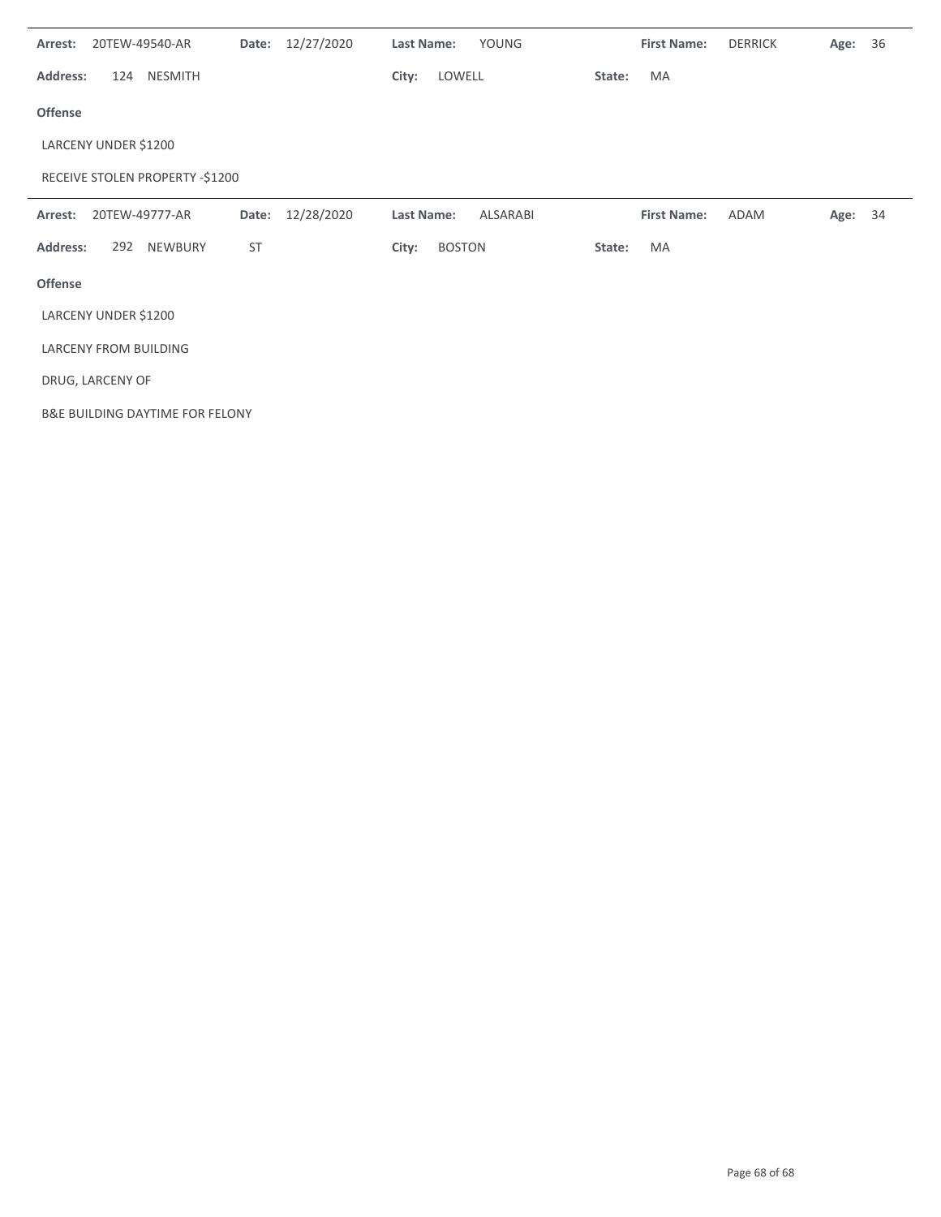**Arrest:** 20TEW-49540-AR **Date:** 12/27/2020 **Last Name:** YOUNG **First Name:** DERRICK **Age:** 36

**Address:** 124 NESMITH **City:** LOWELL **State:** MA

**Offense**

LARCENY UNDER $1200

RECEIVE STOLEN PROPERTY -$1200

---

**Arrest:** 20TEW-49777-AR **Date:** 12/28/2020 **Last Name:** ALSARABI **First Name:** ADAM **Age:** 34

**Address:** 292 NEWBURY ST **City:** BOSTON **State:** MA

**Offense**

LARCENY UNDER $1200

LARCENY FROM BUILDING

DRUG, LARCENY OF

B&E BUILDING DAYTIME FOR FELONY